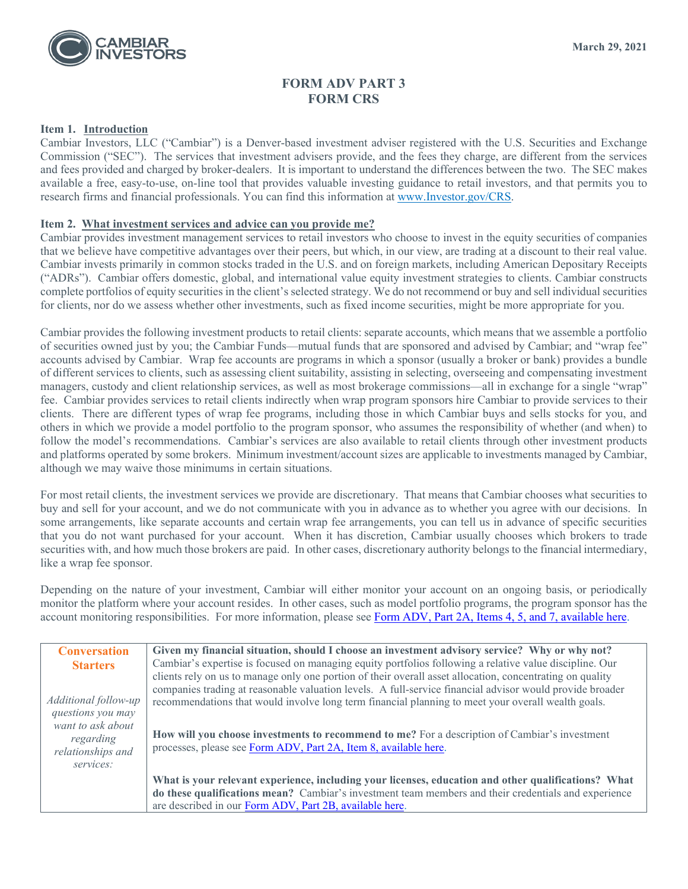March 29, 2021

# FORM ADV PART 3
# FORM CRS

**Item 1. Introduction**

Cambiar Investors, LLC ("Cambiar") is a Denver-based investment adviser registered with the U.S. Securities and Exchange Commission ("SEC"). The services that investment advisers provide, and the fees they charge, are different from the services and fees provided and charged by broker-dealers. It is important to understand the differences between the two. The SEC makes available a free, easy-to-use, on-line tool that provides valuable investing guidance to retail investors, and that permits you to research firms and financial professionals. You can find this information at www.Investor.gov/CRS.

**Item 2. What investment services and advice can you provide me?**

Cambiar provides investment management services to retail investors who choose to invest in the equity securities of companies that we believe have competitive advantages over their peers, but which, in our view, are trading at a discount to their real value. Cambiar invests primarily in common stocks traded in the U.S. and on foreign markets, including American Depositary Receipts ("ADRs"). Cambiar offers domestic, global, and international value equity investment strategies to clients. Cambiar constructs complete portfolios of equity securities in the client's selected strategy. We do not recommend or buy and sell individual securities for clients, nor do we assess whether other investments, such as fixed income securities, might be more appropriate for you.

Cambiar provides the following investment products to retail clients: separate accounts, which means that we assemble a portfolio of securities owned just by you; the Cambiar Funds—mutual funds that are sponsored and advised by Cambiar; and "wrap fee" accounts advised by Cambiar. Wrap fee accounts are programs in which a sponsor (usually a broker or bank) provides a bundle of different services to clients, such as assessing client suitability, assisting in selecting, overseeing and compensating investment managers, custody and client relationship services, as well as most brokerage commissions—all in exchange for a single "wrap" fee. Cambiar provides services to retail clients indirectly when wrap program sponsors hire Cambiar to provide services to their clients. There are different types of wrap fee programs, including those in which Cambiar buys and sells stocks for you, and others in which we provide a model portfolio to the program sponsor, who assumes the responsibility of whether (and when) to follow the model's recommendations. Cambiar's services are also available to retail clients through other investment products and platforms operated by some brokers. Minimum investment/account sizes are applicable to investments managed by Cambiar, although we may waive those minimums in certain situations.

For most retail clients, the investment services we provide are discretionary. That means that Cambiar chooses what securities to buy and sell for your account, and we do not communicate with you in advance as to whether you agree with our decisions. In some arrangements, like separate accounts and certain wrap fee arrangements, you can tell us in advance of specific securities that you do not want purchased for your account. When it has discretion, Cambiar usually chooses which brokers to trade securities with, and how much those brokers are paid. In other cases, discretionary authority belongs to the financial intermediary, like a wrap fee sponsor.

Depending on the nature of your investment, Cambiar will either monitor your account on an ongoing basis, or periodically monitor the platform where your account resides. In other cases, such as model portfolio programs, the program sponsor has the account monitoring responsibilities. For more information, please see Form ADV, Part 2A, Items 4, 5, and 7, available here.

| **Conversation Starters**<br><br>*Additional follow-up questions you may want to ask about regarding relationships and services:* | **Given my financial situation, should I choose an investment advisory service? Why or why not?** Cambiar's expertise is focused on managing equity portfolios following a relative value discipline. Our clients rely on us to manage only one portion of their overall asset allocation, concentrating on quality companies trading at reasonable valuation levels. A full-service financial advisor would provide broader recommendations that would involve long term financial planning to meet your overall wealth goals.<br><br>**How will you choose investments to recommend to me?** For a description of Cambiar's investment processes, please see Form ADV, Part 2A, Item 8, available here.<br><br>**What is your relevant experience, including your licenses, education and other qualifications? What do these qualifications mean?** Cambiar's investment team members and their credentials and experience are described in our Form ADV, Part 2B, available here. |
|---|---|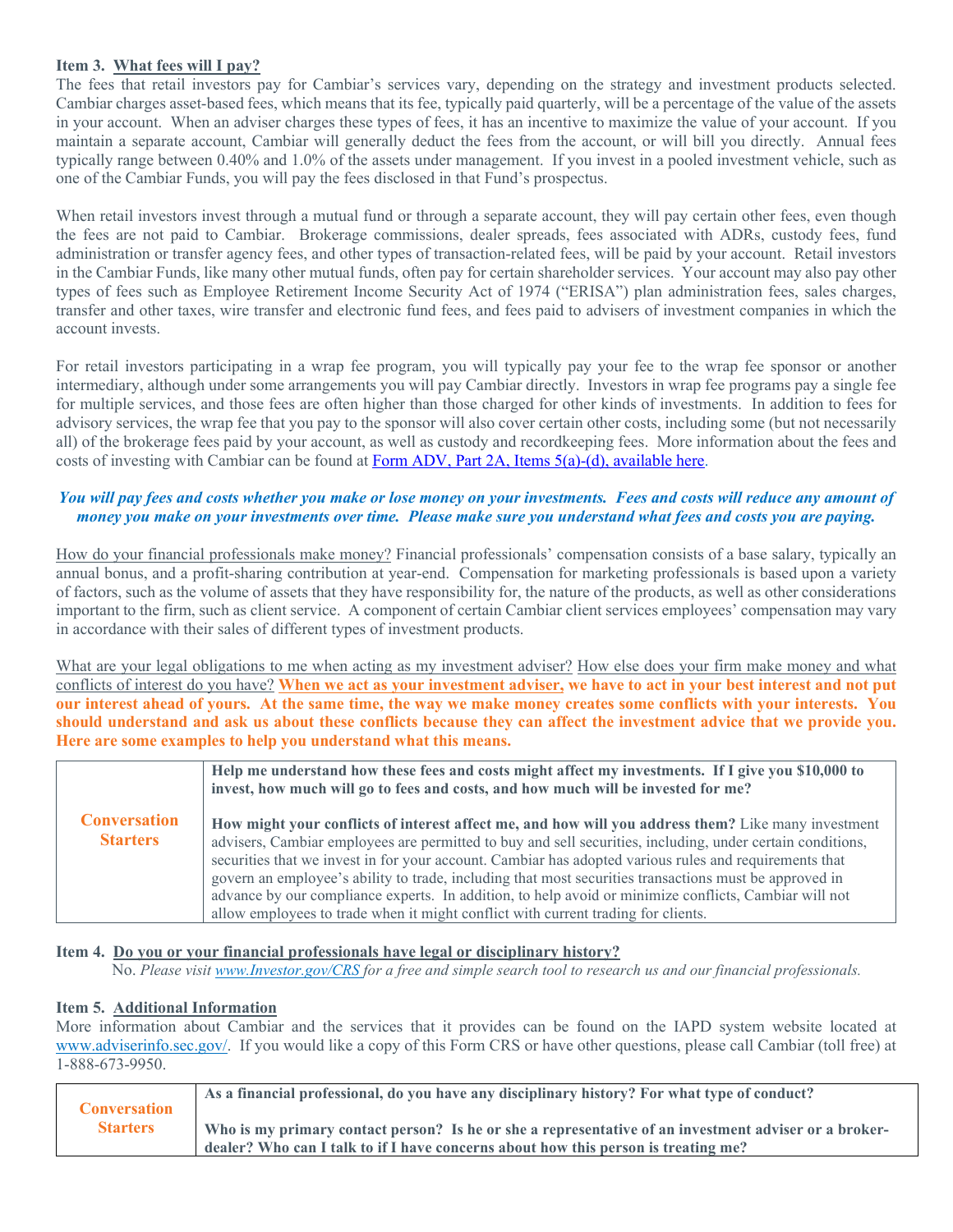### Item 3. What fees will I pay?

The fees that retail investors pay for Cambiar's services vary, depending on the strategy and investment products selected. Cambiar charges asset-based fees, which means that its fee, typically paid quarterly, will be a percentage of the value of the assets in your account. When an adviser charges these types of fees, it has an incentive to maximize the value of your account. If you maintain a separate account, Cambiar will generally deduct the fees from the account, or will bill you directly. Annual fees typically range between 0.40% and 1.0% of the assets under management. If you invest in a pooled investment vehicle, such as one of the Cambiar Funds, you will pay the fees disclosed in that Fund's prospectus.

When retail investors invest through a mutual fund or through a separate account, they will pay certain other fees, even though the fees are not paid to Cambiar. Brokerage commissions, dealer spreads, fees associated with ADRs, custody fees, fund administration or transfer agency fees, and other types of transaction-related fees, will be paid by your account. Retail investors in the Cambiar Funds, like many other mutual funds, often pay for certain shareholder services. Your account may also pay other types of fees such as Employee Retirement Income Security Act of 1974 ("ERISA") plan administration fees, sales charges, transfer and other taxes, wire transfer and electronic fund fees, and fees paid to advisers of investment companies in which the account invests.

For retail investors participating in a wrap fee program, you will typically pay your fee to the wrap fee sponsor or another intermediary, although under some arrangements you will pay Cambiar directly. Investors in wrap fee programs pay a single fee for multiple services, and those fees are often higher than those charged for other kinds of investments. In addition to fees for advisory services, the wrap fee that you pay to the sponsor will also cover certain other costs, including some (but not necessarily all) of the brokerage fees paid by your account, as well as custody and recordkeeping fees. More information about the fees and costs of investing with Cambiar can be found at Form ADV, Part 2A, Items 5(a)-(d), available here.

***You will pay fees and costs whether you make or lose money on your investments. Fees and costs will reduce any amount of money you make on your investments over time. Please make sure you understand what fees and costs you are paying.***

How do your financial professionals make money? Financial professionals' compensation consists of a base salary, typically an annual bonus, and a profit-sharing contribution at year-end. Compensation for marketing professionals is based upon a variety of factors, such as the volume of assets that they have responsibility for, the nature of the products, as well as other considerations important to the firm, such as client service. A component of certain Cambiar client services employees' compensation may vary in accordance with their sales of different types of investment products.

What are your legal obligations to me when acting as my investment adviser? How else does your firm make money and what conflicts of interest do you have? **When we act as your investment adviser, we have to act in your best interest and not put our interest ahead of yours. At the same time, the way we make money creates some conflicts with your interests. You should understand and ask us about these conflicts because they can affect the investment advice that we provide you. Here are some examples to help you understand what this means.**

| | |
|---|---|
| **Conversation Starters** | **Help me understand how these fees and costs might affect my investments. If I give you $10,000 to invest, how much will go to fees and costs, and how much will be invested for me?**<br><br>**How might your conflicts of interest affect me, and how will you address them?** Like many investment advisers, Cambiar employees are permitted to buy and sell securities, including, under certain conditions, securities that we invest in for your account. Cambiar has adopted various rules and requirements that govern an employee's ability to trade, including that most securities transactions must be approved in advance by our compliance experts. In addition, to help avoid or minimize conflicts, Cambiar will not allow employees to trade when it might conflict with current trading for clients. |

### Item 4. Do you or your financial professionals have legal or disciplinary history?

No. *Please visit www.Investor.gov/CRS for a free and simple search tool to research us and our financial professionals.*

### Item 5. Additional Information

More information about Cambiar and the services that it provides can be found on the IAPD system website located at www.adviserinfo.sec.gov/. If you would like a copy of this Form CRS or have other questions, please call Cambiar (toll free) at 1-888-673-9950.

| | |
|---|---|
| **Conversation Starters** | **As a financial professional, do you have any disciplinary history? For what type of conduct?**<br><br>**Who is my primary contact person? Is he or she a representative of an investment adviser or a broker-dealer? Who can I talk to if I have concerns about how this person is treating me?** |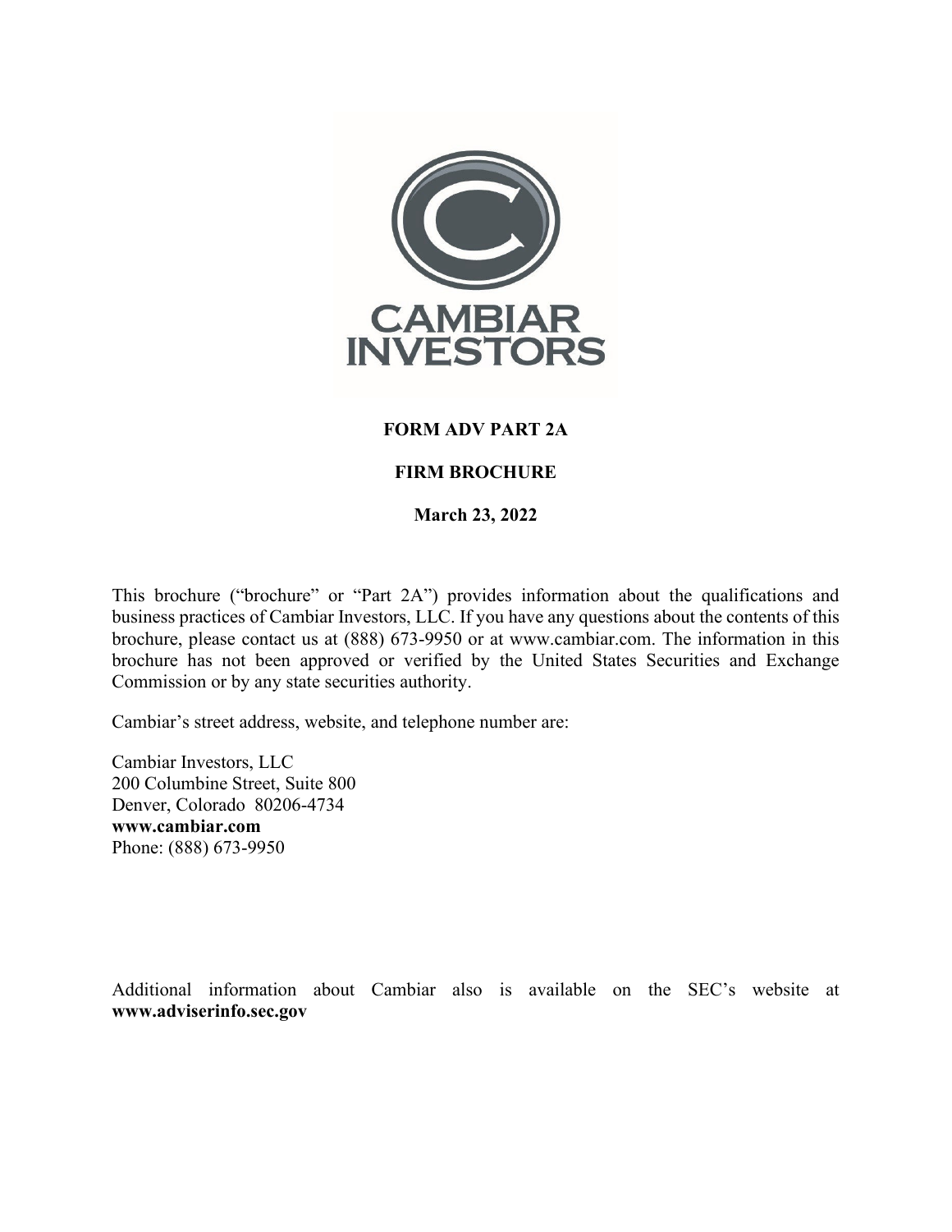CAMBIAR INVESTORS

**FORM ADV PART 2A**

**FIRM BROCHURE**

**March 23, 2022**

This brochure ("brochure" or "Part 2A") provides information about the qualifications and business practices of Cambiar Investors, LLC. If you have any questions about the contents of this brochure, please contact us at (888) 673-9950 or at www.cambiar.com. The information in this brochure has not been approved or verified by the United States Securities and Exchange Commission or by any state securities authority.

Cambiar's street address, website, and telephone number are:

Cambiar Investors, LLC
200 Columbine Street, Suite 800
Denver, Colorado 80206-4734
**www.cambiar.com**
Phone: (888) 673-9950

Additional information about Cambiar also is available on the SEC's website at **www.adviserinfo.sec.gov**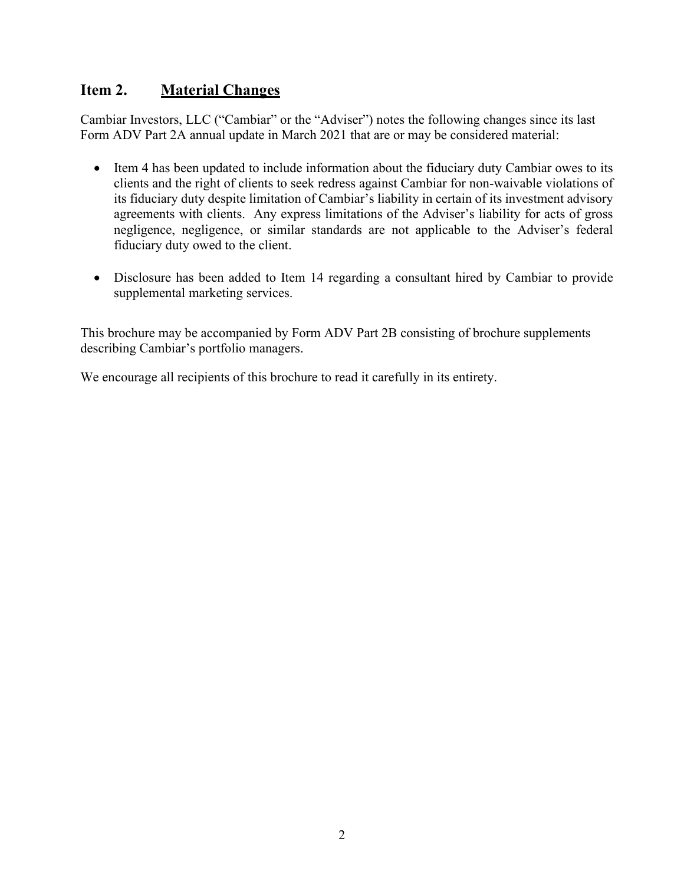## Item 2. Material Changes

Cambiar Investors, LLC ("Cambiar" or the "Adviser") notes the following changes since its last Form ADV Part 2A annual update in March 2021 that are or may be considered material:

- Item 4 has been updated to include information about the fiduciary duty Cambiar owes to its clients and the right of clients to seek redress against Cambiar for non-waivable violations of its fiduciary duty despite limitation of Cambiar's liability in certain of its investment advisory agreements with clients. Any express limitations of the Adviser's liability for acts of gross negligence, negligence, or similar standards are not applicable to the Adviser's federal fiduciary duty owed to the client.

- Disclosure has been added to Item 14 regarding a consultant hired by Cambiar to provide supplemental marketing services.

This brochure may be accompanied by Form ADV Part 2B consisting of brochure supplements describing Cambiar's portfolio managers.

We encourage all recipients of this brochure to read it carefully in its entirety.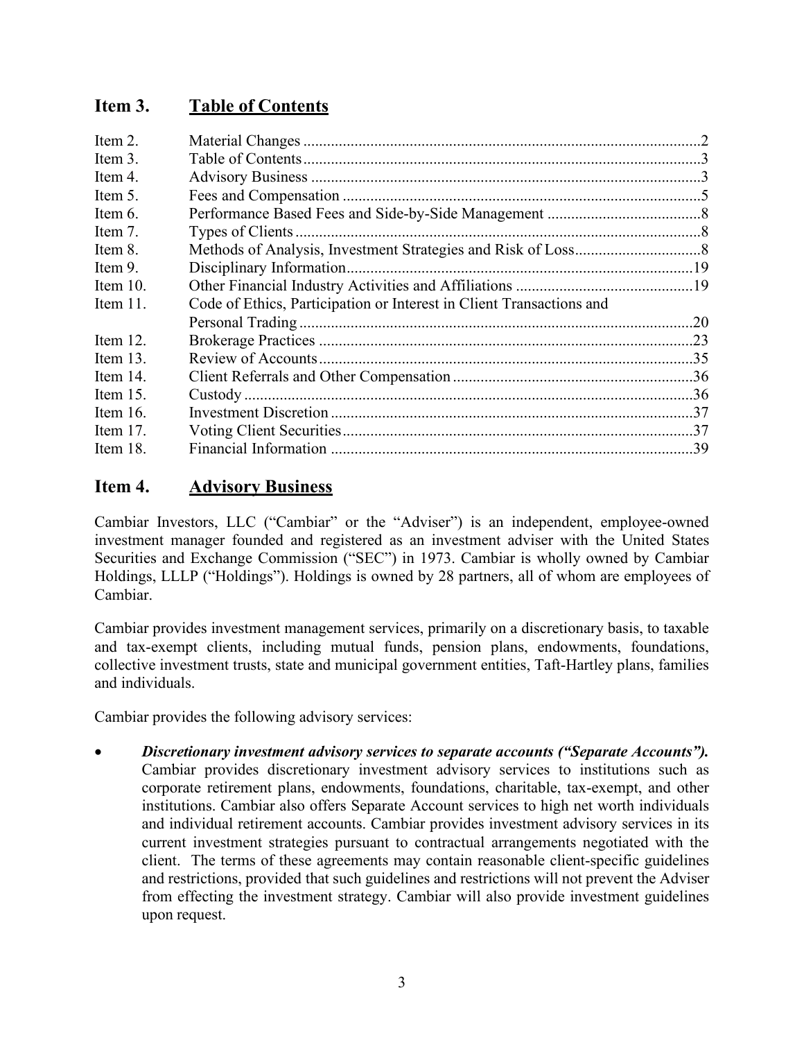## Item 3. Table of Contents

| | | |
|---|---|---|
| Item 2. | Material Changes | 2 |
| Item 3. | Table of Contents | 3 |
| Item 4. | Advisory Business | 3 |
| Item 5. | Fees and Compensation | 5 |
| Item 6. | Performance Based Fees and Side-by-Side Management | 8 |
| Item 7. | Types of Clients | 8 |
| Item 8. | Methods of Analysis, Investment Strategies and Risk of Loss | 8 |
| Item 9. | Disciplinary Information | 19 |
| Item 10. | Other Financial Industry Activities and Affiliations | 19 |
| Item 11. | Code of Ethics, Participation or Interest in Client Transactions and Personal Trading | 20 |
| Item 12. | Brokerage Practices | 23 |
| Item 13. | Review of Accounts | 35 |
| Item 14. | Client Referrals and Other Compensation | 36 |
| Item 15. | Custody | 36 |
| Item 16. | Investment Discretion | 37 |
| Item 17. | Voting Client Securities | 37 |
| Item 18. | Financial Information | 39 |

## Item 4. Advisory Business

Cambiar Investors, LLC ("Cambiar" or the "Adviser") is an independent, employee-owned investment manager founded and registered as an investment adviser with the United States Securities and Exchange Commission ("SEC") in 1973. Cambiar is wholly owned by Cambiar Holdings, LLLP ("Holdings"). Holdings is owned by 28 partners, all of whom are employees of Cambiar.

Cambiar provides investment management services, primarily on a discretionary basis, to taxable and tax-exempt clients, including mutual funds, pension plans, endowments, foundations, collective investment trusts, state and municipal government entities, Taft-Hartley plans, families and individuals.

Cambiar provides the following advisory services:

- ***Discretionary investment advisory services to separate accounts ("Separate Accounts").*** Cambiar provides discretionary investment advisory services to institutions such as corporate retirement plans, endowments, foundations, charitable, tax-exempt, and other institutions. Cambiar also offers Separate Account services to high net worth individuals and individual retirement accounts. Cambiar provides investment advisory services in its current investment strategies pursuant to contractual arrangements negotiated with the client. The terms of these agreements may contain reasonable client-specific guidelines and restrictions, provided that such guidelines and restrictions will not prevent the Adviser from effecting the investment strategy. Cambiar will also provide investment guidelines upon request.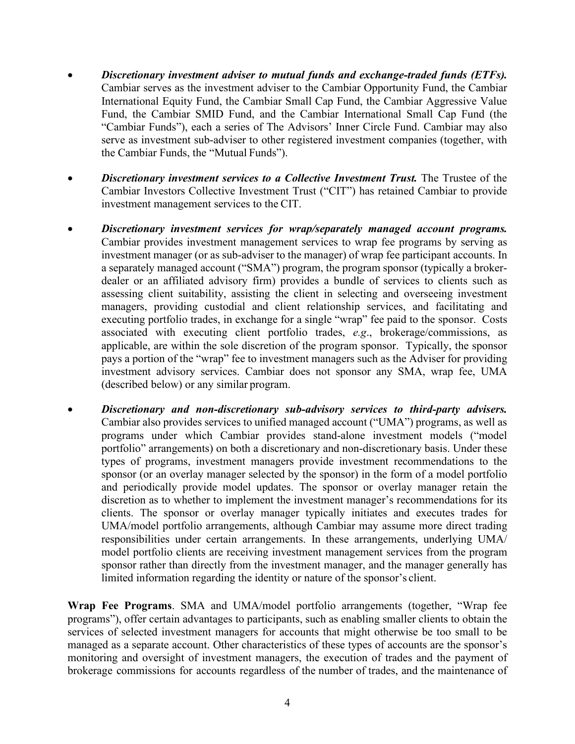- ***Discretionary investment adviser to mutual funds and exchange-traded funds (ETFs).*** Cambiar serves as the investment adviser to the Cambiar Opportunity Fund, the Cambiar International Equity Fund, the Cambiar Small Cap Fund, the Cambiar Aggressive Value Fund, the Cambiar SMID Fund, and the Cambiar International Small Cap Fund (the "Cambiar Funds"), each a series of The Advisors' Inner Circle Fund. Cambiar may also serve as investment sub-adviser to other registered investment companies (together, with the Cambiar Funds, the "Mutual Funds").

- ***Discretionary investment services to a Collective Investment Trust.*** The Trustee of the Cambiar Investors Collective Investment Trust ("CIT") has retained Cambiar to provide investment management services to the CIT.

- ***Discretionary investment services for wrap/separately managed account programs.*** Cambiar provides investment management services to wrap fee programs by serving as investment manager (or as sub-adviser to the manager) of wrap fee participant accounts. In a separately managed account ("SMA") program, the program sponsor (typically a broker-dealer or an affiliated advisory firm) provides a bundle of services to clients such as assessing client suitability, assisting the client in selecting and overseeing investment managers, providing custodial and client relationship services, and facilitating and executing portfolio trades, in exchange for a single "wrap" fee paid to the sponsor. Costs associated with executing client portfolio trades, *e.g*., brokerage/commissions, as applicable, are within the sole discretion of the program sponsor. Typically, the sponsor pays a portion of the "wrap" fee to investment managers such as the Adviser for providing investment advisory services. Cambiar does not sponsor any SMA, wrap fee, UMA (described below) or any similar program.

- ***Discretionary and non-discretionary sub-advisory services to third-party advisers.*** Cambiar also provides services to unified managed account ("UMA") programs, as well as programs under which Cambiar provides stand-alone investment models ("model portfolio" arrangements) on both a discretionary and non-discretionary basis. Under these types of programs, investment managers provide investment recommendations to the sponsor (or an overlay manager selected by the sponsor) in the form of a model portfolio and periodically provide model updates. The sponsor or overlay manager retain the discretion as to whether to implement the investment manager's recommendations for its clients. The sponsor or overlay manager typically initiates and executes trades for UMA/model portfolio arrangements, although Cambiar may assume more direct trading responsibilities under certain arrangements. In these arrangements, underlying UMA/ model portfolio clients are receiving investment management services from the program sponsor rather than directly from the investment manager, and the manager generally has limited information regarding the identity or nature of the sponsor's client.

**Wrap Fee Programs**. SMA and UMA/model portfolio arrangements (together, "Wrap fee programs"), offer certain advantages to participants, such as enabling smaller clients to obtain the services of selected investment managers for accounts that might otherwise be too small to be managed as a separate account. Other characteristics of these types of accounts are the sponsor's monitoring and oversight of investment managers, the execution of trades and the payment of brokerage commissions for accounts regardless of the number of trades, and the maintenance of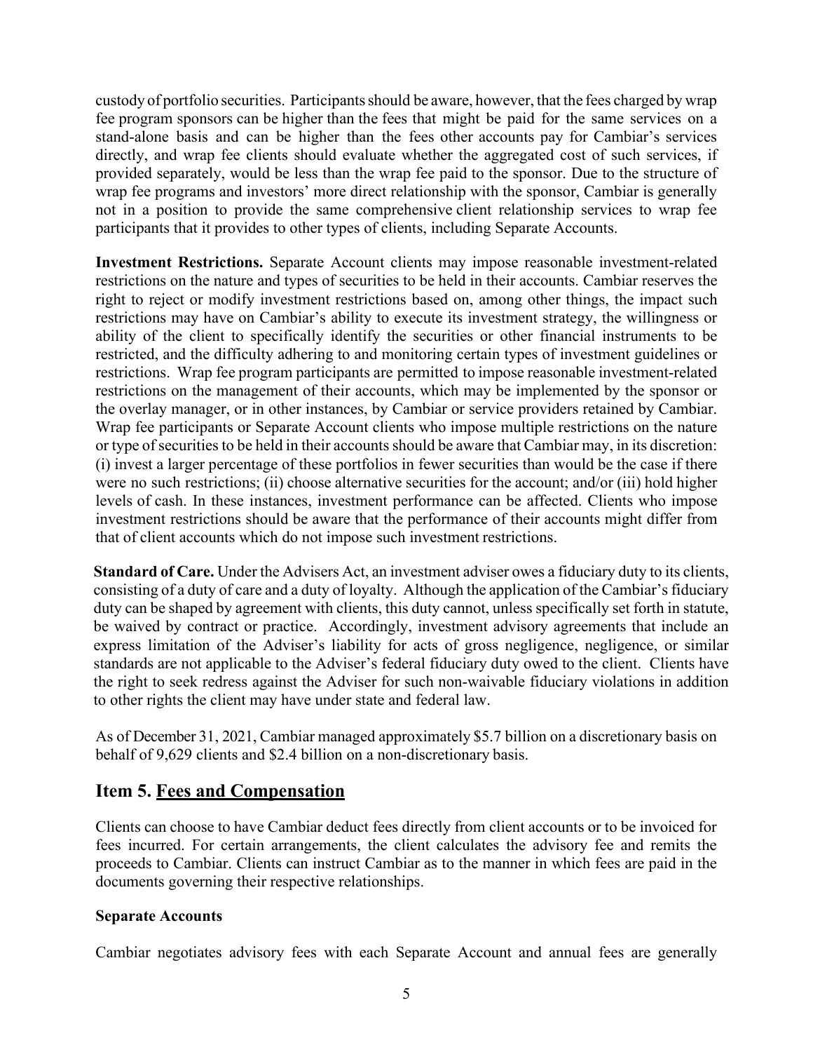custody of portfolio securities. Participants should be aware, however, that the fees charged by wrap fee program sponsors can be higher than the fees that might be paid for the same services on a stand-alone basis and can be higher than the fees other accounts pay for Cambiar's services directly, and wrap fee clients should evaluate whether the aggregated cost of such services, if provided separately, would be less than the wrap fee paid to the sponsor. Due to the structure of wrap fee programs and investors' more direct relationship with the sponsor, Cambiar is generally not in a position to provide the same comprehensive client relationship services to wrap fee participants that it provides to other types of clients, including Separate Accounts.

**Investment Restrictions.** Separate Account clients may impose reasonable investment-related restrictions on the nature and types of securities to be held in their accounts. Cambiar reserves the right to reject or modify investment restrictions based on, among other things, the impact such restrictions may have on Cambiar's ability to execute its investment strategy, the willingness or ability of the client to specifically identify the securities or other financial instruments to be restricted, and the difficulty adhering to and monitoring certain types of investment guidelines or restrictions. Wrap fee program participants are permitted to impose reasonable investment-related restrictions on the management of their accounts, which may be implemented by the sponsor or the overlay manager, or in other instances, by Cambiar or service providers retained by Cambiar. Wrap fee participants or Separate Account clients who impose multiple restrictions on the nature or type of securities to be held in their accounts should be aware that Cambiar may, in its discretion: (i) invest a larger percentage of these portfolios in fewer securities than would be the case if there were no such restrictions; (ii) choose alternative securities for the account; and/or (iii) hold higher levels of cash. In these instances, investment performance can be affected. Clients who impose investment restrictions should be aware that the performance of their accounts might differ from that of client accounts which do not impose such investment restrictions.

**Standard of Care.** Under the Advisers Act, an investment adviser owes a fiduciary duty to its clients, consisting of a duty of care and a duty of loyalty. Although the application of the Cambiar's fiduciary duty can be shaped by agreement with clients, this duty cannot, unless specifically set forth in statute, be waived by contract or practice. Accordingly, investment advisory agreements that include an express limitation of the Adviser's liability for acts of gross negligence, negligence, or similar standards are not applicable to the Adviser's federal fiduciary duty owed to the client. Clients have the right to seek redress against the Adviser for such non-waivable fiduciary violations in addition to other rights the client may have under state and federal law.

As of December 31, 2021, Cambiar managed approximately $5.7 billion on a discretionary basis on behalf of 9,629 clients and $2.4 billion on a non-discretionary basis.

## Item 5. Fees and Compensation

Clients can choose to have Cambiar deduct fees directly from client accounts or to be invoiced for fees incurred. For certain arrangements, the client calculates the advisory fee and remits the proceeds to Cambiar. Clients can instruct Cambiar as to the manner in which fees are paid in the documents governing their respective relationships.

### Separate Accounts

Cambiar negotiates advisory fees with each Separate Account and annual fees are generally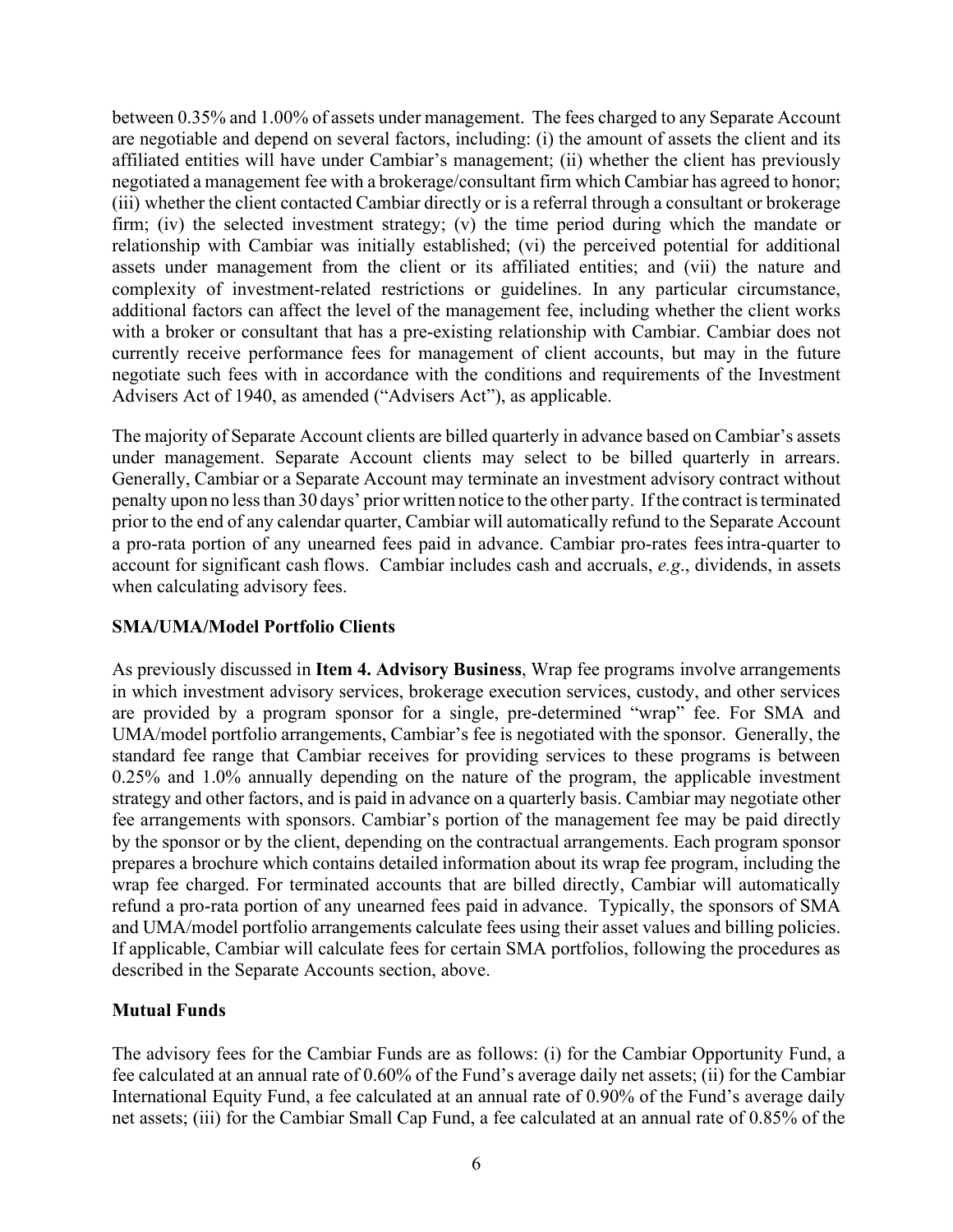between 0.35% and 1.00% of assets under management. The fees charged to any Separate Account are negotiable and depend on several factors, including: (i) the amount of assets the client and its affiliated entities will have under Cambiar's management; (ii) whether the client has previously negotiated a management fee with a brokerage/consultant firm which Cambiar has agreed to honor; (iii) whether the client contacted Cambiar directly or is a referral through a consultant or brokerage firm; (iv) the selected investment strategy; (v) the time period during which the mandate or relationship with Cambiar was initially established; (vi) the perceived potential for additional assets under management from the client or its affiliated entities; and (vii) the nature and complexity of investment-related restrictions or guidelines. In any particular circumstance, additional factors can affect the level of the management fee, including whether the client works with a broker or consultant that has a pre-existing relationship with Cambiar. Cambiar does not currently receive performance fees for management of client accounts, but may in the future negotiate such fees with in accordance with the conditions and requirements of the Investment Advisers Act of 1940, as amended ("Advisers Act"), as applicable.

The majority of Separate Account clients are billed quarterly in advance based on Cambiar's assets under management. Separate Account clients may select to be billed quarterly in arrears. Generally, Cambiar or a Separate Account may terminate an investment advisory contract without penalty upon no less than 30 days' prior written notice to the other party. If the contract is terminated prior to the end of any calendar quarter, Cambiar will automatically refund to the Separate Account a pro-rata portion of any unearned fees paid in advance. Cambiar pro-rates fees intra-quarter to account for significant cash flows. Cambiar includes cash and accruals, *e.g*., dividends, in assets when calculating advisory fees.

**SMA/UMA/Model Portfolio Clients**

As previously discussed in **Item 4. Advisory Business**, Wrap fee programs involve arrangements in which investment advisory services, brokerage execution services, custody, and other services are provided by a program sponsor for a single, pre-determined "wrap" fee. For SMA and UMA/model portfolio arrangements, Cambiar's fee is negotiated with the sponsor. Generally, the standard fee range that Cambiar receives for providing services to these programs is between 0.25% and 1.0% annually depending on the nature of the program, the applicable investment strategy and other factors, and is paid in advance on a quarterly basis. Cambiar may negotiate other fee arrangements with sponsors. Cambiar's portion of the management fee may be paid directly by the sponsor or by the client, depending on the contractual arrangements. Each program sponsor prepares a brochure which contains detailed information about its wrap fee program, including the wrap fee charged. For terminated accounts that are billed directly, Cambiar will automatically refund a pro-rata portion of any unearned fees paid in advance. Typically, the sponsors of SMA and UMA/model portfolio arrangements calculate fees using their asset values and billing policies. If applicable, Cambiar will calculate fees for certain SMA portfolios, following the procedures as described in the Separate Accounts section, above.

**Mutual Funds**

The advisory fees for the Cambiar Funds are as follows: (i) for the Cambiar Opportunity Fund, a fee calculated at an annual rate of 0.60% of the Fund's average daily net assets; (ii) for the Cambiar International Equity Fund, a fee calculated at an annual rate of 0.90% of the Fund's average daily net assets; (iii) for the Cambiar Small Cap Fund, a fee calculated at an annual rate of 0.85% of the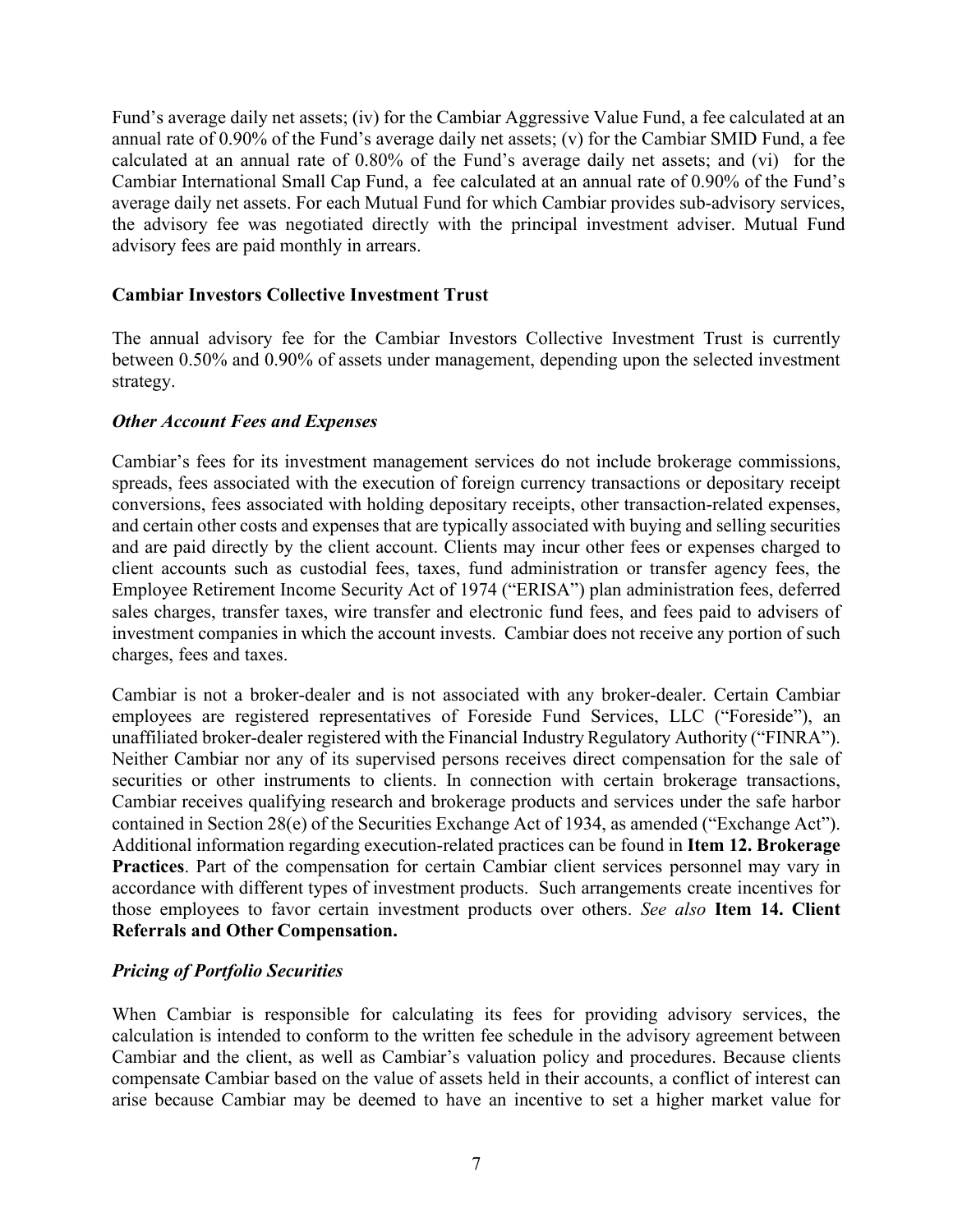Fund's average daily net assets; (iv) for the Cambiar Aggressive Value Fund, a fee calculated at an annual rate of 0.90% of the Fund's average daily net assets; (v) for the Cambiar SMID Fund, a fee calculated at an annual rate of 0.80% of the Fund's average daily net assets; and (vi) for the Cambiar International Small Cap Fund, a fee calculated at an annual rate of 0.90% of the Fund's average daily net assets. For each Mutual Fund for which Cambiar provides sub-advisory services, the advisory fee was negotiated directly with the principal investment adviser. Mutual Fund advisory fees are paid monthly in arrears.

**Cambiar Investors Collective Investment Trust**

The annual advisory fee for the Cambiar Investors Collective Investment Trust is currently between 0.50% and 0.90% of assets under management, depending upon the selected investment strategy.

***Other Account Fees and Expenses***

Cambiar's fees for its investment management services do not include brokerage commissions, spreads, fees associated with the execution of foreign currency transactions or depositary receipt conversions, fees associated with holding depositary receipts, other transaction-related expenses, and certain other costs and expenses that are typically associated with buying and selling securities and are paid directly by the client account. Clients may incur other fees or expenses charged to client accounts such as custodial fees, taxes, fund administration or transfer agency fees, the Employee Retirement Income Security Act of 1974 ("ERISA") plan administration fees, deferred sales charges, transfer taxes, wire transfer and electronic fund fees, and fees paid to advisers of investment companies in which the account invests. Cambiar does not receive any portion of such charges, fees and taxes.

Cambiar is not a broker-dealer and is not associated with any broker-dealer. Certain Cambiar employees are registered representatives of Foreside Fund Services, LLC ("Foreside"), an unaffiliated broker-dealer registered with the Financial Industry Regulatory Authority ("FINRA"). Neither Cambiar nor any of its supervised persons receives direct compensation for the sale of securities or other instruments to clients. In connection with certain brokerage transactions, Cambiar receives qualifying research and brokerage products and services under the safe harbor contained in Section 28(e) of the Securities Exchange Act of 1934, as amended ("Exchange Act"). Additional information regarding execution-related practices can be found in **Item 12. Brokerage Practices**. Part of the compensation for certain Cambiar client services personnel may vary in accordance with different types of investment products. Such arrangements create incentives for those employees to favor certain investment products over others. *See also* **Item 14. Client Referrals and Other Compensation.**

***Pricing of Portfolio Securities***

When Cambiar is responsible for calculating its fees for providing advisory services, the calculation is intended to conform to the written fee schedule in the advisory agreement between Cambiar and the client, as well as Cambiar's valuation policy and procedures. Because clients compensate Cambiar based on the value of assets held in their accounts, a conflict of interest can arise because Cambiar may be deemed to have an incentive to set a higher market value for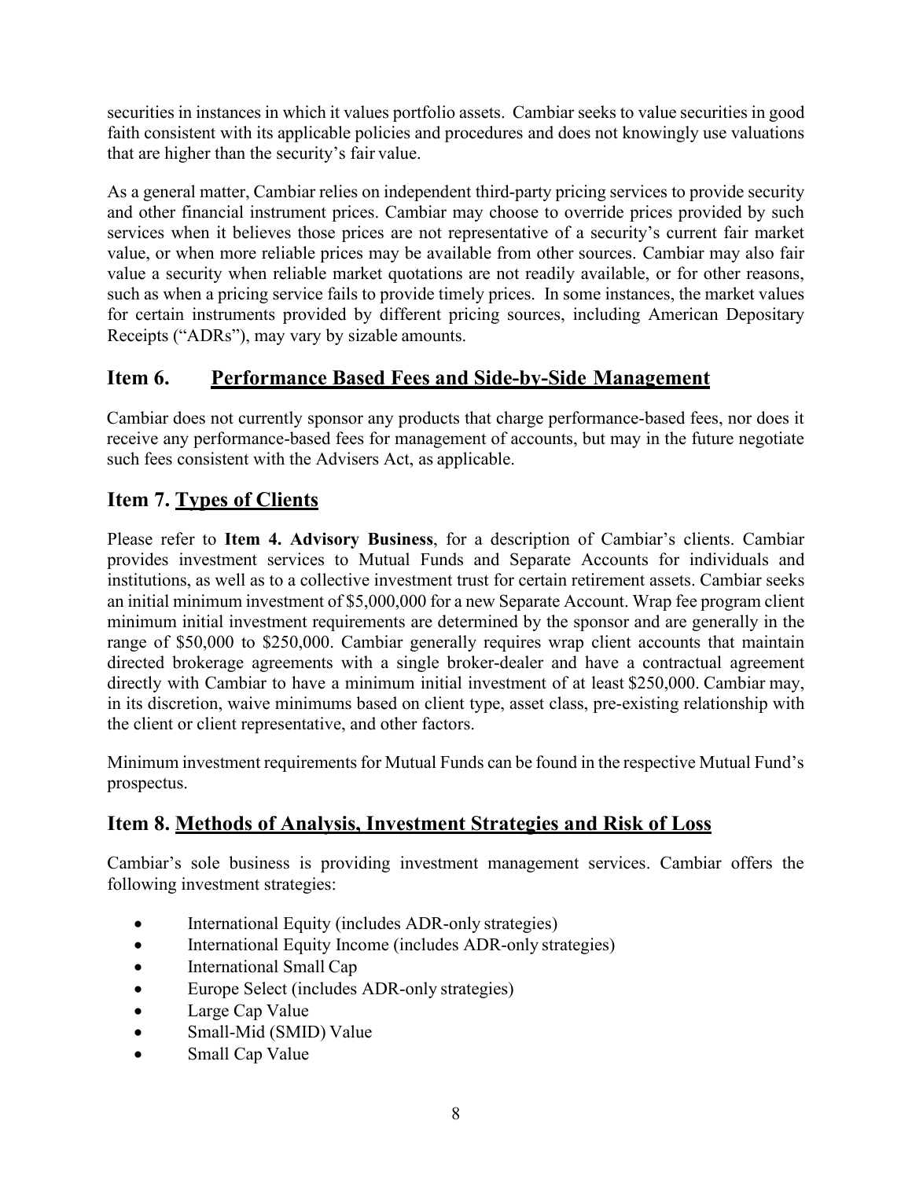securities in instances in which it values portfolio assets. Cambiar seeks to value securities in good faith consistent with its applicable policies and procedures and does not knowingly use valuations that are higher than the security's fair value.

As a general matter, Cambiar relies on independent third-party pricing services to provide security and other financial instrument prices. Cambiar may choose to override prices provided by such services when it believes those prices are not representative of a security's current fair market value, or when more reliable prices may be available from other sources. Cambiar may also fair value a security when reliable market quotations are not readily available, or for other reasons, such as when a pricing service fails to provide timely prices. In some instances, the market values for certain instruments provided by different pricing sources, including American Depositary Receipts ("ADRs"), may vary by sizable amounts.

## Item 6. Performance Based Fees and Side-by-Side Management

Cambiar does not currently sponsor any products that charge performance-based fees, nor does it receive any performance-based fees for management of accounts, but may in the future negotiate such fees consistent with the Advisers Act, as applicable.

## Item 7. Types of Clients

Please refer to **Item 4. Advisory Business**, for a description of Cambiar's clients. Cambiar provides investment services to Mutual Funds and Separate Accounts for individuals and institutions, as well as to a collective investment trust for certain retirement assets. Cambiar seeks an initial minimum investment of $5,000,000 for a new Separate Account. Wrap fee program client minimum initial investment requirements are determined by the sponsor and are generally in the range of $50,000 to $250,000. Cambiar generally requires wrap client accounts that maintain directed brokerage agreements with a single broker-dealer and have a contractual agreement directly with Cambiar to have a minimum initial investment of at least $250,000. Cambiar may, in its discretion, waive minimums based on client type, asset class, pre-existing relationship with the client or client representative, and other factors.

Minimum investment requirements for Mutual Funds can be found in the respective Mutual Fund's prospectus.

## Item 8. Methods of Analysis, Investment Strategies and Risk of Loss

Cambiar's sole business is providing investment management services. Cambiar offers the following investment strategies:

- International Equity (includes ADR-only strategies)
- International Equity Income (includes ADR-only strategies)
- International Small Cap
- Europe Select (includes ADR-only strategies)
- Large Cap Value
- Small-Mid (SMID) Value
- Small Cap Value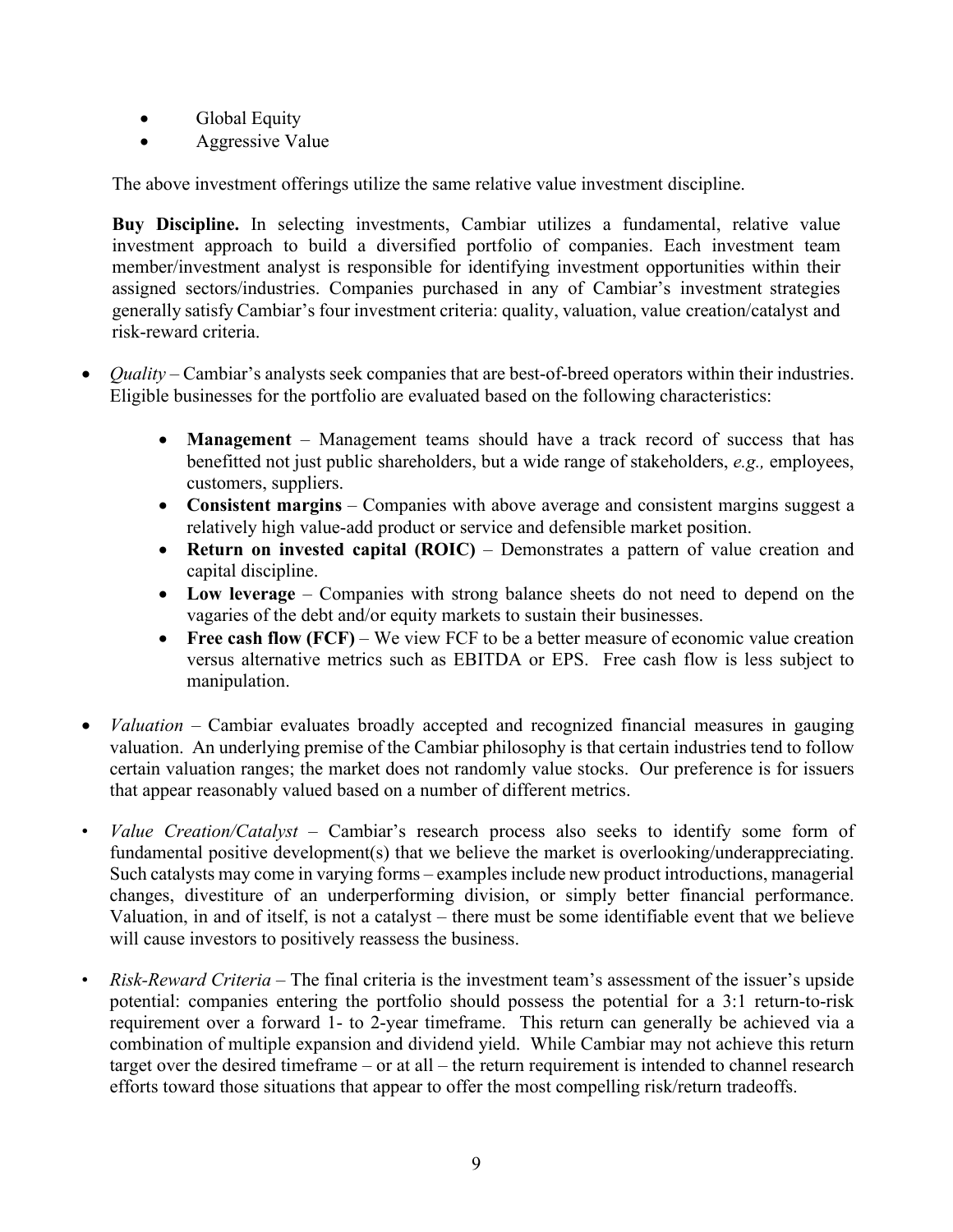- Global Equity
- Aggressive Value

The above investment offerings utilize the same relative value investment discipline.

**Buy Discipline.** In selecting investments, Cambiar utilizes a fundamental, relative value investment approach to build a diversified portfolio of companies. Each investment team member/investment analyst is responsible for identifying investment opportunities within their assigned sectors/industries. Companies purchased in any of Cambiar's investment strategies generally satisfy Cambiar's four investment criteria: quality, valuation, value creation/catalyst and risk-reward criteria.

- *Quality* – Cambiar's analysts seek companies that are best-of-breed operators within their industries. Eligible businesses for the portfolio are evaluated based on the following characteristics:
    - **Management** – Management teams should have a track record of success that has benefitted not just public shareholders, but a wide range of stakeholders, *e.g.,* employees, customers, suppliers.
    - **Consistent margins** – Companies with above average and consistent margins suggest a relatively high value-add product or service and defensible market position.
    - **Return on invested capital (ROIC)** – Demonstrates a pattern of value creation and capital discipline.
    - **Low leverage** – Companies with strong balance sheets do not need to depend on the vagaries of the debt and/or equity markets to sustain their businesses.
    - **Free cash flow (FCF)** – We view FCF to be a better measure of economic value creation versus alternative metrics such as EBITDA or EPS. Free cash flow is less subject to manipulation.
- *Valuation* – Cambiar evaluates broadly accepted and recognized financial measures in gauging valuation. An underlying premise of the Cambiar philosophy is that certain industries tend to follow certain valuation ranges; the market does not randomly value stocks. Our preference is for issuers that appear reasonably valued based on a number of different metrics.
- *Value Creation/Catalyst* – Cambiar's research process also seeks to identify some form of fundamental positive development(s) that we believe the market is overlooking/underappreciating. Such catalysts may come in varying forms – examples include new product introductions, managerial changes, divestiture of an underperforming division, or simply better financial performance. Valuation, in and of itself, is not a catalyst – there must be some identifiable event that we believe will cause investors to positively reassess the business.
- *Risk-Reward Criteria* – The final criteria is the investment team's assessment of the issuer's upside potential: companies entering the portfolio should possess the potential for a 3:1 return-to-risk requirement over a forward 1- to 2-year timeframe. This return can generally be achieved via a combination of multiple expansion and dividend yield. While Cambiar may not achieve this return target over the desired timeframe – or at all – the return requirement is intended to channel research efforts toward those situations that appear to offer the most compelling risk/return tradeoffs.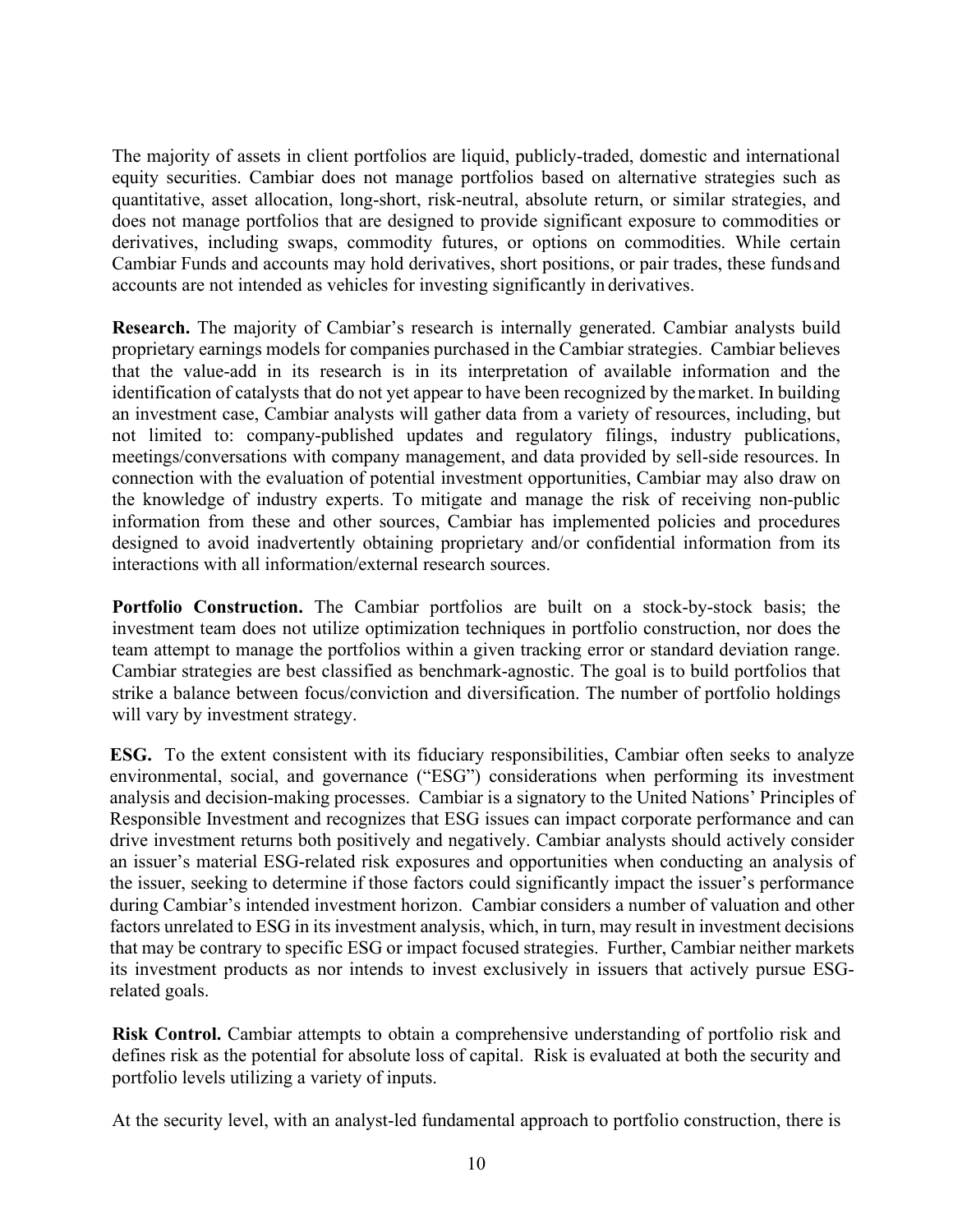The majority of assets in client portfolios are liquid, publicly-traded, domestic and international equity securities. Cambiar does not manage portfolios based on alternative strategies such as quantitative, asset allocation, long-short, risk-neutral, absolute return, or similar strategies, and does not manage portfolios that are designed to provide significant exposure to commodities or derivatives, including swaps, commodity futures, or options on commodities. While certain Cambiar Funds and accounts may hold derivatives, short positions, or pair trades, these funds and accounts are not intended as vehicles for investing significantly in derivatives.

**Research.** The majority of Cambiar's research is internally generated. Cambiar analysts build proprietary earnings models for companies purchased in the Cambiar strategies. Cambiar believes that the value-add in its research is in its interpretation of available information and the identification of catalysts that do not yet appear to have been recognized by the market. In building an investment case, Cambiar analysts will gather data from a variety of resources, including, but not limited to: company-published updates and regulatory filings, industry publications, meetings/conversations with company management, and data provided by sell-side resources. In connection with the evaluation of potential investment opportunities, Cambiar may also draw on the knowledge of industry experts. To mitigate and manage the risk of receiving non-public information from these and other sources, Cambiar has implemented policies and procedures designed to avoid inadvertently obtaining proprietary and/or confidential information from its interactions with all information/external research sources.

**Portfolio Construction.** The Cambiar portfolios are built on a stock-by-stock basis; the investment team does not utilize optimization techniques in portfolio construction, nor does the team attempt to manage the portfolios within a given tracking error or standard deviation range. Cambiar strategies are best classified as benchmark-agnostic. The goal is to build portfolios that strike a balance between focus/conviction and diversification. The number of portfolio holdings will vary by investment strategy.

**ESG.** To the extent consistent with its fiduciary responsibilities, Cambiar often seeks to analyze environmental, social, and governance ("ESG") considerations when performing its investment analysis and decision-making processes. Cambiar is a signatory to the United Nations' Principles of Responsible Investment and recognizes that ESG issues can impact corporate performance and can drive investment returns both positively and negatively. Cambiar analysts should actively consider an issuer's material ESG-related risk exposures and opportunities when conducting an analysis of the issuer, seeking to determine if those factors could significantly impact the issuer's performance during Cambiar's intended investment horizon. Cambiar considers a number of valuation and other factors unrelated to ESG in its investment analysis, which, in turn, may result in investment decisions that may be contrary to specific ESG or impact focused strategies. Further, Cambiar neither markets its investment products as nor intends to invest exclusively in issuers that actively pursue ESG-related goals.

**Risk Control.** Cambiar attempts to obtain a comprehensive understanding of portfolio risk and defines risk as the potential for absolute loss of capital. Risk is evaluated at both the security and portfolio levels utilizing a variety of inputs.

At the security level, with an analyst-led fundamental approach to portfolio construction, there is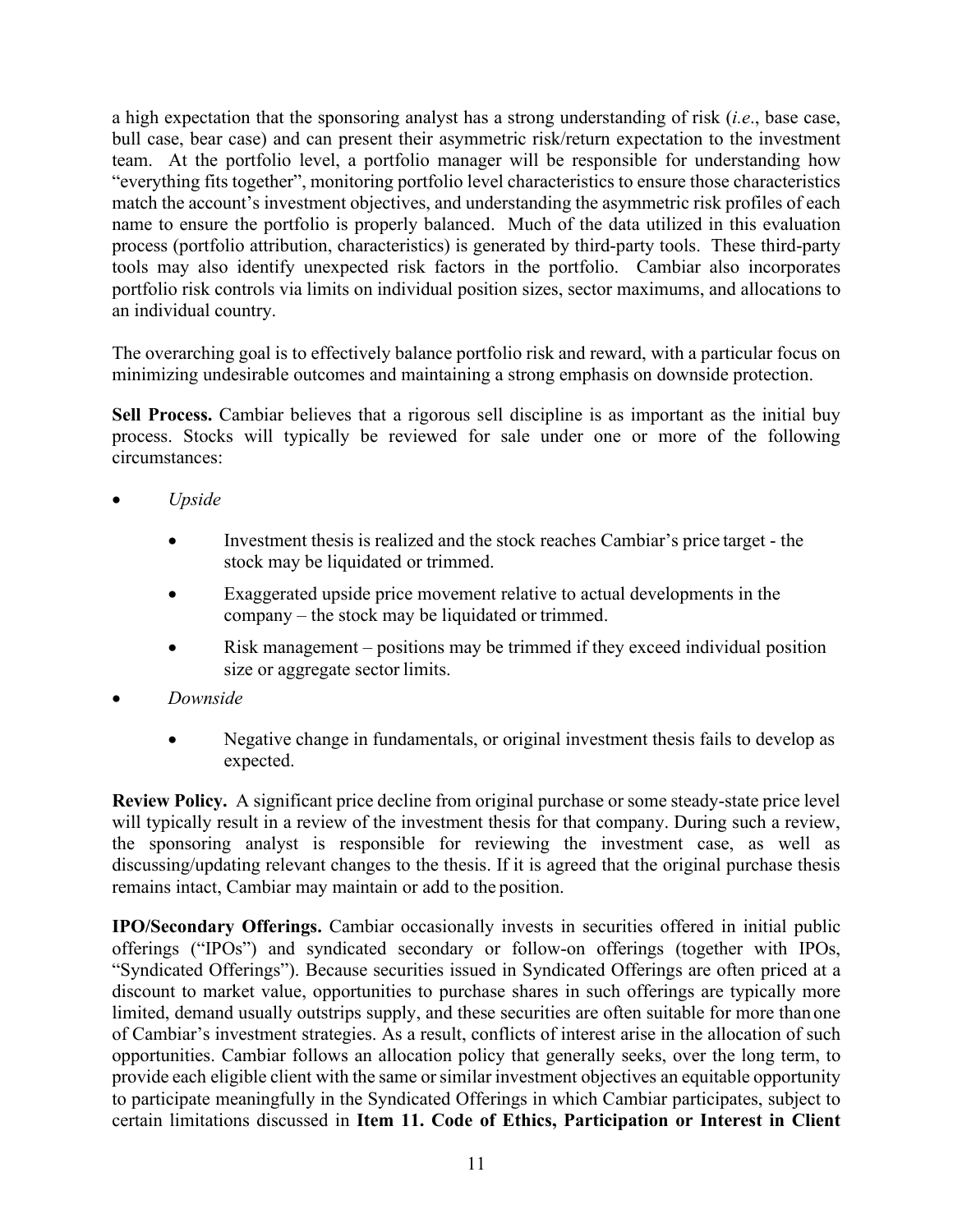a high expectation that the sponsoring analyst has a strong understanding of risk (*i.e*., base case, bull case, bear case) and can present their asymmetric risk/return expectation to the investment team. At the portfolio level, a portfolio manager will be responsible for understanding how "everything fits together", monitoring portfolio level characteristics to ensure those characteristics match the account's investment objectives, and understanding the asymmetric risk profiles of each name to ensure the portfolio is properly balanced. Much of the data utilized in this evaluation process (portfolio attribution, characteristics) is generated by third-party tools. These third-party tools may also identify unexpected risk factors in the portfolio. Cambiar also incorporates portfolio risk controls via limits on individual position sizes, sector maximums, and allocations to an individual country.

The overarching goal is to effectively balance portfolio risk and reward, with a particular focus on minimizing undesirable outcomes and maintaining a strong emphasis on downside protection.

**Sell Process.** Cambiar believes that a rigorous sell discipline is as important as the initial buy process. Stocks will typically be reviewed for sale under one or more of the following circumstances:

- *Upside*
    - Investment thesis is realized and the stock reaches Cambiar's price target - the stock may be liquidated or trimmed.
    - Exaggerated upside price movement relative to actual developments in the company – the stock may be liquidated or trimmed.
    - Risk management – positions may be trimmed if they exceed individual position size or aggregate sector limits.
- *Downside*
    - Negative change in fundamentals, or original investment thesis fails to develop as expected.

**Review Policy.** A significant price decline from original purchase or some steady-state price level will typically result in a review of the investment thesis for that company. During such a review, the sponsoring analyst is responsible for reviewing the investment case, as well as discussing/updating relevant changes to the thesis. If it is agreed that the original purchase thesis remains intact, Cambiar may maintain or add to the position.

**IPO/Secondary Offerings.** Cambiar occasionally invests in securities offered in initial public offerings ("IPOs") and syndicated secondary or follow-on offerings (together with IPOs, "Syndicated Offerings"). Because securities issued in Syndicated Offerings are often priced at a discount to market value, opportunities to purchase shares in such offerings are typically more limited, demand usually outstrips supply, and these securities are often suitable for more than one of Cambiar's investment strategies. As a result, conflicts of interest arise in the allocation of such opportunities. Cambiar follows an allocation policy that generally seeks, over the long term, to provide each eligible client with the same or similar investment objectives an equitable opportunity to participate meaningfully in the Syndicated Offerings in which Cambiar participates, subject to certain limitations discussed in **Item 11. Code of Ethics, Participation or Interest in Client**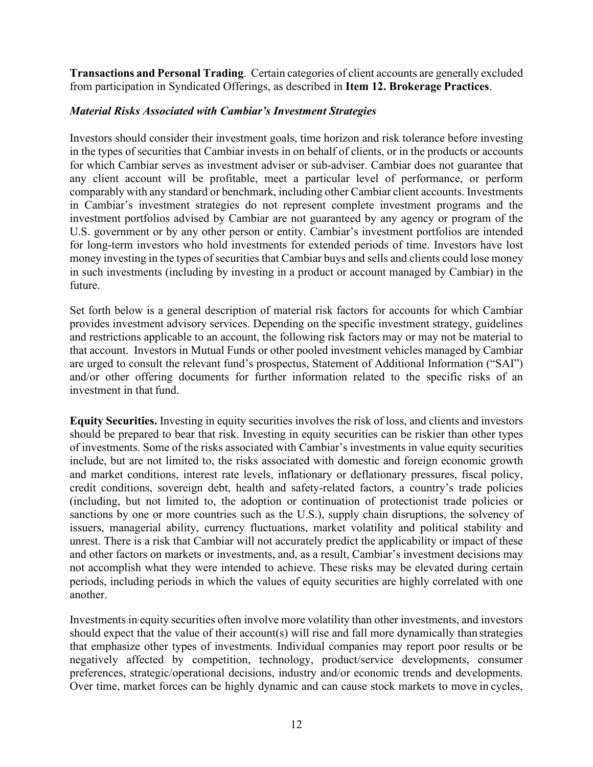**Transactions and Personal Trading**. Certain categories of client accounts are generally excluded from participation in Syndicated Offerings, as described in **Item 12. Brokerage Practices**.

***Material Risks Associated with Cambiar's Investment Strategies***

Investors should consider their investment goals, time horizon and risk tolerance before investing in the types of securities that Cambiar invests in on behalf of clients, or in the products or accounts for which Cambiar serves as investment adviser or sub-adviser. Cambiar does not guarantee that any client account will be profitable, meet a particular level of performance, or perform comparably with any standard or benchmark, including other Cambiar client accounts. Investments in Cambiar's investment strategies do not represent complete investment programs and the investment portfolios advised by Cambiar are not guaranteed by any agency or program of the U.S. government or by any other person or entity. Cambiar's investment portfolios are intended for long-term investors who hold investments for extended periods of time. Investors have lost money investing in the types of securities that Cambiar buys and sells and clients could lose money in such investments (including by investing in a product or account managed by Cambiar) in the future.

Set forth below is a general description of material risk factors for accounts for which Cambiar provides investment advisory services. Depending on the specific investment strategy, guidelines and restrictions applicable to an account, the following risk factors may or may not be material to that account. Investors in Mutual Funds or other pooled investment vehicles managed by Cambiar are urged to consult the relevant fund's prospectus, Statement of Additional Information ("SAI") and/or other offering documents for further information related to the specific risks of an investment in that fund.

**Equity Securities.** Investing in equity securities involves the risk of loss, and clients and investors should be prepared to bear that risk. Investing in equity securities can be riskier than other types of investments. Some of the risks associated with Cambiar's investments in value equity securities include, but are not limited to, the risks associated with domestic and foreign economic growth and market conditions, interest rate levels, inflationary or deflationary pressures, fiscal policy, credit conditions, sovereign debt, health and safety-related factors, a country's trade policies (including, but not limited to, the adoption or continuation of protectionist trade policies or sanctions by one or more countries such as the U.S.), supply chain disruptions, the solvency of issuers, managerial ability, currency fluctuations, market volatility and political stability and unrest. There is a risk that Cambiar will not accurately predict the applicability or impact of these and other factors on markets or investments, and, as a result, Cambiar's investment decisions may not accomplish what they were intended to achieve. These risks may be elevated during certain periods, including periods in which the values of equity securities are highly correlated with one another.

Investments in equity securities often involve more volatility than other investments, and investors should expect that the value of their account(s) will rise and fall more dynamically than strategies that emphasize other types of investments. Individual companies may report poor results or be negatively affected by competition, technology, product/service developments, consumer preferences, strategic/operational decisions, industry and/or economic trends and developments. Over time, market forces can be highly dynamic and can cause stock markets to move in cycles,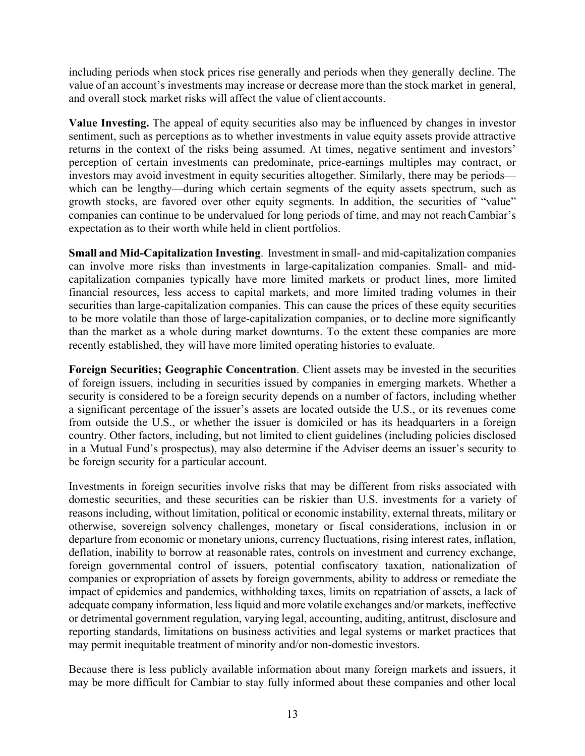including periods when stock prices rise generally and periods when they generally decline. The value of an account's investments may increase or decrease more than the stock market in general, and overall stock market risks will affect the value of client accounts.

**Value Investing.** The appeal of equity securities also may be influenced by changes in investor sentiment, such as perceptions as to whether investments in value equity assets provide attractive returns in the context of the risks being assumed. At times, negative sentiment and investors' perception of certain investments can predominate, price-earnings multiples may contract, or investors may avoid investment in equity securities altogether. Similarly, there may be periods—which can be lengthy—during which certain segments of the equity assets spectrum, such as growth stocks, are favored over other equity segments. In addition, the securities of "value" companies can continue to be undervalued for long periods of time, and may not reach Cambiar's expectation as to their worth while held in client portfolios.

**Small and Mid-Capitalization Investing**. Investment in small- and mid-capitalization companies can involve more risks than investments in large-capitalization companies. Small- and mid-capitalization companies typically have more limited markets or product lines, more limited financial resources, less access to capital markets, and more limited trading volumes in their securities than large-capitalization companies. This can cause the prices of these equity securities to be more volatile than those of large-capitalization companies, or to decline more significantly than the market as a whole during market downturns. To the extent these companies are more recently established, they will have more limited operating histories to evaluate.

**Foreign Securities; Geographic Concentration**. Client assets may be invested in the securities of foreign issuers, including in securities issued by companies in emerging markets. Whether a security is considered to be a foreign security depends on a number of factors, including whether a significant percentage of the issuer's assets are located outside the U.S., or its revenues come from outside the U.S., or whether the issuer is domiciled or has its headquarters in a foreign country. Other factors, including, but not limited to client guidelines (including policies disclosed in a Mutual Fund's prospectus), may also determine if the Adviser deems an issuer's security to be foreign security for a particular account.

Investments in foreign securities involve risks that may be different from risks associated with domestic securities, and these securities can be riskier than U.S. investments for a variety of reasons including, without limitation, political or economic instability, external threats, military or otherwise, sovereign solvency challenges, monetary or fiscal considerations, inclusion in or departure from economic or monetary unions, currency fluctuations, rising interest rates, inflation, deflation, inability to borrow at reasonable rates, controls on investment and currency exchange, foreign governmental control of issuers, potential confiscatory taxation, nationalization of companies or expropriation of assets by foreign governments, ability to address or remediate the impact of epidemics and pandemics, withholding taxes, limits on repatriation of assets, a lack of adequate company information, less liquid and more volatile exchanges and/or markets, ineffective or detrimental government regulation, varying legal, accounting, auditing, antitrust, disclosure and reporting standards, limitations on business activities and legal systems or market practices that may permit inequitable treatment of minority and/or non-domestic investors.

Because there is less publicly available information about many foreign markets and issuers, it may be more difficult for Cambiar to stay fully informed about these companies and other local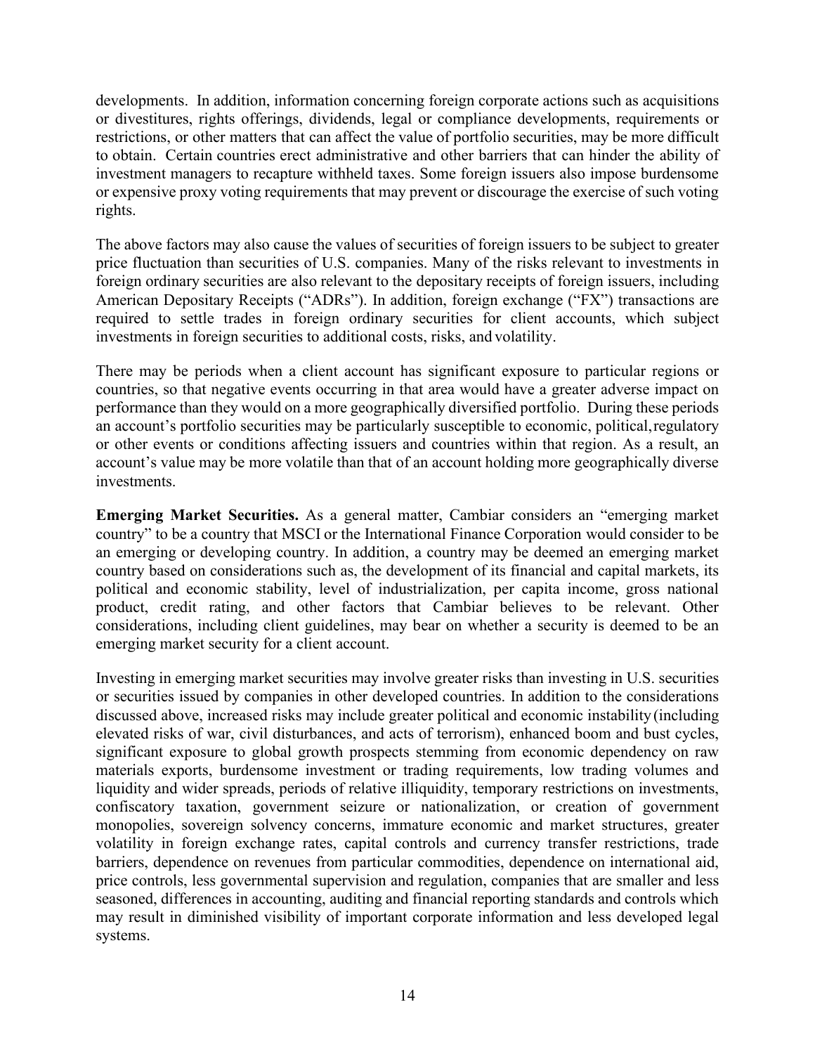developments. In addition, information concerning foreign corporate actions such as acquisitions or divestitures, rights offerings, dividends, legal or compliance developments, requirements or restrictions, or other matters that can affect the value of portfolio securities, may be more difficult to obtain. Certain countries erect administrative and other barriers that can hinder the ability of investment managers to recapture withheld taxes. Some foreign issuers also impose burdensome or expensive proxy voting requirements that may prevent or discourage the exercise of such voting rights.

The above factors may also cause the values of securities of foreign issuers to be subject to greater price fluctuation than securities of U.S. companies. Many of the risks relevant to investments in foreign ordinary securities are also relevant to the depositary receipts of foreign issuers, including American Depositary Receipts ("ADRs"). In addition, foreign exchange ("FX") transactions are required to settle trades in foreign ordinary securities for client accounts, which subject investments in foreign securities to additional costs, risks, and volatility.

There may be periods when a client account has significant exposure to particular regions or countries, so that negative events occurring in that area would have a greater adverse impact on performance than they would on a more geographically diversified portfolio. During these periods an account's portfolio securities may be particularly susceptible to economic, political, regulatory or other events or conditions affecting issuers and countries within that region. As a result, an account's value may be more volatile than that of an account holding more geographically diverse investments.

**Emerging Market Securities.** As a general matter, Cambiar considers an "emerging market country" to be a country that MSCI or the International Finance Corporation would consider to be an emerging or developing country. In addition, a country may be deemed an emerging market country based on considerations such as, the development of its financial and capital markets, its political and economic stability, level of industrialization, per capita income, gross national product, credit rating, and other factors that Cambiar believes to be relevant. Other considerations, including client guidelines, may bear on whether a security is deemed to be an emerging market security for a client account.

Investing in emerging market securities may involve greater risks than investing in U.S. securities or securities issued by companies in other developed countries. In addition to the considerations discussed above, increased risks may include greater political and economic instability (including elevated risks of war, civil disturbances, and acts of terrorism), enhanced boom and bust cycles, significant exposure to global growth prospects stemming from economic dependency on raw materials exports, burdensome investment or trading requirements, low trading volumes and liquidity and wider spreads, periods of relative illiquidity, temporary restrictions on investments, confiscatory taxation, government seizure or nationalization, or creation of government monopolies, sovereign solvency concerns, immature economic and market structures, greater volatility in foreign exchange rates, capital controls and currency transfer restrictions, trade barriers, dependence on revenues from particular commodities, dependence on international aid, price controls, less governmental supervision and regulation, companies that are smaller and less seasoned, differences in accounting, auditing and financial reporting standards and controls which may result in diminished visibility of important corporate information and less developed legal systems.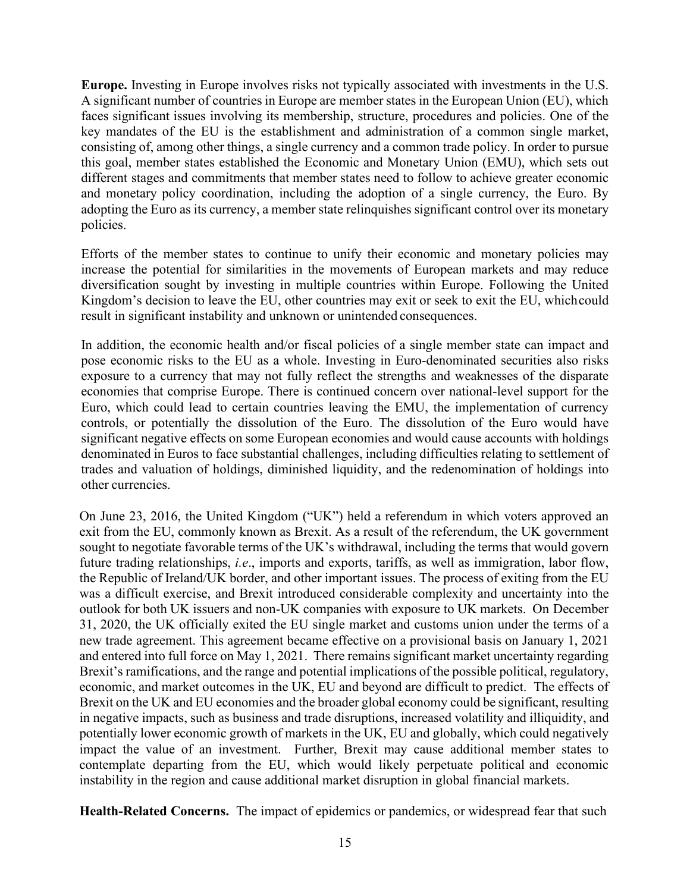**Europe.** Investing in Europe involves risks not typically associated with investments in the U.S. A significant number of countries in Europe are member states in the European Union (EU), which faces significant issues involving its membership, structure, procedures and policies. One of the key mandates of the EU is the establishment and administration of a common single market, consisting of, among other things, a single currency and a common trade policy. In order to pursue this goal, member states established the Economic and Monetary Union (EMU), which sets out different stages and commitments that member states need to follow to achieve greater economic and monetary policy coordination, including the adoption of a single currency, the Euro. By adopting the Euro as its currency, a member state relinquishes significant control over its monetary policies.

Efforts of the member states to continue to unify their economic and monetary policies may increase the potential for similarities in the movements of European markets and may reduce diversification sought by investing in multiple countries within Europe. Following the United Kingdom's decision to leave the EU, other countries may exit or seek to exit the EU, which could result in significant instability and unknown or unintended consequences.

In addition, the economic health and/or fiscal policies of a single member state can impact and pose economic risks to the EU as a whole. Investing in Euro-denominated securities also risks exposure to a currency that may not fully reflect the strengths and weaknesses of the disparate economies that comprise Europe. There is continued concern over national-level support for the Euro, which could lead to certain countries leaving the EMU, the implementation of currency controls, or potentially the dissolution of the Euro. The dissolution of the Euro would have significant negative effects on some European economies and would cause accounts with holdings denominated in Euros to face substantial challenges, including difficulties relating to settlement of trades and valuation of holdings, diminished liquidity, and the redenomination of holdings into other currencies.

On June 23, 2016, the United Kingdom ("UK") held a referendum in which voters approved an exit from the EU, commonly known as Brexit. As a result of the referendum, the UK government sought to negotiate favorable terms of the UK's withdrawal, including the terms that would govern future trading relationships, *i.e*., imports and exports, tariffs, as well as immigration, labor flow, the Republic of Ireland/UK border, and other important issues. The process of exiting from the EU was a difficult exercise, and Brexit introduced considerable complexity and uncertainty into the outlook for both UK issuers and non-UK companies with exposure to UK markets. On December 31, 2020, the UK officially exited the EU single market and customs union under the terms of a new trade agreement. This agreement became effective on a provisional basis on January 1, 2021 and entered into full force on May 1, 2021. There remains significant market uncertainty regarding Brexit's ramifications, and the range and potential implications of the possible political, regulatory, economic, and market outcomes in the UK, EU and beyond are difficult to predict. The effects of Brexit on the UK and EU economies and the broader global economy could be significant, resulting in negative impacts, such as business and trade disruptions, increased volatility and illiquidity, and potentially lower economic growth of markets in the UK, EU and globally, which could negatively impact the value of an investment. Further, Brexit may cause additional member states to contemplate departing from the EU, which would likely perpetuate political and economic instability in the region and cause additional market disruption in global financial markets.

**Health-Related Concerns.** The impact of epidemics or pandemics, or widespread fear that such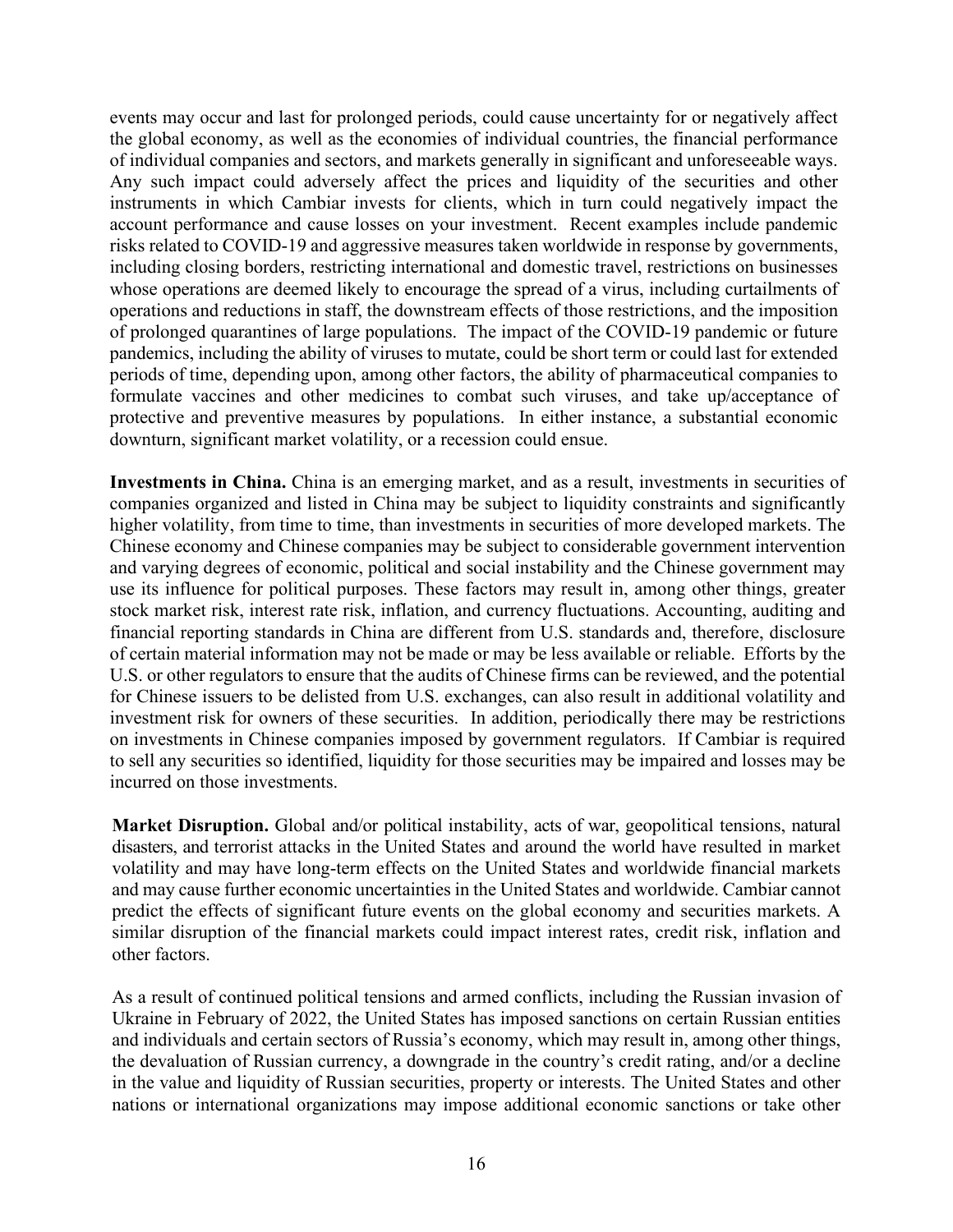events may occur and last for prolonged periods, could cause uncertainty for or negatively affect the global economy, as well as the economies of individual countries, the financial performance of individual companies and sectors, and markets generally in significant and unforeseeable ways. Any such impact could adversely affect the prices and liquidity of the securities and other instruments in which Cambiar invests for clients, which in turn could negatively impact the account performance and cause losses on your investment. Recent examples include pandemic risks related to COVID-19 and aggressive measures taken worldwide in response by governments, including closing borders, restricting international and domestic travel, restrictions on businesses whose operations are deemed likely to encourage the spread of a virus, including curtailments of operations and reductions in staff, the downstream effects of those restrictions, and the imposition of prolonged quarantines of large populations. The impact of the COVID-19 pandemic or future pandemics, including the ability of viruses to mutate, could be short term or could last for extended periods of time, depending upon, among other factors, the ability of pharmaceutical companies to formulate vaccines and other medicines to combat such viruses, and take up/acceptance of protective and preventive measures by populations. In either instance, a substantial economic downturn, significant market volatility, or a recession could ensue.

**Investments in China.** China is an emerging market, and as a result, investments in securities of companies organized and listed in China may be subject to liquidity constraints and significantly higher volatility, from time to time, than investments in securities of more developed markets. The Chinese economy and Chinese companies may be subject to considerable government intervention and varying degrees of economic, political and social instability and the Chinese government may use its influence for political purposes. These factors may result in, among other things, greater stock market risk, interest rate risk, inflation, and currency fluctuations. Accounting, auditing and financial reporting standards in China are different from U.S. standards and, therefore, disclosure of certain material information may not be made or may be less available or reliable. Efforts by the U.S. or other regulators to ensure that the audits of Chinese firms can be reviewed, and the potential for Chinese issuers to be delisted from U.S. exchanges, can also result in additional volatility and investment risk for owners of these securities. In addition, periodically there may be restrictions on investments in Chinese companies imposed by government regulators. If Cambiar is required to sell any securities so identified, liquidity for those securities may be impaired and losses may be incurred on those investments.

**Market Disruption.** Global and/or political instability, acts of war, geopolitical tensions, natural disasters, and terrorist attacks in the United States and around the world have resulted in market volatility and may have long-term effects on the United States and worldwide financial markets and may cause further economic uncertainties in the United States and worldwide. Cambiar cannot predict the effects of significant future events on the global economy and securities markets. A similar disruption of the financial markets could impact interest rates, credit risk, inflation and other factors.

As a result of continued political tensions and armed conflicts, including the Russian invasion of Ukraine in February of 2022, the United States has imposed sanctions on certain Russian entities and individuals and certain sectors of Russia's economy, which may result in, among other things, the devaluation of Russian currency, a downgrade in the country's credit rating, and/or a decline in the value and liquidity of Russian securities, property or interests. The United States and other nations or international organizations may impose additional economic sanctions or take other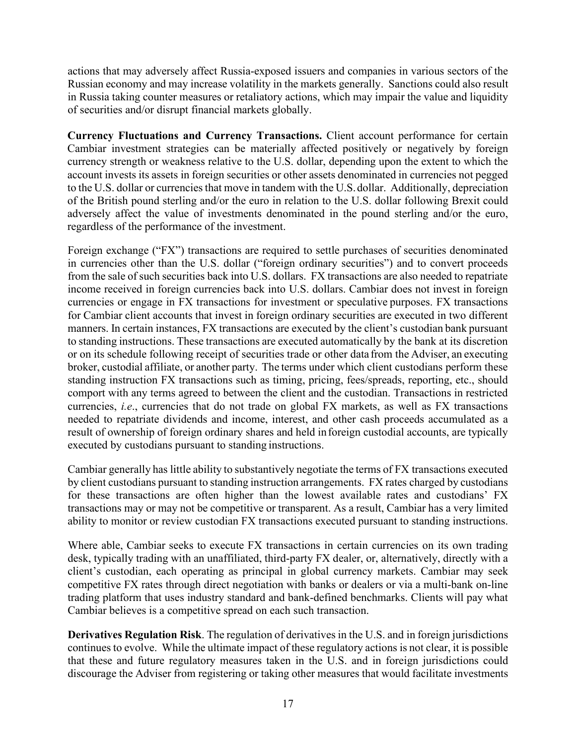actions that may adversely affect Russia-exposed issuers and companies in various sectors of the Russian economy and may increase volatility in the markets generally. Sanctions could also result in Russia taking counter measures or retaliatory actions, which may impair the value and liquidity of securities and/or disrupt financial markets globally.

**Currency Fluctuations and Currency Transactions.** Client account performance for certain Cambiar investment strategies can be materially affected positively or negatively by foreign currency strength or weakness relative to the U.S. dollar, depending upon the extent to which the account invests its assets in foreign securities or other assets denominated in currencies not pegged to the U.S. dollar or currencies that move in tandem with the U.S. dollar. Additionally, depreciation of the British pound sterling and/or the euro in relation to the U.S. dollar following Brexit could adversely affect the value of investments denominated in the pound sterling and/or the euro, regardless of the performance of the investment.

Foreign exchange ("FX") transactions are required to settle purchases of securities denominated in currencies other than the U.S. dollar ("foreign ordinary securities") and to convert proceeds from the sale of such securities back into U.S. dollars. FX transactions are also needed to repatriate income received in foreign currencies back into U.S. dollars. Cambiar does not invest in foreign currencies or engage in FX transactions for investment or speculative purposes. FX transactions for Cambiar client accounts that invest in foreign ordinary securities are executed in two different manners. In certain instances, FX transactions are executed by the client's custodian bank pursuant to standing instructions. These transactions are executed automatically by the bank at its discretion or on its schedule following receipt of securities trade or other data from the Adviser, an executing broker, custodial affiliate, or another party. The terms under which client custodians perform these standing instruction FX transactions such as timing, pricing, fees/spreads, reporting, etc., should comport with any terms agreed to between the client and the custodian. Transactions in restricted currencies, *i.e*., currencies that do not trade on global FX markets, as well as FX transactions needed to repatriate dividends and income, interest, and other cash proceeds accumulated as a result of ownership of foreign ordinary shares and held in foreign custodial accounts, are typically executed by custodians pursuant to standing instructions.

Cambiar generally has little ability to substantively negotiate the terms of FX transactions executed by client custodians pursuant to standing instruction arrangements. FX rates charged by custodians for these transactions are often higher than the lowest available rates and custodians' FX transactions may or may not be competitive or transparent. As a result, Cambiar has a very limited ability to monitor or review custodian FX transactions executed pursuant to standing instructions.

Where able, Cambiar seeks to execute FX transactions in certain currencies on its own trading desk, typically trading with an unaffiliated, third-party FX dealer, or, alternatively, directly with a client's custodian, each operating as principal in global currency markets. Cambiar may seek competitive FX rates through direct negotiation with banks or dealers or via a multi-bank on-line trading platform that uses industry standard and bank-defined benchmarks. Clients will pay what Cambiar believes is a competitive spread on each such transaction.

**Derivatives Regulation Risk**. The regulation of derivatives in the U.S. and in foreign jurisdictions continues to evolve. While the ultimate impact of these regulatory actions is not clear, it is possible that these and future regulatory measures taken in the U.S. and in foreign jurisdictions could discourage the Adviser from registering or taking other measures that would facilitate investments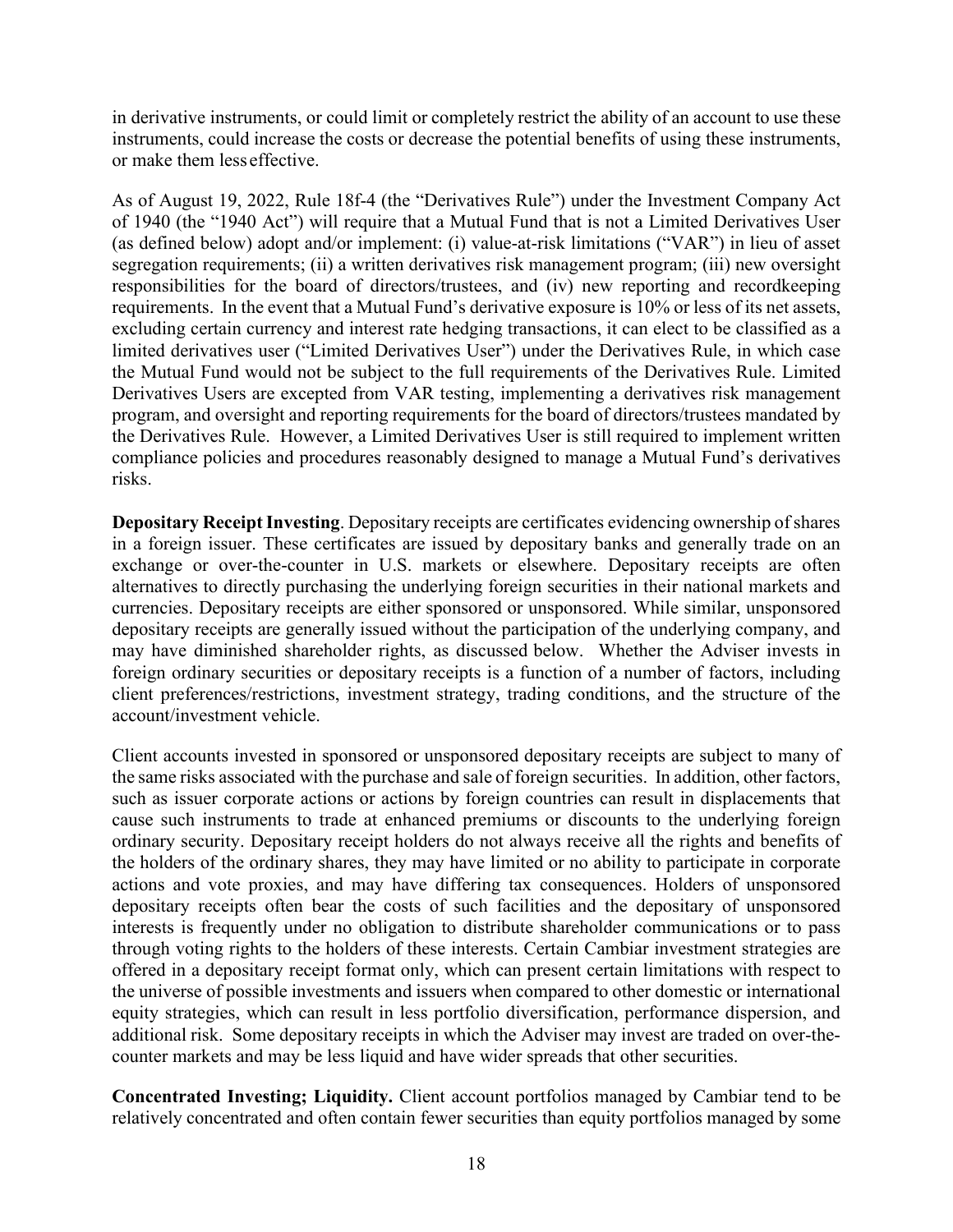in derivative instruments, or could limit or completely restrict the ability of an account to use these instruments, could increase the costs or decrease the potential benefits of using these instruments, or make them less effective.

As of August 19, 2022, Rule 18f-4 (the "Derivatives Rule") under the Investment Company Act of 1940 (the "1940 Act") will require that a Mutual Fund that is not a Limited Derivatives User (as defined below) adopt and/or implement: (i) value-at-risk limitations ("VAR") in lieu of asset segregation requirements; (ii) a written derivatives risk management program; (iii) new oversight responsibilities for the board of directors/trustees, and (iv) new reporting and recordkeeping requirements. In the event that a Mutual Fund's derivative exposure is 10% or less of its net assets, excluding certain currency and interest rate hedging transactions, it can elect to be classified as a limited derivatives user ("Limited Derivatives User") under the Derivatives Rule, in which case the Mutual Fund would not be subject to the full requirements of the Derivatives Rule. Limited Derivatives Users are excepted from VAR testing, implementing a derivatives risk management program, and oversight and reporting requirements for the board of directors/trustees mandated by the Derivatives Rule. However, a Limited Derivatives User is still required to implement written compliance policies and procedures reasonably designed to manage a Mutual Fund's derivatives risks.

**Depositary Receipt Investing**. Depositary receipts are certificates evidencing ownership of shares in a foreign issuer. These certificates are issued by depositary banks and generally trade on an exchange or over-the-counter in U.S. markets or elsewhere. Depositary receipts are often alternatives to directly purchasing the underlying foreign securities in their national markets and currencies. Depositary receipts are either sponsored or unsponsored. While similar, unsponsored depositary receipts are generally issued without the participation of the underlying company, and may have diminished shareholder rights, as discussed below. Whether the Adviser invests in foreign ordinary securities or depositary receipts is a function of a number of factors, including client preferences/restrictions, investment strategy, trading conditions, and the structure of the account/investment vehicle.

Client accounts invested in sponsored or unsponsored depositary receipts are subject to many of the same risks associated with the purchase and sale of foreign securities. In addition, other factors, such as issuer corporate actions or actions by foreign countries can result in displacements that cause such instruments to trade at enhanced premiums or discounts to the underlying foreign ordinary security. Depositary receipt holders do not always receive all the rights and benefits of the holders of the ordinary shares, they may have limited or no ability to participate in corporate actions and vote proxies, and may have differing tax consequences. Holders of unsponsored depositary receipts often bear the costs of such facilities and the depositary of unsponsored interests is frequently under no obligation to distribute shareholder communications or to pass through voting rights to the holders of these interests. Certain Cambiar investment strategies are offered in a depositary receipt format only, which can present certain limitations with respect to the universe of possible investments and issuers when compared to other domestic or international equity strategies, which can result in less portfolio diversification, performance dispersion, and additional risk. Some depositary receipts in which the Adviser may invest are traded on over-the-counter markets and may be less liquid and have wider spreads that other securities.

**Concentrated Investing; Liquidity.** Client account portfolios managed by Cambiar tend to be relatively concentrated and often contain fewer securities than equity portfolios managed by some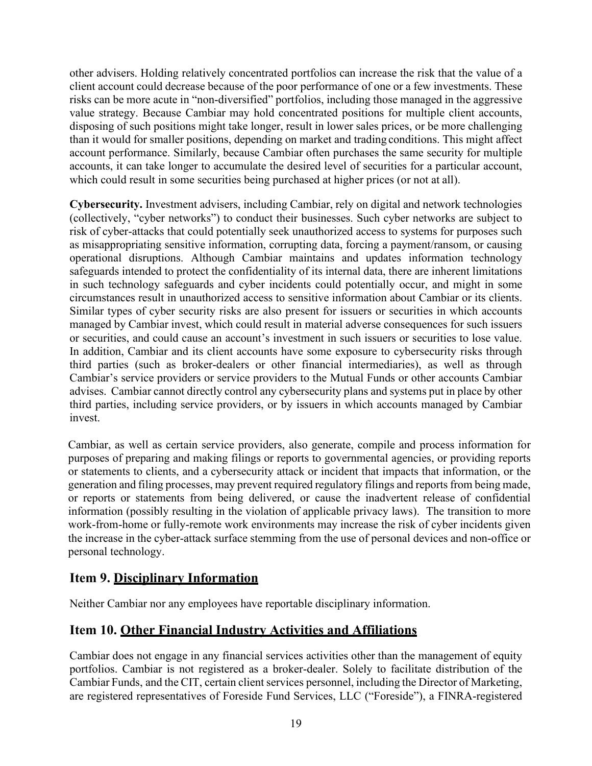other advisers. Holding relatively concentrated portfolios can increase the risk that the value of a client account could decrease because of the poor performance of one or a few investments. These risks can be more acute in "non-diversified" portfolios, including those managed in the aggressive value strategy. Because Cambiar may hold concentrated positions for multiple client accounts, disposing of such positions might take longer, result in lower sales prices, or be more challenging than it would for smaller positions, depending on market and trading conditions. This might affect account performance. Similarly, because Cambiar often purchases the same security for multiple accounts, it can take longer to accumulate the desired level of securities for a particular account, which could result in some securities being purchased at higher prices (or not at all).

**Cybersecurity.** Investment advisers, including Cambiar, rely on digital and network technologies (collectively, "cyber networks") to conduct their businesses. Such cyber networks are subject to risk of cyber-attacks that could potentially seek unauthorized access to systems for purposes such as misappropriating sensitive information, corrupting data, forcing a payment/ransom, or causing operational disruptions. Although Cambiar maintains and updates information technology safeguards intended to protect the confidentiality of its internal data, there are inherent limitations in such technology safeguards and cyber incidents could potentially occur, and might in some circumstances result in unauthorized access to sensitive information about Cambiar or its clients. Similar types of cyber security risks are also present for issuers or securities in which accounts managed by Cambiar invest, which could result in material adverse consequences for such issuers or securities, and could cause an account's investment in such issuers or securities to lose value. In addition, Cambiar and its client accounts have some exposure to cybersecurity risks through third parties (such as broker-dealers or other financial intermediaries), as well as through Cambiar's service providers or service providers to the Mutual Funds or other accounts Cambiar advises. Cambiar cannot directly control any cybersecurity plans and systems put in place by other third parties, including service providers, or by issuers in which accounts managed by Cambiar invest.

Cambiar, as well as certain service providers, also generate, compile and process information for purposes of preparing and making filings or reports to governmental agencies, or providing reports or statements to clients, and a cybersecurity attack or incident that impacts that information, or the generation and filing processes, may prevent required regulatory filings and reports from being made, or reports or statements from being delivered, or cause the inadvertent release of confidential information (possibly resulting in the violation of applicable privacy laws). The transition to more work-from-home or fully-remote work environments may increase the risk of cyber incidents given the increase in the cyber-attack surface stemming from the use of personal devices and non-office or personal technology.

## Item 9. Disciplinary Information

Neither Cambiar nor any employees have reportable disciplinary information.

## Item 10. Other Financial Industry Activities and Affiliations

Cambiar does not engage in any financial services activities other than the management of equity portfolios. Cambiar is not registered as a broker-dealer. Solely to facilitate distribution of the Cambiar Funds, and the CIT, certain client services personnel, including the Director of Marketing, are registered representatives of Foreside Fund Services, LLC ("Foreside"), a FINRA-registered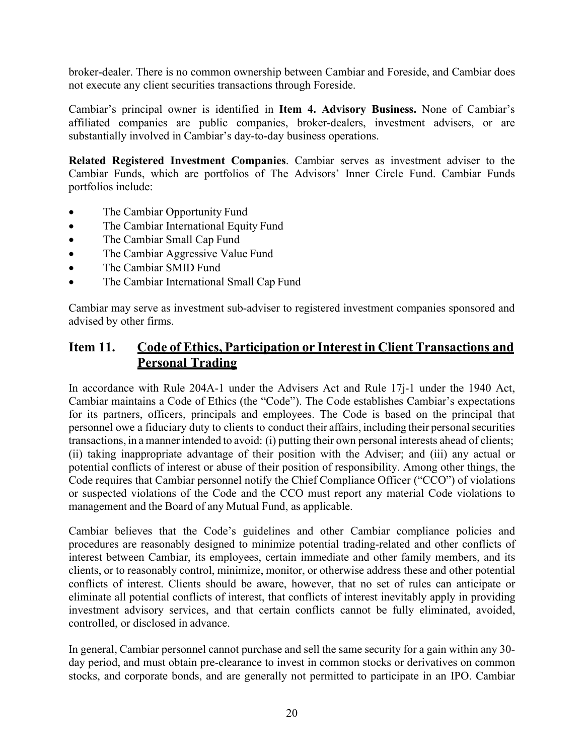broker-dealer. There is no common ownership between Cambiar and Foreside, and Cambiar does not execute any client securities transactions through Foreside.

Cambiar's principal owner is identified in **Item 4. Advisory Business.** None of Cambiar's affiliated companies are public companies, broker-dealers, investment advisers, or are substantially involved in Cambiar's day-to-day business operations.

**Related Registered Investment Companies**. Cambiar serves as investment adviser to the Cambiar Funds, which are portfolios of The Advisors' Inner Circle Fund. Cambiar Funds portfolios include:

- The Cambiar Opportunity Fund
- The Cambiar International Equity Fund
- The Cambiar Small Cap Fund
- The Cambiar Aggressive Value Fund
- The Cambiar SMID Fund
- The Cambiar International Small Cap Fund

Cambiar may serve as investment sub-adviser to registered investment companies sponsored and advised by other firms.

## Item 11. Code of Ethics, Participation or Interest in Client Transactions and Personal Trading

In accordance with Rule 204A-1 under the Advisers Act and Rule 17j-1 under the 1940 Act, Cambiar maintains a Code of Ethics (the "Code"). The Code establishes Cambiar's expectations for its partners, officers, principals and employees. The Code is based on the principal that personnel owe a fiduciary duty to clients to conduct their affairs, including their personal securities transactions, in a manner intended to avoid: (i) putting their own personal interests ahead of clients; (ii) taking inappropriate advantage of their position with the Adviser; and (iii) any actual or potential conflicts of interest or abuse of their position of responsibility. Among other things, the Code requires that Cambiar personnel notify the Chief Compliance Officer ("CCO") of violations or suspected violations of the Code and the CCO must report any material Code violations to management and the Board of any Mutual Fund, as applicable.

Cambiar believes that the Code's guidelines and other Cambiar compliance policies and procedures are reasonably designed to minimize potential trading-related and other conflicts of interest between Cambiar, its employees, certain immediate and other family members, and its clients, or to reasonably control, minimize, monitor, or otherwise address these and other potential conflicts of interest. Clients should be aware, however, that no set of rules can anticipate or eliminate all potential conflicts of interest, that conflicts of interest inevitably apply in providing investment advisory services, and that certain conflicts cannot be fully eliminated, avoided, controlled, or disclosed in advance.

In general, Cambiar personnel cannot purchase and sell the same security for a gain within any 30-day period, and must obtain pre-clearance to invest in common stocks or derivatives on common stocks, and corporate bonds, and are generally not permitted to participate in an IPO. Cambiar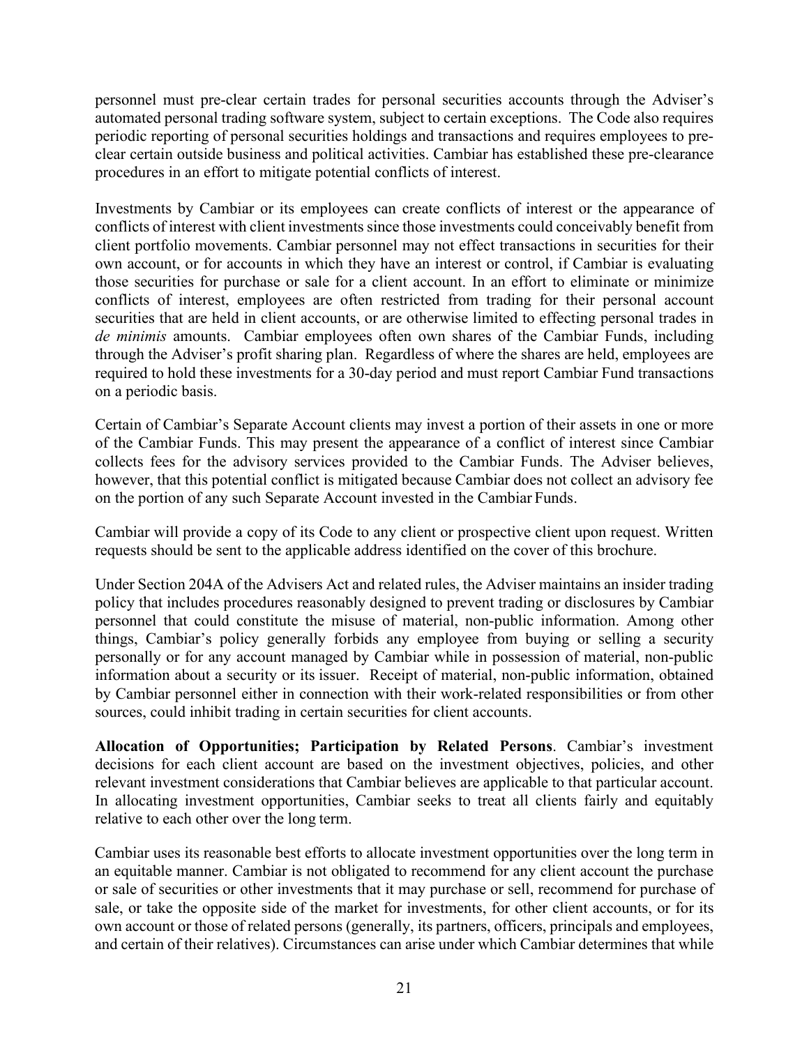personnel must pre-clear certain trades for personal securities accounts through the Adviser's automated personal trading software system, subject to certain exceptions. The Code also requires periodic reporting of personal securities holdings and transactions and requires employees to pre-clear certain outside business and political activities. Cambiar has established these pre-clearance procedures in an effort to mitigate potential conflicts of interest.

Investments by Cambiar or its employees can create conflicts of interest or the appearance of conflicts of interest with client investments since those investments could conceivably benefit from client portfolio movements. Cambiar personnel may not effect transactions in securities for their own account, or for accounts in which they have an interest or control, if Cambiar is evaluating those securities for purchase or sale for a client account. In an effort to eliminate or minimize conflicts of interest, employees are often restricted from trading for their personal account securities that are held in client accounts, or are otherwise limited to effecting personal trades in *de minimis* amounts. Cambiar employees often own shares of the Cambiar Funds, including through the Adviser's profit sharing plan. Regardless of where the shares are held, employees are required to hold these investments for a 30-day period and must report Cambiar Fund transactions on a periodic basis.

Certain of Cambiar's Separate Account clients may invest a portion of their assets in one or more of the Cambiar Funds. This may present the appearance of a conflict of interest since Cambiar collects fees for the advisory services provided to the Cambiar Funds. The Adviser believes, however, that this potential conflict is mitigated because Cambiar does not collect an advisory fee on the portion of any such Separate Account invested in the Cambiar Funds.

Cambiar will provide a copy of its Code to any client or prospective client upon request. Written requests should be sent to the applicable address identified on the cover of this brochure.

Under Section 204A of the Advisers Act and related rules, the Adviser maintains an insider trading policy that includes procedures reasonably designed to prevent trading or disclosures by Cambiar personnel that could constitute the misuse of material, non-public information. Among other things, Cambiar's policy generally forbids any employee from buying or selling a security personally or for any account managed by Cambiar while in possession of material, non-public information about a security or its issuer. Receipt of material, non-public information, obtained by Cambiar personnel either in connection with their work-related responsibilities or from other sources, could inhibit trading in certain securities for client accounts.

**Allocation of Opportunities; Participation by Related Persons**. Cambiar's investment decisions for each client account are based on the investment objectives, policies, and other relevant investment considerations that Cambiar believes are applicable to that particular account. In allocating investment opportunities, Cambiar seeks to treat all clients fairly and equitably relative to each other over the long term.

Cambiar uses its reasonable best efforts to allocate investment opportunities over the long term in an equitable manner. Cambiar is not obligated to recommend for any client account the purchase or sale of securities or other investments that it may purchase or sell, recommend for purchase of sale, or take the opposite side of the market for investments, for other client accounts, or for its own account or those of related persons (generally, its partners, officers, principals and employees, and certain of their relatives). Circumstances can arise under which Cambiar determines that while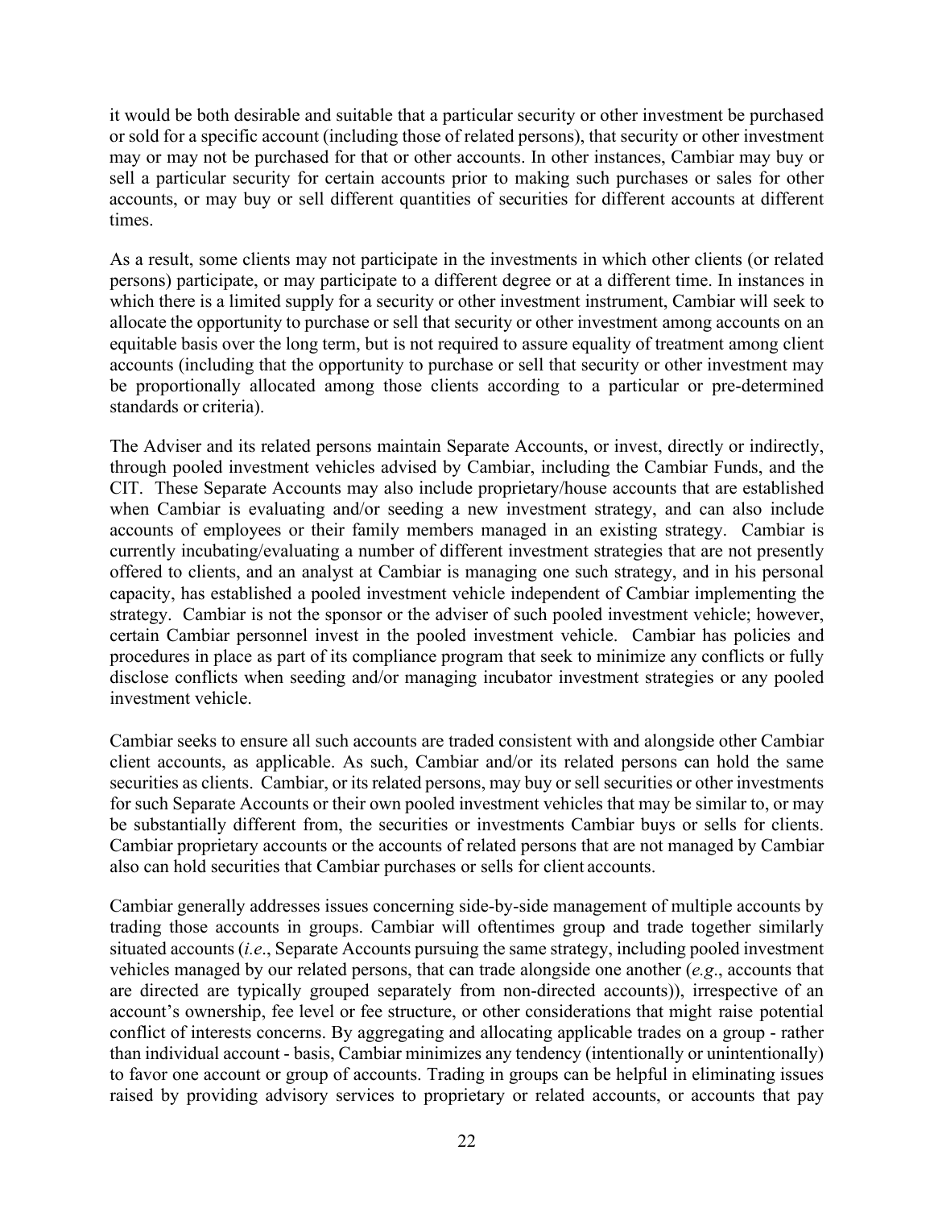it would be both desirable and suitable that a particular security or other investment be purchased or sold for a specific account (including those of related persons), that security or other investment may or may not be purchased for that or other accounts. In other instances, Cambiar may buy or sell a particular security for certain accounts prior to making such purchases or sales for other accounts, or may buy or sell different quantities of securities for different accounts at different times.

As a result, some clients may not participate in the investments in which other clients (or related persons) participate, or may participate to a different degree or at a different time. In instances in which there is a limited supply for a security or other investment instrument, Cambiar will seek to allocate the opportunity to purchase or sell that security or other investment among accounts on an equitable basis over the long term, but is not required to assure equality of treatment among client accounts (including that the opportunity to purchase or sell that security or other investment may be proportionally allocated among those clients according to a particular or pre-determined standards or criteria).

The Adviser and its related persons maintain Separate Accounts, or invest, directly or indirectly, through pooled investment vehicles advised by Cambiar, including the Cambiar Funds, and the CIT. These Separate Accounts may also include proprietary/house accounts that are established when Cambiar is evaluating and/or seeding a new investment strategy, and can also include accounts of employees or their family members managed in an existing strategy. Cambiar is currently incubating/evaluating a number of different investment strategies that are not presently offered to clients, and an analyst at Cambiar is managing one such strategy, and in his personal capacity, has established a pooled investment vehicle independent of Cambiar implementing the strategy. Cambiar is not the sponsor or the adviser of such pooled investment vehicle; however, certain Cambiar personnel invest in the pooled investment vehicle. Cambiar has policies and procedures in place as part of its compliance program that seek to minimize any conflicts or fully disclose conflicts when seeding and/or managing incubator investment strategies or any pooled investment vehicle.

Cambiar seeks to ensure all such accounts are traded consistent with and alongside other Cambiar client accounts, as applicable. As such, Cambiar and/or its related persons can hold the same securities as clients. Cambiar, or its related persons, may buy or sell securities or other investments for such Separate Accounts or their own pooled investment vehicles that may be similar to, or may be substantially different from, the securities or investments Cambiar buys or sells for clients. Cambiar proprietary accounts or the accounts of related persons that are not managed by Cambiar also can hold securities that Cambiar purchases or sells for client accounts.

Cambiar generally addresses issues concerning side-by-side management of multiple accounts by trading those accounts in groups. Cambiar will oftentimes group and trade together similarly situated accounts (*i.e*., Separate Accounts pursuing the same strategy, including pooled investment vehicles managed by our related persons, that can trade alongside one another (*e.g*., accounts that are directed are typically grouped separately from non-directed accounts)), irrespective of an account's ownership, fee level or fee structure, or other considerations that might raise potential conflict of interests concerns. By aggregating and allocating applicable trades on a group - rather than individual account - basis, Cambiar minimizes any tendency (intentionally or unintentionally) to favor one account or group of accounts. Trading in groups can be helpful in eliminating issues raised by providing advisory services to proprietary or related accounts, or accounts that pay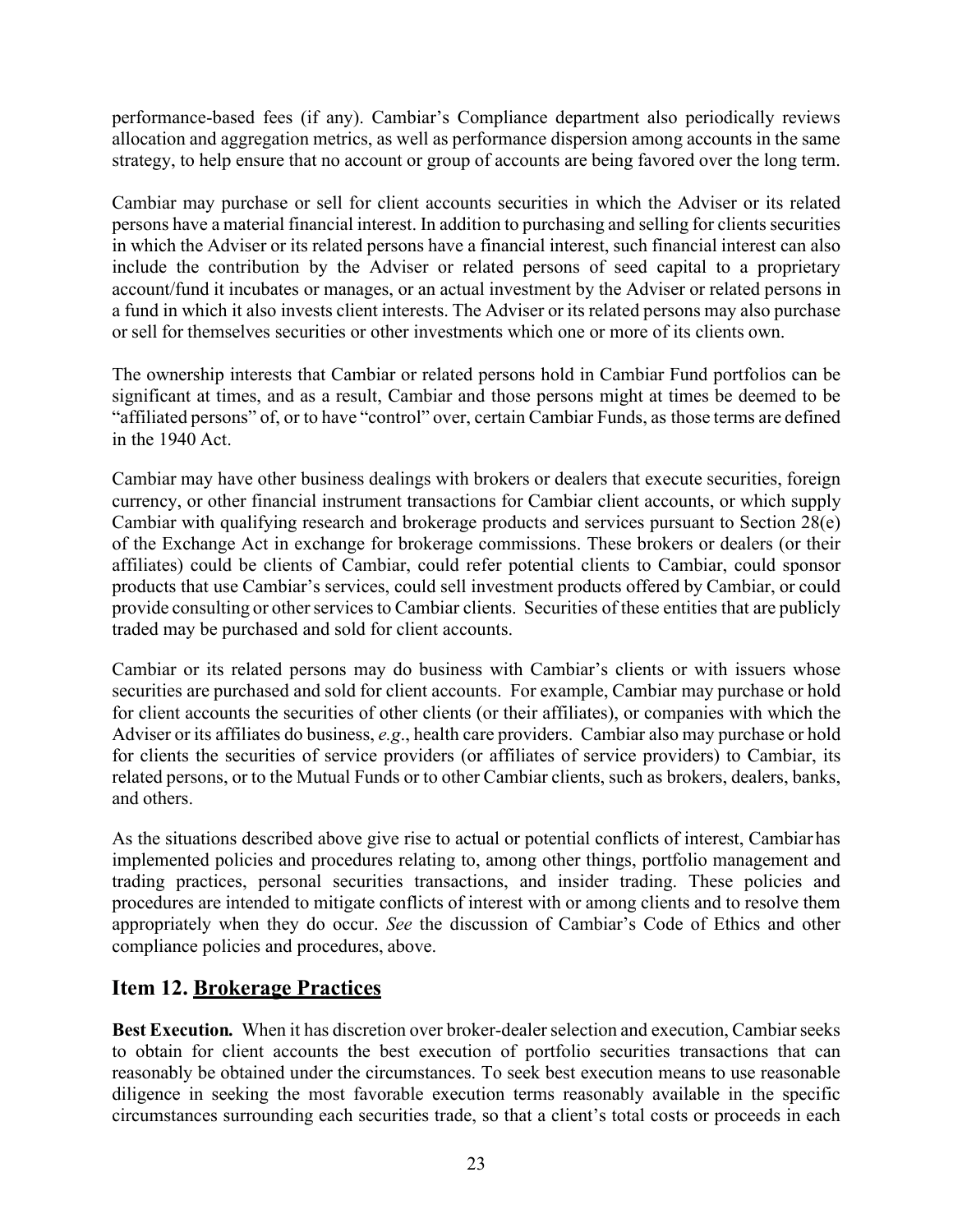performance-based fees (if any). Cambiar's Compliance department also periodically reviews allocation and aggregation metrics, as well as performance dispersion among accounts in the same strategy, to help ensure that no account or group of accounts are being favored over the long term.

Cambiar may purchase or sell for client accounts securities in which the Adviser or its related persons have a material financial interest. In addition to purchasing and selling for clients securities in which the Adviser or its related persons have a financial interest, such financial interest can also include the contribution by the Adviser or related persons of seed capital to a proprietary account/fund it incubates or manages, or an actual investment by the Adviser or related persons in a fund in which it also invests client interests. The Adviser or its related persons may also purchase or sell for themselves securities or other investments which one or more of its clients own.

The ownership interests that Cambiar or related persons hold in Cambiar Fund portfolios can be significant at times, and as a result, Cambiar and those persons might at times be deemed to be "affiliated persons" of, or to have "control" over, certain Cambiar Funds, as those terms are defined in the 1940 Act.

Cambiar may have other business dealings with brokers or dealers that execute securities, foreign currency, or other financial instrument transactions for Cambiar client accounts, or which supply Cambiar with qualifying research and brokerage products and services pursuant to Section 28(e) of the Exchange Act in exchange for brokerage commissions. These brokers or dealers (or their affiliates) could be clients of Cambiar, could refer potential clients to Cambiar, could sponsor products that use Cambiar's services, could sell investment products offered by Cambiar, or could provide consulting or other services to Cambiar clients. Securities of these entities that are publicly traded may be purchased and sold for client accounts.

Cambiar or its related persons may do business with Cambiar's clients or with issuers whose securities are purchased and sold for client accounts. For example, Cambiar may purchase or hold for client accounts the securities of other clients (or their affiliates), or companies with which the Adviser or its affiliates do business, *e.g*., health care providers. Cambiar also may purchase or hold for clients the securities of service providers (or affiliates of service providers) to Cambiar, its related persons, or to the Mutual Funds or to other Cambiar clients, such as brokers, dealers, banks, and others.

As the situations described above give rise to actual or potential conflicts of interest, Cambiar has implemented policies and procedures relating to, among other things, portfolio management and trading practices, personal securities transactions, and insider trading. These policies and procedures are intended to mitigate conflicts of interest with or among clients and to resolve them appropriately when they do occur. *See* the discussion of Cambiar's Code of Ethics and other compliance policies and procedures, above.

## Item 12. <u>Brokerage Practices</u>

**Best Execution.** When it has discretion over broker-dealer selection and execution, Cambiar seeks to obtain for client accounts the best execution of portfolio securities transactions that can reasonably be obtained under the circumstances. To seek best execution means to use reasonable diligence in seeking the most favorable execution terms reasonably available in the specific circumstances surrounding each securities trade, so that a client's total costs or proceeds in each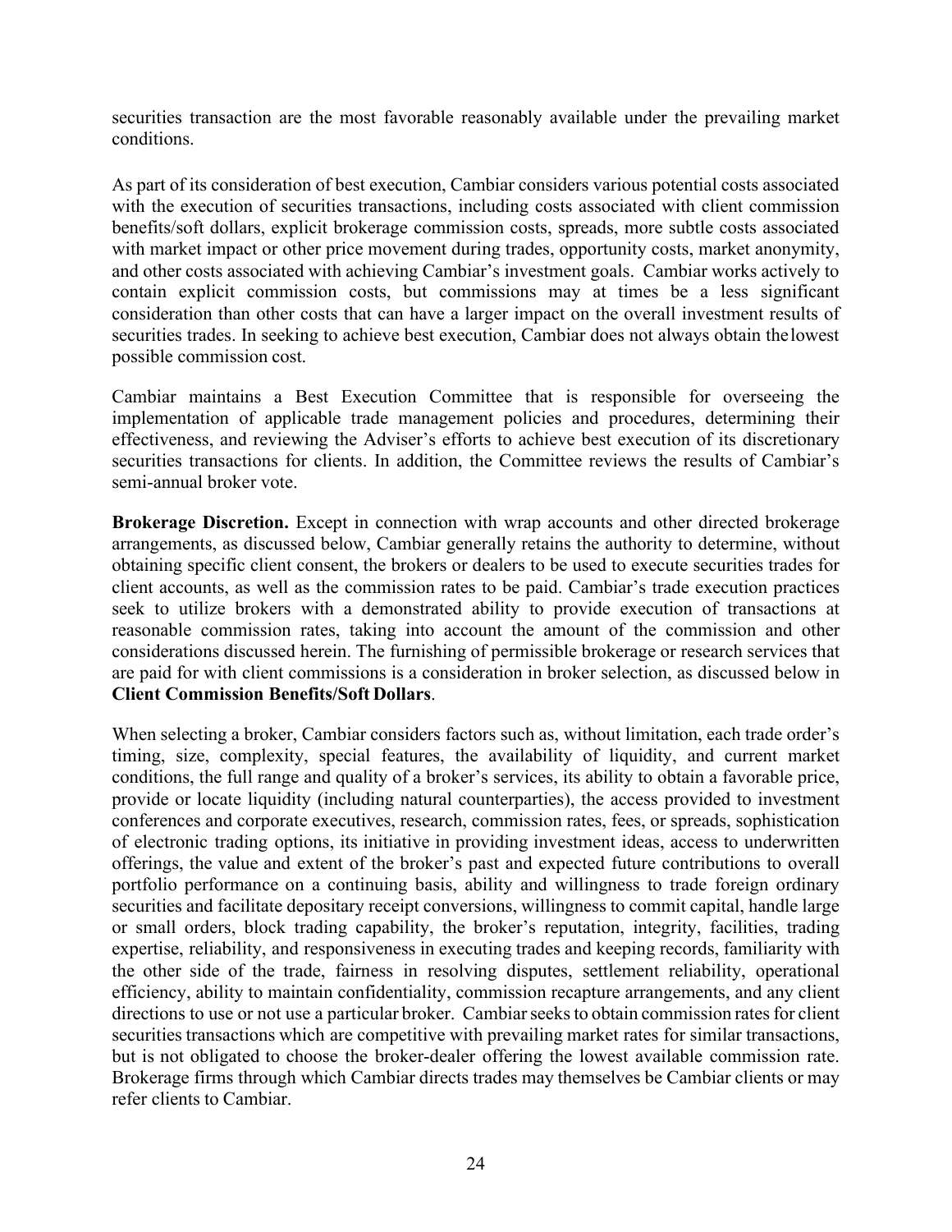securities transaction are the most favorable reasonably available under the prevailing market conditions.

As part of its consideration of best execution, Cambiar considers various potential costs associated with the execution of securities transactions, including costs associated with client commission benefits/soft dollars, explicit brokerage commission costs, spreads, more subtle costs associated with market impact or other price movement during trades, opportunity costs, market anonymity, and other costs associated with achieving Cambiar's investment goals. Cambiar works actively to contain explicit commission costs, but commissions may at times be a less significant consideration than other costs that can have a larger impact on the overall investment results of securities trades. In seeking to achieve best execution, Cambiar does not always obtain the lowest possible commission cost.

Cambiar maintains a Best Execution Committee that is responsible for overseeing the implementation of applicable trade management policies and procedures, determining their effectiveness, and reviewing the Adviser's efforts to achieve best execution of its discretionary securities transactions for clients. In addition, the Committee reviews the results of Cambiar's semi-annual broker vote.

**Brokerage Discretion.** Except in connection with wrap accounts and other directed brokerage arrangements, as discussed below, Cambiar generally retains the authority to determine, without obtaining specific client consent, the brokers or dealers to be used to execute securities trades for client accounts, as well as the commission rates to be paid. Cambiar's trade execution practices seek to utilize brokers with a demonstrated ability to provide execution of transactions at reasonable commission rates, taking into account the amount of the commission and other considerations discussed herein. The furnishing of permissible brokerage or research services that are paid for with client commissions is a consideration in broker selection, as discussed below in **Client Commission Benefits/Soft Dollars**.

When selecting a broker, Cambiar considers factors such as, without limitation, each trade order's timing, size, complexity, special features, the availability of liquidity, and current market conditions, the full range and quality of a broker's services, its ability to obtain a favorable price, provide or locate liquidity (including natural counterparties), the access provided to investment conferences and corporate executives, research, commission rates, fees, or spreads, sophistication of electronic trading options, its initiative in providing investment ideas, access to underwritten offerings, the value and extent of the broker's past and expected future contributions to overall portfolio performance on a continuing basis, ability and willingness to trade foreign ordinary securities and facilitate depositary receipt conversions, willingness to commit capital, handle large or small orders, block trading capability, the broker's reputation, integrity, facilities, trading expertise, reliability, and responsiveness in executing trades and keeping records, familiarity with the other side of the trade, fairness in resolving disputes, settlement reliability, operational efficiency, ability to maintain confidentiality, commission recapture arrangements, and any client directions to use or not use a particular broker. Cambiar seeks to obtain commission rates for client securities transactions which are competitive with prevailing market rates for similar transactions, but is not obligated to choose the broker-dealer offering the lowest available commission rate. Brokerage firms through which Cambiar directs trades may themselves be Cambiar clients or may refer clients to Cambiar.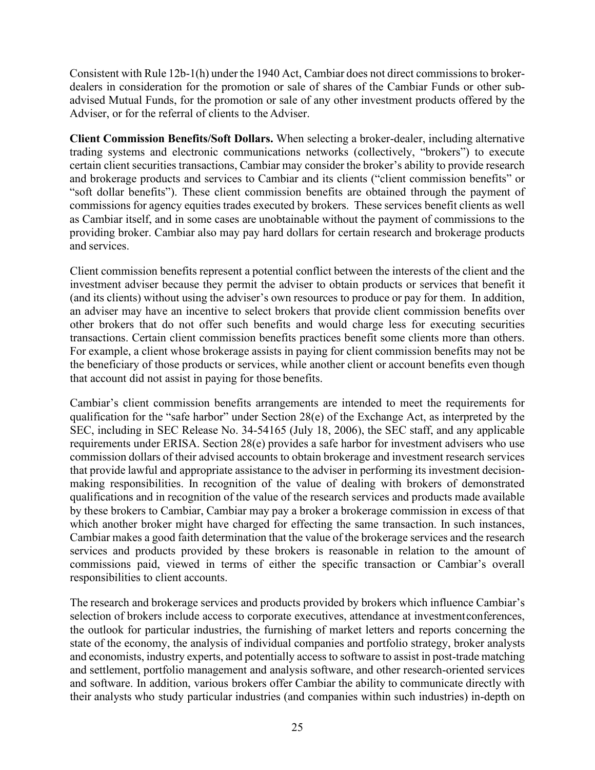Consistent with Rule 12b-1(h) under the 1940 Act, Cambiar does not direct commissions to broker-dealers in consideration for the promotion or sale of shares of the Cambiar Funds or other sub-advised Mutual Funds, for the promotion or sale of any other investment products offered by the Adviser, or for the referral of clients to the Adviser.

**Client Commission Benefits/Soft Dollars.** When selecting a broker-dealer, including alternative trading systems and electronic communications networks (collectively, "brokers") to execute certain client securities transactions, Cambiar may consider the broker's ability to provide research and brokerage products and services to Cambiar and its clients ("client commission benefits" or "soft dollar benefits"). These client commission benefits are obtained through the payment of commissions for agency equities trades executed by brokers. These services benefit clients as well as Cambiar itself, and in some cases are unobtainable without the payment of commissions to the providing broker. Cambiar also may pay hard dollars for certain research and brokerage products and services.

Client commission benefits represent a potential conflict between the interests of the client and the investment adviser because they permit the adviser to obtain products or services that benefit it (and its clients) without using the adviser's own resources to produce or pay for them. In addition, an adviser may have an incentive to select brokers that provide client commission benefits over other brokers that do not offer such benefits and would charge less for executing securities transactions. Certain client commission benefits practices benefit some clients more than others. For example, a client whose brokerage assists in paying for client commission benefits may not be the beneficiary of those products or services, while another client or account benefits even though that account did not assist in paying for those benefits.

Cambiar's client commission benefits arrangements are intended to meet the requirements for qualification for the "safe harbor" under Section 28(e) of the Exchange Act, as interpreted by the SEC, including in SEC Release No. 34-54165 (July 18, 2006), the SEC staff, and any applicable requirements under ERISA. Section 28(e) provides a safe harbor for investment advisers who use commission dollars of their advised accounts to obtain brokerage and investment research services that provide lawful and appropriate assistance to the adviser in performing its investment decision-making responsibilities. In recognition of the value of dealing with brokers of demonstrated qualifications and in recognition of the value of the research services and products made available by these brokers to Cambiar, Cambiar may pay a broker a brokerage commission in excess of that which another broker might have charged for effecting the same transaction. In such instances, Cambiar makes a good faith determination that the value of the brokerage services and the research services and products provided by these brokers is reasonable in relation to the amount of commissions paid, viewed in terms of either the specific transaction or Cambiar's overall responsibilities to client accounts.

The research and brokerage services and products provided by brokers which influence Cambiar's selection of brokers include access to corporate executives, attendance at investment conferences, the outlook for particular industries, the furnishing of market letters and reports concerning the state of the economy, the analysis of individual companies and portfolio strategy, broker analysts and economists, industry experts, and potentially access to software to assist in post-trade matching and settlement, portfolio management and analysis software, and other research-oriented services and software. In addition, various brokers offer Cambiar the ability to communicate directly with their analysts who study particular industries (and companies within such industries) in-depth on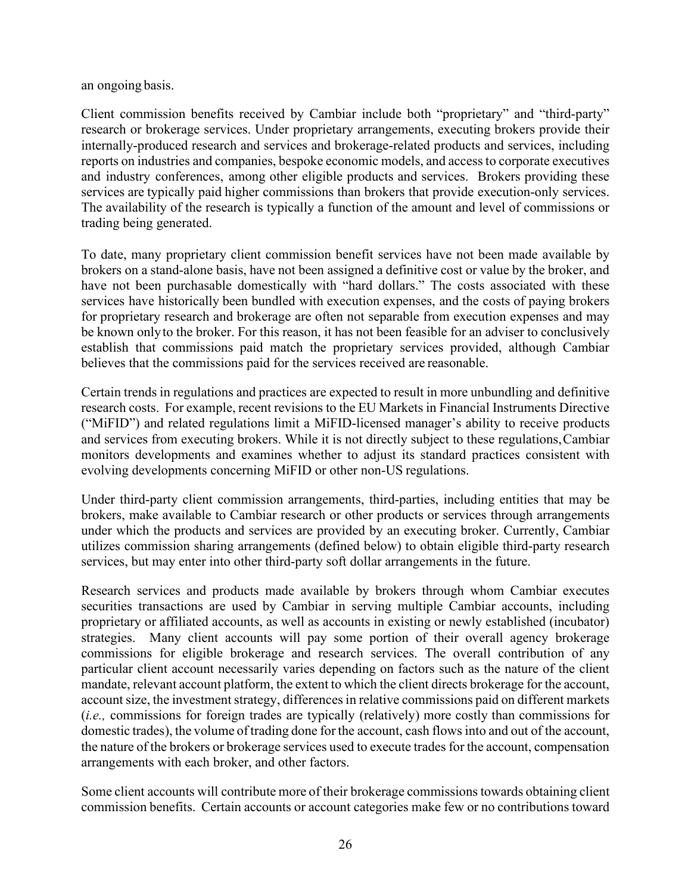an ongoing basis.

Client commission benefits received by Cambiar include both "proprietary" and "third-party" research or brokerage services. Under proprietary arrangements, executing brokers provide their internally-produced research and services and brokerage-related products and services, including reports on industries and companies, bespoke economic models, and access to corporate executives and industry conferences, among other eligible products and services. Brokers providing these services are typically paid higher commissions than brokers that provide execution-only services. The availability of the research is typically a function of the amount and level of commissions or trading being generated.

To date, many proprietary client commission benefit services have not been made available by brokers on a stand-alone basis, have not been assigned a definitive cost or value by the broker, and have not been purchasable domestically with "hard dollars." The costs associated with these services have historically been bundled with execution expenses, and the costs of paying brokers for proprietary research and brokerage are often not separable from execution expenses and may be known only to the broker. For this reason, it has not been feasible for an adviser to conclusively establish that commissions paid match the proprietary services provided, although Cambiar believes that the commissions paid for the services received are reasonable.

Certain trends in regulations and practices are expected to result in more unbundling and definitive research costs. For example, recent revisions to the EU Markets in Financial Instruments Directive ("MiFID") and related regulations limit a MiFID-licensed manager's ability to receive products and services from executing brokers. While it is not directly subject to these regulations, Cambiar monitors developments and examines whether to adjust its standard practices consistent with evolving developments concerning MiFID or other non-US regulations.

Under third-party client commission arrangements, third-parties, including entities that may be brokers, make available to Cambiar research or other products or services through arrangements under which the products and services are provided by an executing broker. Currently, Cambiar utilizes commission sharing arrangements (defined below) to obtain eligible third-party research services, but may enter into other third-party soft dollar arrangements in the future.

Research services and products made available by brokers through whom Cambiar executes securities transactions are used by Cambiar in serving multiple Cambiar accounts, including proprietary or affiliated accounts, as well as accounts in existing or newly established (incubator) strategies. Many client accounts will pay some portion of their overall agency brokerage commissions for eligible brokerage and research services. The overall contribution of any particular client account necessarily varies depending on factors such as the nature of the client mandate, relevant account platform, the extent to which the client directs brokerage for the account, account size, the investment strategy, differences in relative commissions paid on different markets (*i.e.,* commissions for foreign trades are typically (relatively) more costly than commissions for domestic trades), the volume of trading done for the account, cash flows into and out of the account, the nature of the brokers or brokerage services used to execute trades for the account, compensation arrangements with each broker, and other factors.

Some client accounts will contribute more of their brokerage commissions towards obtaining client commission benefits. Certain accounts or account categories make few or no contributions toward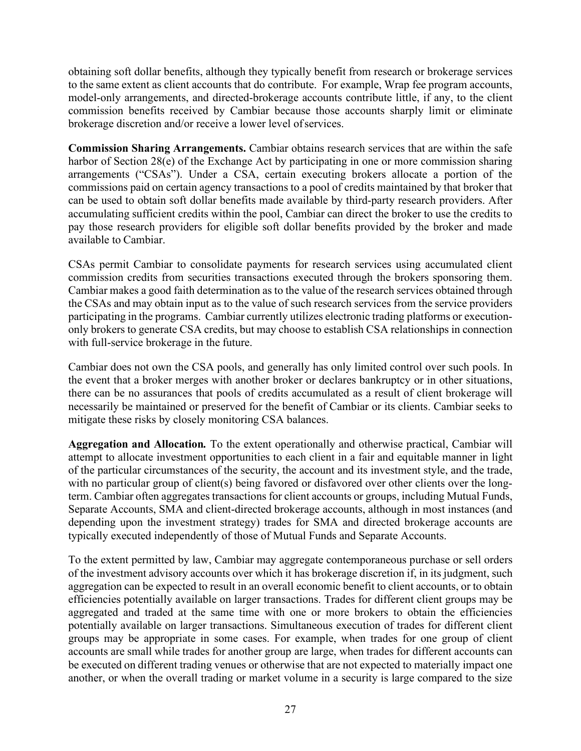obtaining soft dollar benefits, although they typically benefit from research or brokerage services to the same extent as client accounts that do contribute. For example, Wrap fee program accounts, model-only arrangements, and directed-brokerage accounts contribute little, if any, to the client commission benefits received by Cambiar because those accounts sharply limit or eliminate brokerage discretion and/or receive a lower level of services.

**Commission Sharing Arrangements.** Cambiar obtains research services that are within the safe harbor of Section 28(e) of the Exchange Act by participating in one or more commission sharing arrangements ("CSAs"). Under a CSA, certain executing brokers allocate a portion of the commissions paid on certain agency transactions to a pool of credits maintained by that broker that can be used to obtain soft dollar benefits made available by third-party research providers. After accumulating sufficient credits within the pool, Cambiar can direct the broker to use the credits to pay those research providers for eligible soft dollar benefits provided by the broker and made available to Cambiar.

CSAs permit Cambiar to consolidate payments for research services using accumulated client commission credits from securities transactions executed through the brokers sponsoring them. Cambiar makes a good faith determination as to the value of the research services obtained through the CSAs and may obtain input as to the value of such research services from the service providers participating in the programs. Cambiar currently utilizes electronic trading platforms or execution-only brokers to generate CSA credits, but may choose to establish CSA relationships in connection with full-service brokerage in the future.

Cambiar does not own the CSA pools, and generally has only limited control over such pools. In the event that a broker merges with another broker or declares bankruptcy or in other situations, there can be no assurances that pools of credits accumulated as a result of client brokerage will necessarily be maintained or preserved for the benefit of Cambiar or its clients. Cambiar seeks to mitigate these risks by closely monitoring CSA balances.

**Aggregation and Allocation.** To the extent operationally and otherwise practical, Cambiar will attempt to allocate investment opportunities to each client in a fair and equitable manner in light of the particular circumstances of the security, the account and its investment style, and the trade, with no particular group of client(s) being favored or disfavored over other clients over the long-term. Cambiar often aggregates transactions for client accounts or groups, including Mutual Funds, Separate Accounts, SMA and client-directed brokerage accounts, although in most instances (and depending upon the investment strategy) trades for SMA and directed brokerage accounts are typically executed independently of those of Mutual Funds and Separate Accounts.

To the extent permitted by law, Cambiar may aggregate contemporaneous purchase or sell orders of the investment advisory accounts over which it has brokerage discretion if, in its judgment, such aggregation can be expected to result in an overall economic benefit to client accounts, or to obtain efficiencies potentially available on larger transactions. Trades for different client groups may be aggregated and traded at the same time with one or more brokers to obtain the efficiencies potentially available on larger transactions. Simultaneous execution of trades for different client groups may be appropriate in some cases. For example, when trades for one group of client accounts are small while trades for another group are large, when trades for different accounts can be executed on different trading venues or otherwise that are not expected to materially impact one another, or when the overall trading or market volume in a security is large compared to the size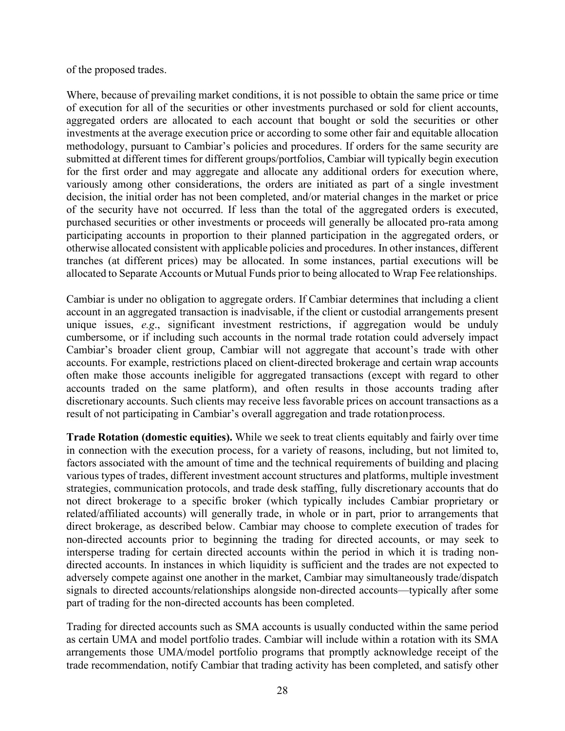of the proposed trades.

Where, because of prevailing market conditions, it is not possible to obtain the same price or time of execution for all of the securities or other investments purchased or sold for client accounts, aggregated orders are allocated to each account that bought or sold the securities or other investments at the average execution price or according to some other fair and equitable allocation methodology, pursuant to Cambiar's policies and procedures. If orders for the same security are submitted at different times for different groups/portfolios, Cambiar will typically begin execution for the first order and may aggregate and allocate any additional orders for execution where, variously among other considerations, the orders are initiated as part of a single investment decision, the initial order has not been completed, and/or material changes in the market or price of the security have not occurred. If less than the total of the aggregated orders is executed, purchased securities or other investments or proceeds will generally be allocated pro-rata among participating accounts in proportion to their planned participation in the aggregated orders, or otherwise allocated consistent with applicable policies and procedures. In other instances, different tranches (at different prices) may be allocated. In some instances, partial executions will be allocated to Separate Accounts or Mutual Funds prior to being allocated to Wrap Fee relationships.

Cambiar is under no obligation to aggregate orders. If Cambiar determines that including a client account in an aggregated transaction is inadvisable, if the client or custodial arrangements present unique issues, *e.g*., significant investment restrictions, if aggregation would be unduly cumbersome, or if including such accounts in the normal trade rotation could adversely impact Cambiar's broader client group, Cambiar will not aggregate that account's trade with other accounts. For example, restrictions placed on client-directed brokerage and certain wrap accounts often make those accounts ineligible for aggregated transactions (except with regard to other accounts traded on the same platform), and often results in those accounts trading after discretionary accounts. Such clients may receive less favorable prices on account transactions as a result of not participating in Cambiar's overall aggregation and trade rotation process.

**Trade Rotation (domestic equities).** While we seek to treat clients equitably and fairly over time in connection with the execution process, for a variety of reasons, including, but not limited to, factors associated with the amount of time and the technical requirements of building and placing various types of trades, different investment account structures and platforms, multiple investment strategies, communication protocols, and trade desk staffing, fully discretionary accounts that do not direct brokerage to a specific broker (which typically includes Cambiar proprietary or related/affiliated accounts) will generally trade, in whole or in part, prior to arrangements that direct brokerage, as described below. Cambiar may choose to complete execution of trades for non-directed accounts prior to beginning the trading for directed accounts, or may seek to intersperse trading for certain directed accounts within the period in which it is trading non-directed accounts. In instances in which liquidity is sufficient and the trades are not expected to adversely compete against one another in the market, Cambiar may simultaneously trade/dispatch signals to directed accounts/relationships alongside non-directed accounts—typically after some part of trading for the non-directed accounts has been completed.

Trading for directed accounts such as SMA accounts is usually conducted within the same period as certain UMA and model portfolio trades. Cambiar will include within a rotation with its SMA arrangements those UMA/model portfolio programs that promptly acknowledge receipt of the trade recommendation, notify Cambiar that trading activity has been completed, and satisfy other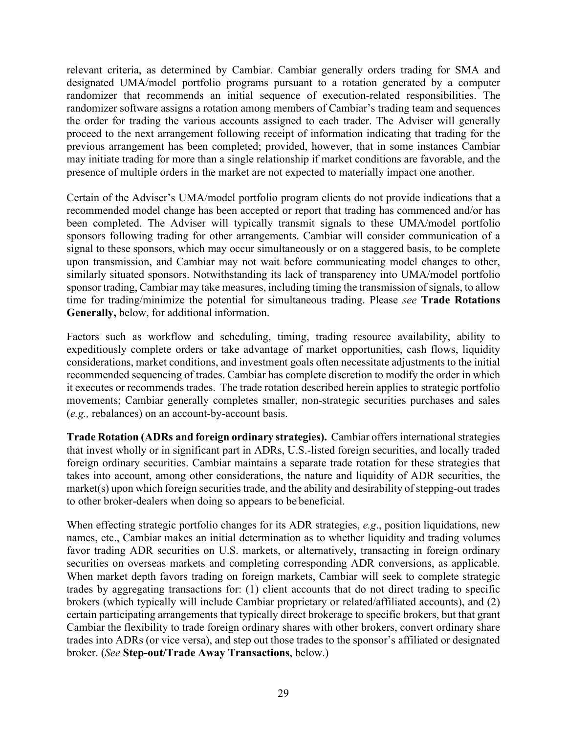relevant criteria, as determined by Cambiar. Cambiar generally orders trading for SMA and designated UMA/model portfolio programs pursuant to a rotation generated by a computer randomizer that recommends an initial sequence of execution-related responsibilities. The randomizer software assigns a rotation among members of Cambiar's trading team and sequences the order for trading the various accounts assigned to each trader. The Adviser will generally proceed to the next arrangement following receipt of information indicating that trading for the previous arrangement has been completed; provided, however, that in some instances Cambiar may initiate trading for more than a single relationship if market conditions are favorable, and the presence of multiple orders in the market are not expected to materially impact one another.

Certain of the Adviser's UMA/model portfolio program clients do not provide indications that a recommended model change has been accepted or report that trading has commenced and/or has been completed. The Adviser will typically transmit signals to these UMA/model portfolio sponsors following trading for other arrangements. Cambiar will consider communication of a signal to these sponsors, which may occur simultaneously or on a staggered basis, to be complete upon transmission, and Cambiar may not wait before communicating model changes to other, similarly situated sponsors. Notwithstanding its lack of transparency into UMA/model portfolio sponsor trading, Cambiar may take measures, including timing the transmission of signals, to allow time for trading/minimize the potential for simultaneous trading. Please *see* **Trade Rotations Generally,** below, for additional information.

Factors such as workflow and scheduling, timing, trading resource availability, ability to expeditiously complete orders or take advantage of market opportunities, cash flows, liquidity considerations, market conditions, and investment goals often necessitate adjustments to the initial recommended sequencing of trades. Cambiar has complete discretion to modify the order in which it executes or recommends trades. The trade rotation described herein applies to strategic portfolio movements; Cambiar generally completes smaller, non-strategic securities purchases and sales (*e.g.,* rebalances) on an account-by-account basis.

**Trade Rotation (ADRs and foreign ordinary strategies).** Cambiar offers international strategies that invest wholly or in significant part in ADRs, U.S.-listed foreign securities, and locally traded foreign ordinary securities. Cambiar maintains a separate trade rotation for these strategies that takes into account, among other considerations, the nature and liquidity of ADR securities, the market(s) upon which foreign securities trade, and the ability and desirability of stepping-out trades to other broker-dealers when doing so appears to be beneficial.

When effecting strategic portfolio changes for its ADR strategies, *e.g*., position liquidations, new names, etc., Cambiar makes an initial determination as to whether liquidity and trading volumes favor trading ADR securities on U.S. markets, or alternatively, transacting in foreign ordinary securities on overseas markets and completing corresponding ADR conversions, as applicable. When market depth favors trading on foreign markets, Cambiar will seek to complete strategic trades by aggregating transactions for: (1) client accounts that do not direct trading to specific brokers (which typically will include Cambiar proprietary or related/affiliated accounts), and (2) certain participating arrangements that typically direct brokerage to specific brokers, but that grant Cambiar the flexibility to trade foreign ordinary shares with other brokers, convert ordinary share trades into ADRs (or vice versa), and step out those trades to the sponsor's affiliated or designated broker. (*See* **Step-out/Trade Away Transactions**, below.)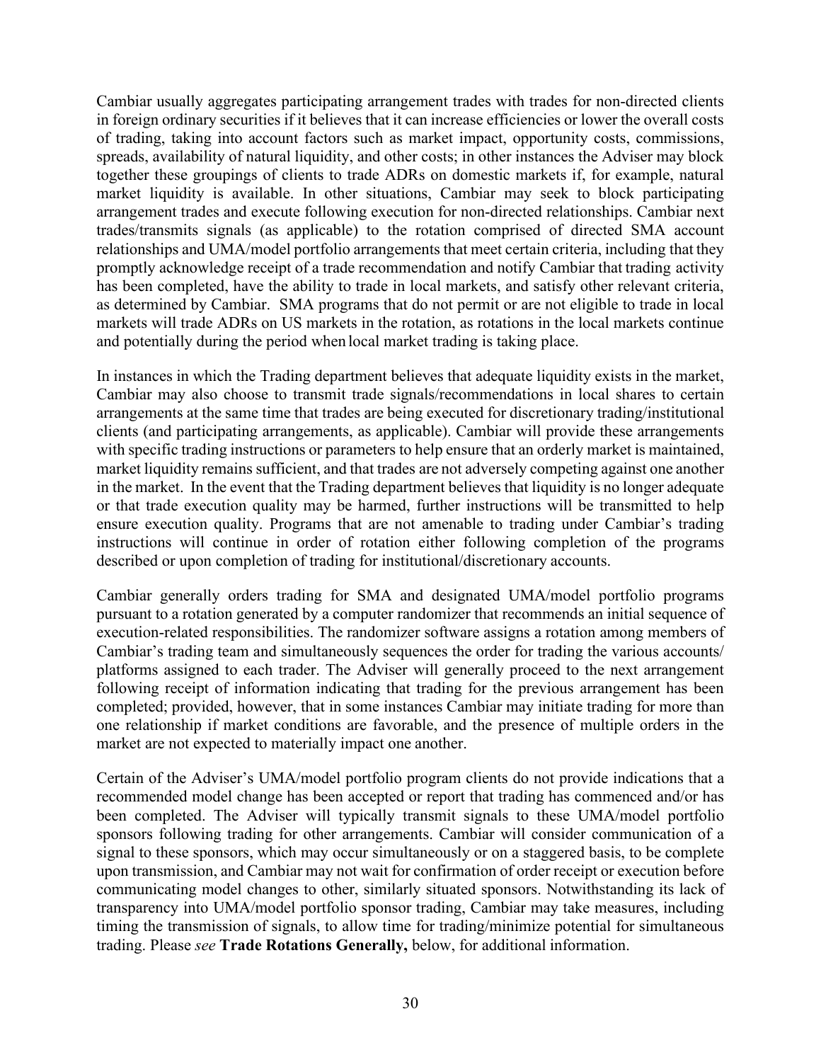Cambiar usually aggregates participating arrangement trades with trades for non-directed clients in foreign ordinary securities if it believes that it can increase efficiencies or lower the overall costs of trading, taking into account factors such as market impact, opportunity costs, commissions, spreads, availability of natural liquidity, and other costs; in other instances the Adviser may block together these groupings of clients to trade ADRs on domestic markets if, for example, natural market liquidity is available. In other situations, Cambiar may seek to block participating arrangement trades and execute following execution for non-directed relationships. Cambiar next trades/transmits signals (as applicable) to the rotation comprised of directed SMA account relationships and UMA/model portfolio arrangements that meet certain criteria, including that they promptly acknowledge receipt of a trade recommendation and notify Cambiar that trading activity has been completed, have the ability to trade in local markets, and satisfy other relevant criteria, as determined by Cambiar. SMA programs that do not permit or are not eligible to trade in local markets will trade ADRs on US markets in the rotation, as rotations in the local markets continue and potentially during the period when local market trading is taking place.

In instances in which the Trading department believes that adequate liquidity exists in the market, Cambiar may also choose to transmit trade signals/recommendations in local shares to certain arrangements at the same time that trades are being executed for discretionary trading/institutional clients (and participating arrangements, as applicable). Cambiar will provide these arrangements with specific trading instructions or parameters to help ensure that an orderly market is maintained, market liquidity remains sufficient, and that trades are not adversely competing against one another in the market. In the event that the Trading department believes that liquidity is no longer adequate or that trade execution quality may be harmed, further instructions will be transmitted to help ensure execution quality. Programs that are not amenable to trading under Cambiar's trading instructions will continue in order of rotation either following completion of the programs described or upon completion of trading for institutional/discretionary accounts.

Cambiar generally orders trading for SMA and designated UMA/model portfolio programs pursuant to a rotation generated by a computer randomizer that recommends an initial sequence of execution-related responsibilities. The randomizer software assigns a rotation among members of Cambiar's trading team and simultaneously sequences the order for trading the various accounts/ platforms assigned to each trader. The Adviser will generally proceed to the next arrangement following receipt of information indicating that trading for the previous arrangement has been completed; provided, however, that in some instances Cambiar may initiate trading for more than one relationship if market conditions are favorable, and the presence of multiple orders in the market are not expected to materially impact one another.

Certain of the Adviser's UMA/model portfolio program clients do not provide indications that a recommended model change has been accepted or report that trading has commenced and/or has been completed. The Adviser will typically transmit signals to these UMA/model portfolio sponsors following trading for other arrangements. Cambiar will consider communication of a signal to these sponsors, which may occur simultaneously or on a staggered basis, to be complete upon transmission, and Cambiar may not wait for confirmation of order receipt or execution before communicating model changes to other, similarly situated sponsors. Notwithstanding its lack of transparency into UMA/model portfolio sponsor trading, Cambiar may take measures, including timing the transmission of signals, to allow time for trading/minimize potential for simultaneous trading. Please *see* **Trade Rotations Generally,** below, for additional information.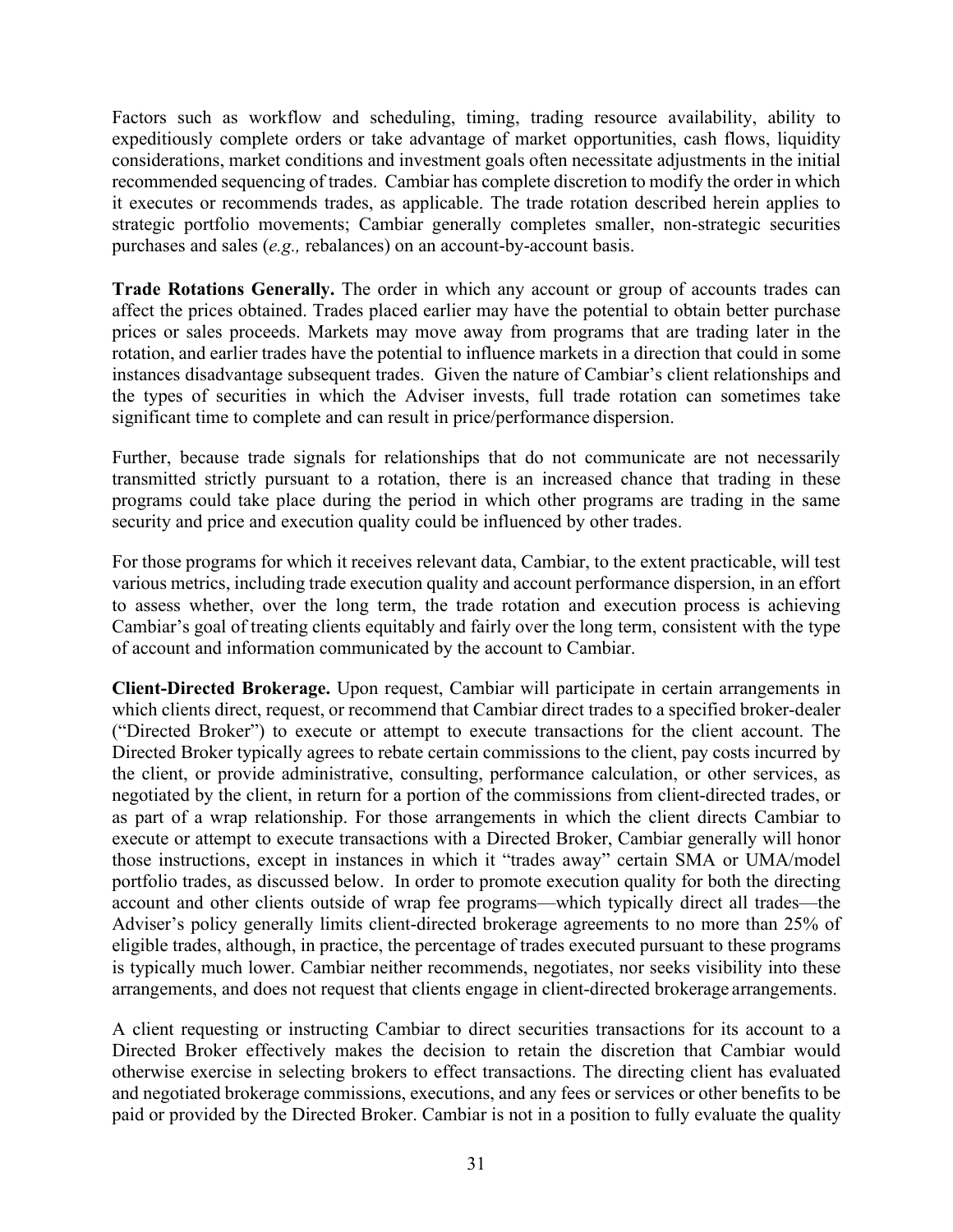Factors such as workflow and scheduling, timing, trading resource availability, ability to expeditiously complete orders or take advantage of market opportunities, cash flows, liquidity considerations, market conditions and investment goals often necessitate adjustments in the initial recommended sequencing of trades. Cambiar has complete discretion to modify the order in which it executes or recommends trades, as applicable. The trade rotation described herein applies to strategic portfolio movements; Cambiar generally completes smaller, non-strategic securities purchases and sales (*e.g.,* rebalances) on an account-by-account basis.

**Trade Rotations Generally.** The order in which any account or group of accounts trades can affect the prices obtained. Trades placed earlier may have the potential to obtain better purchase prices or sales proceeds. Markets may move away from programs that are trading later in the rotation, and earlier trades have the potential to influence markets in a direction that could in some instances disadvantage subsequent trades. Given the nature of Cambiar's client relationships and the types of securities in which the Adviser invests, full trade rotation can sometimes take significant time to complete and can result in price/performance dispersion.

Further, because trade signals for relationships that do not communicate are not necessarily transmitted strictly pursuant to a rotation, there is an increased chance that trading in these programs could take place during the period in which other programs are trading in the same security and price and execution quality could be influenced by other trades.

For those programs for which it receives relevant data, Cambiar, to the extent practicable, will test various metrics, including trade execution quality and account performance dispersion, in an effort to assess whether, over the long term, the trade rotation and execution process is achieving Cambiar's goal of treating clients equitably and fairly over the long term, consistent with the type of account and information communicated by the account to Cambiar.

**Client-Directed Brokerage.** Upon request, Cambiar will participate in certain arrangements in which clients direct, request, or recommend that Cambiar direct trades to a specified broker-dealer ("Directed Broker") to execute or attempt to execute transactions for the client account. The Directed Broker typically agrees to rebate certain commissions to the client, pay costs incurred by the client, or provide administrative, consulting, performance calculation, or other services, as negotiated by the client, in return for a portion of the commissions from client-directed trades, or as part of a wrap relationship. For those arrangements in which the client directs Cambiar to execute or attempt to execute transactions with a Directed Broker, Cambiar generally will honor those instructions, except in instances in which it "trades away" certain SMA or UMA/model portfolio trades, as discussed below. In order to promote execution quality for both the directing account and other clients outside of wrap fee programs—which typically direct all trades—the Adviser's policy generally limits client-directed brokerage agreements to no more than 25% of eligible trades, although, in practice, the percentage of trades executed pursuant to these programs is typically much lower. Cambiar neither recommends, negotiates, nor seeks visibility into these arrangements, and does not request that clients engage in client-directed brokerage arrangements.

A client requesting or instructing Cambiar to direct securities transactions for its account to a Directed Broker effectively makes the decision to retain the discretion that Cambiar would otherwise exercise in selecting brokers to effect transactions. The directing client has evaluated and negotiated brokerage commissions, executions, and any fees or services or other benefits to be paid or provided by the Directed Broker. Cambiar is not in a position to fully evaluate the quality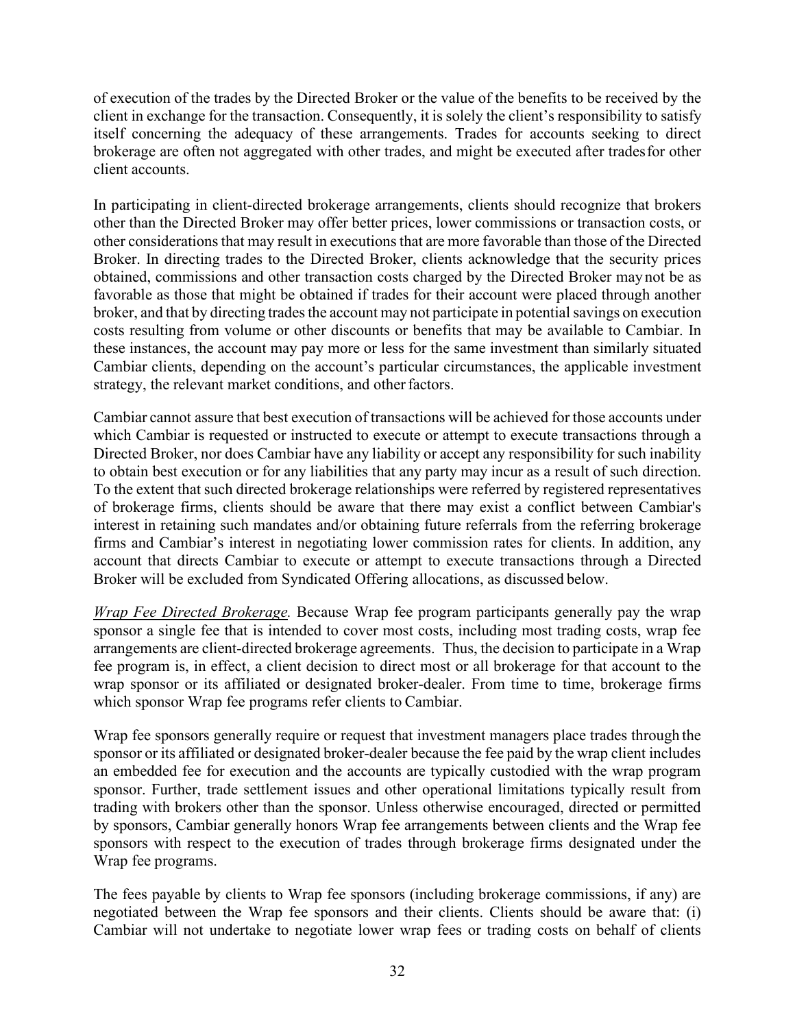of execution of the trades by the Directed Broker or the value of the benefits to be received by the client in exchange for the transaction. Consequently, it is solely the client's responsibility to satisfy itself concerning the adequacy of these arrangements. Trades for accounts seeking to direct brokerage are often not aggregated with other trades, and might be executed after trades for other client accounts.

In participating in client-directed brokerage arrangements, clients should recognize that brokers other than the Directed Broker may offer better prices, lower commissions or transaction costs, or other considerations that may result in executions that are more favorable than those of the Directed Broker. In directing trades to the Directed Broker, clients acknowledge that the security prices obtained, commissions and other transaction costs charged by the Directed Broker may not be as favorable as those that might be obtained if trades for their account were placed through another broker, and that by directing trades the account may not participate in potential savings on execution costs resulting from volume or other discounts or benefits that may be available to Cambiar. In these instances, the account may pay more or less for the same investment than similarly situated Cambiar clients, depending on the account's particular circumstances, the applicable investment strategy, the relevant market conditions, and other factors.

Cambiar cannot assure that best execution of transactions will be achieved for those accounts under which Cambiar is requested or instructed to execute or attempt to execute transactions through a Directed Broker, nor does Cambiar have any liability or accept any responsibility for such inability to obtain best execution or for any liabilities that any party may incur as a result of such direction. To the extent that such directed brokerage relationships were referred by registered representatives of brokerage firms, clients should be aware that there may exist a conflict between Cambiar's interest in retaining such mandates and/or obtaining future referrals from the referring brokerage firms and Cambiar's interest in negotiating lower commission rates for clients. In addition, any account that directs Cambiar to execute or attempt to execute transactions through a Directed Broker will be excluded from Syndicated Offering allocations, as discussed below.

*Wrap Fee Directed Brokerage.* Because Wrap fee program participants generally pay the wrap sponsor a single fee that is intended to cover most costs, including most trading costs, wrap fee arrangements are client-directed brokerage agreements. Thus, the decision to participate in a Wrap fee program is, in effect, a client decision to direct most or all brokerage for that account to the wrap sponsor or its affiliated or designated broker-dealer. From time to time, brokerage firms which sponsor Wrap fee programs refer clients to Cambiar.

Wrap fee sponsors generally require or request that investment managers place trades through the sponsor or its affiliated or designated broker-dealer because the fee paid by the wrap client includes an embedded fee for execution and the accounts are typically custodied with the wrap program sponsor. Further, trade settlement issues and other operational limitations typically result from trading with brokers other than the sponsor. Unless otherwise encouraged, directed or permitted by sponsors, Cambiar generally honors Wrap fee arrangements between clients and the Wrap fee sponsors with respect to the execution of trades through brokerage firms designated under the Wrap fee programs.

The fees payable by clients to Wrap fee sponsors (including brokerage commissions, if any) are negotiated between the Wrap fee sponsors and their clients. Clients should be aware that: (i) Cambiar will not undertake to negotiate lower wrap fees or trading costs on behalf of clients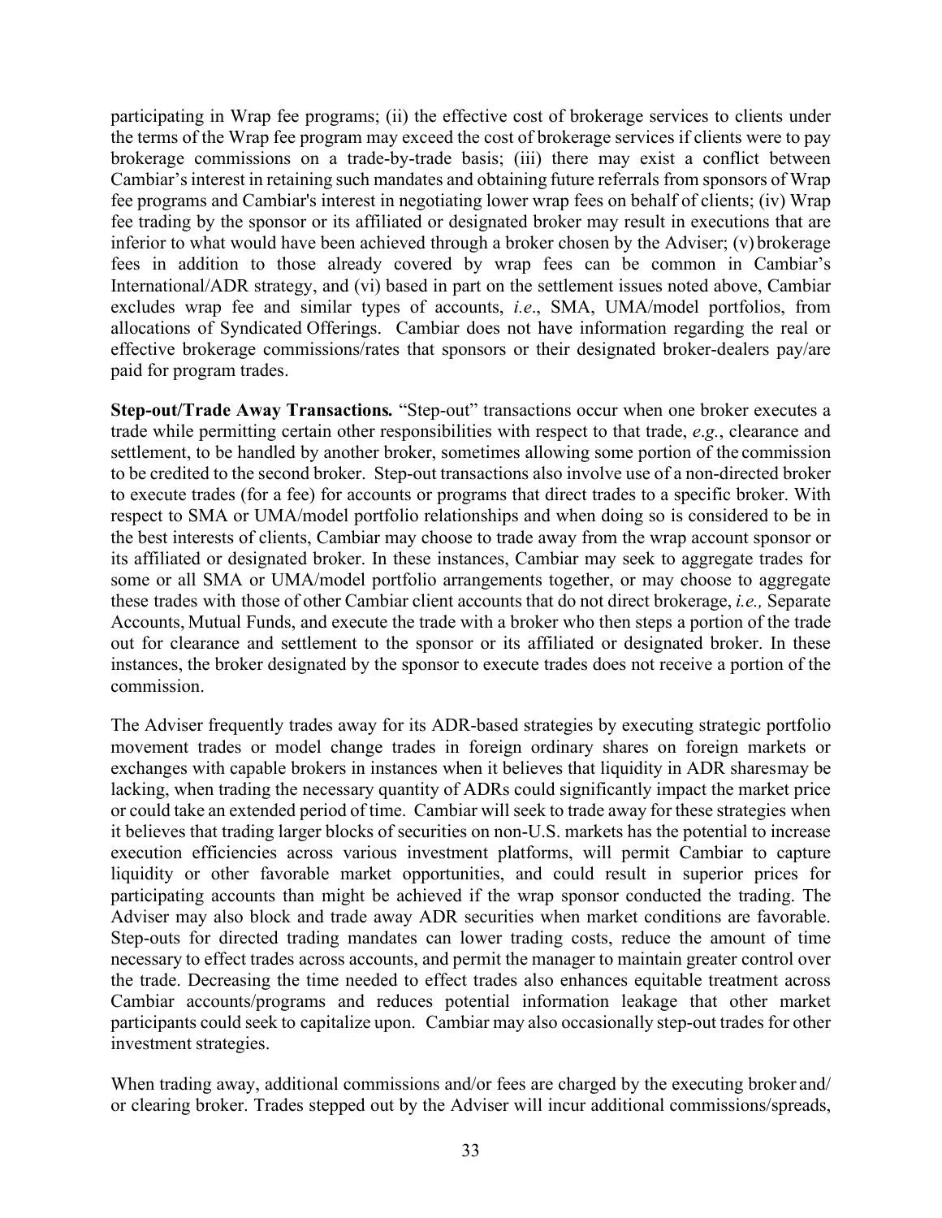participating in Wrap fee programs; (ii) the effective cost of brokerage services to clients under the terms of the Wrap fee program may exceed the cost of brokerage services if clients were to pay brokerage commissions on a trade-by-trade basis; (iii) there may exist a conflict between Cambiar's interest in retaining such mandates and obtaining future referrals from sponsors of Wrap fee programs and Cambiar's interest in negotiating lower wrap fees on behalf of clients; (iv) Wrap fee trading by the sponsor or its affiliated or designated broker may result in executions that are inferior to what would have been achieved through a broker chosen by the Adviser; (v) brokerage fees in addition to those already covered by wrap fees can be common in Cambiar's International/ADR strategy, and (vi) based in part on the settlement issues noted above, Cambiar excludes wrap fee and similar types of accounts, *i.e*., SMA, UMA/model portfolios, from allocations of Syndicated Offerings. Cambiar does not have information regarding the real or effective brokerage commissions/rates that sponsors or their designated broker-dealers pay/are paid for program trades.

**Step-out/Trade Away Transactions.** "Step-out" transactions occur when one broker executes a trade while permitting certain other responsibilities with respect to that trade, *e.g.*, clearance and settlement, to be handled by another broker, sometimes allowing some portion of the commission to be credited to the second broker. Step-out transactions also involve use of a non-directed broker to execute trades (for a fee) for accounts or programs that direct trades to a specific broker. With respect to SMA or UMA/model portfolio relationships and when doing so is considered to be in the best interests of clients, Cambiar may choose to trade away from the wrap account sponsor or its affiliated or designated broker. In these instances, Cambiar may seek to aggregate trades for some or all SMA or UMA/model portfolio arrangements together, or may choose to aggregate these trades with those of other Cambiar client accounts that do not direct brokerage, *i.e.,* Separate Accounts, Mutual Funds, and execute the trade with a broker who then steps a portion of the trade out for clearance and settlement to the sponsor or its affiliated or designated broker. In these instances, the broker designated by the sponsor to execute trades does not receive a portion of the commission.

The Adviser frequently trades away for its ADR-based strategies by executing strategic portfolio movement trades or model change trades in foreign ordinary shares on foreign markets or exchanges with capable brokers in instances when it believes that liquidity in ADR sharesmay be lacking, when trading the necessary quantity of ADRs could significantly impact the market price or could take an extended period of time. Cambiar will seek to trade away for these strategies when it believes that trading larger blocks of securities on non-U.S. markets has the potential to increase execution efficiencies across various investment platforms, will permit Cambiar to capture liquidity or other favorable market opportunities, and could result in superior prices for participating accounts than might be achieved if the wrap sponsor conducted the trading. The Adviser may also block and trade away ADR securities when market conditions are favorable. Step-outs for directed trading mandates can lower trading costs, reduce the amount of time necessary to effect trades across accounts, and permit the manager to maintain greater control over the trade. Decreasing the time needed to effect trades also enhances equitable treatment across Cambiar accounts/programs and reduces potential information leakage that other market participants could seek to capitalize upon. Cambiar may also occasionally step-out trades for other investment strategies.

When trading away, additional commissions and/or fees are charged by the executing broker and/ or clearing broker. Trades stepped out by the Adviser will incur additional commissions/spreads,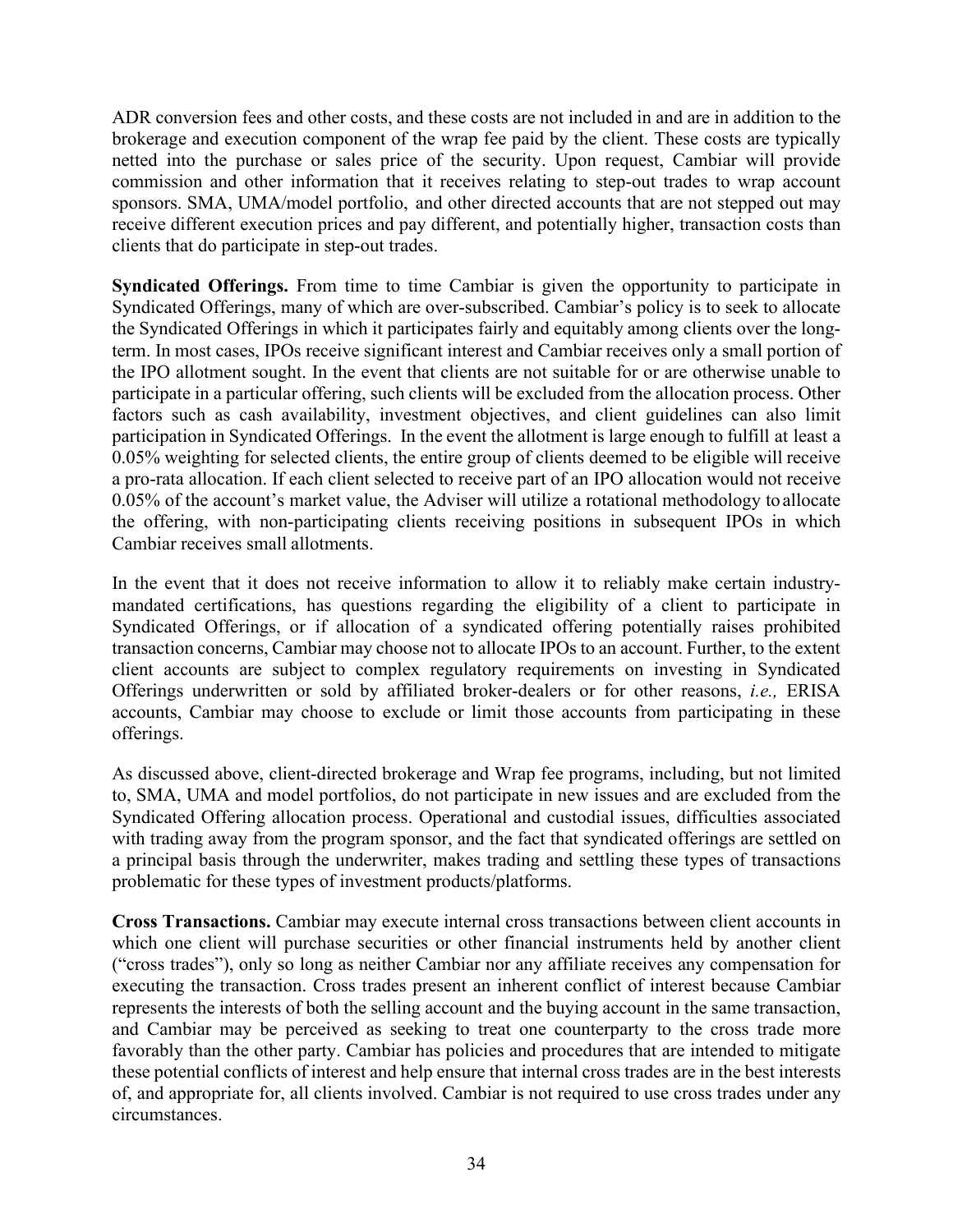ADR conversion fees and other costs, and these costs are not included in and are in addition to the brokerage and execution component of the wrap fee paid by the client. These costs are typically netted into the purchase or sales price of the security. Upon request, Cambiar will provide commission and other information that it receives relating to step-out trades to wrap account sponsors. SMA, UMA/model portfolio, and other directed accounts that are not stepped out may receive different execution prices and pay different, and potentially higher, transaction costs than clients that do participate in step-out trades.

**Syndicated Offerings.** From time to time Cambiar is given the opportunity to participate in Syndicated Offerings, many of which are over-subscribed. Cambiar's policy is to seek to allocate the Syndicated Offerings in which it participates fairly and equitably among clients over the long-term. In most cases, IPOs receive significant interest and Cambiar receives only a small portion of the IPO allotment sought. In the event that clients are not suitable for or are otherwise unable to participate in a particular offering, such clients will be excluded from the allocation process. Other factors such as cash availability, investment objectives, and client guidelines can also limit participation in Syndicated Offerings. In the event the allotment is large enough to fulfill at least a 0.05% weighting for selected clients, the entire group of clients deemed to be eligible will receive a pro-rata allocation. If each client selected to receive part of an IPO allocation would not receive 0.05% of the account's market value, the Adviser will utilize a rotational methodology to allocate the offering, with non-participating clients receiving positions in subsequent IPOs in which Cambiar receives small allotments.

In the event that it does not receive information to allow it to reliably make certain industry-mandated certifications, has questions regarding the eligibility of a client to participate in Syndicated Offerings, or if allocation of a syndicated offering potentially raises prohibited transaction concerns, Cambiar may choose not to allocate IPOs to an account. Further, to the extent client accounts are subject to complex regulatory requirements on investing in Syndicated Offerings underwritten or sold by affiliated broker-dealers or for other reasons, *i.e.,* ERISA accounts, Cambiar may choose to exclude or limit those accounts from participating in these offerings.

As discussed above, client-directed brokerage and Wrap fee programs, including, but not limited to, SMA, UMA and model portfolios, do not participate in new issues and are excluded from the Syndicated Offering allocation process. Operational and custodial issues, difficulties associated with trading away from the program sponsor, and the fact that syndicated offerings are settled on a principal basis through the underwriter, makes trading and settling these types of transactions problematic for these types of investment products/platforms.

**Cross Transactions.** Cambiar may execute internal cross transactions between client accounts in which one client will purchase securities or other financial instruments held by another client ("cross trades"), only so long as neither Cambiar nor any affiliate receives any compensation for executing the transaction. Cross trades present an inherent conflict of interest because Cambiar represents the interests of both the selling account and the buying account in the same transaction, and Cambiar may be perceived as seeking to treat one counterparty to the cross trade more favorably than the other party. Cambiar has policies and procedures that are intended to mitigate these potential conflicts of interest and help ensure that internal cross trades are in the best interests of, and appropriate for, all clients involved. Cambiar is not required to use cross trades under any circumstances.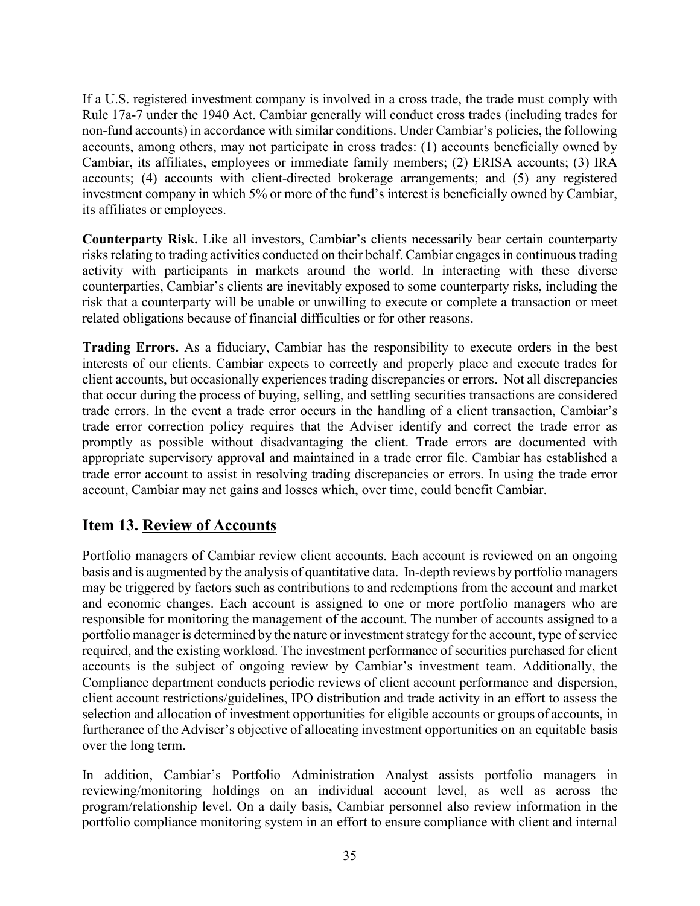If a U.S. registered investment company is involved in a cross trade, the trade must comply with Rule 17a-7 under the 1940 Act. Cambiar generally will conduct cross trades (including trades for non-fund accounts) in accordance with similar conditions. Under Cambiar's policies, the following accounts, among others, may not participate in cross trades: (1) accounts beneficially owned by Cambiar, its affiliates, employees or immediate family members; (2) ERISA accounts; (3) IRA accounts; (4) accounts with client-directed brokerage arrangements; and (5) any registered investment company in which 5% or more of the fund's interest is beneficially owned by Cambiar, its affiliates or employees.

**Counterparty Risk.** Like all investors, Cambiar's clients necessarily bear certain counterparty risks relating to trading activities conducted on their behalf. Cambiar engages in continuous trading activity with participants in markets around the world. In interacting with these diverse counterparties, Cambiar's clients are inevitably exposed to some counterparty risks, including the risk that a counterparty will be unable or unwilling to execute or complete a transaction or meet related obligations because of financial difficulties or for other reasons.

**Trading Errors.** As a fiduciary, Cambiar has the responsibility to execute orders in the best interests of our clients. Cambiar expects to correctly and properly place and execute trades for client accounts, but occasionally experiences trading discrepancies or errors. Not all discrepancies that occur during the process of buying, selling, and settling securities transactions are considered trade errors. In the event a trade error occurs in the handling of a client transaction, Cambiar's trade error correction policy requires that the Adviser identify and correct the trade error as promptly as possible without disadvantaging the client. Trade errors are documented with appropriate supervisory approval and maintained in a trade error file. Cambiar has established a trade error account to assist in resolving trading discrepancies or errors. In using the trade error account, Cambiar may net gains and losses which, over time, could benefit Cambiar.

## Item 13. Review of Accounts

Portfolio managers of Cambiar review client accounts. Each account is reviewed on an ongoing basis and is augmented by the analysis of quantitative data. In-depth reviews by portfolio managers may be triggered by factors such as contributions to and redemptions from the account and market and economic changes. Each account is assigned to one or more portfolio managers who are responsible for monitoring the management of the account. The number of accounts assigned to a portfolio manager is determined by the nature or investment strategy for the account, type of service required, and the existing workload. The investment performance of securities purchased for client accounts is the subject of ongoing review by Cambiar's investment team. Additionally, the Compliance department conducts periodic reviews of client account performance and dispersion, client account restrictions/guidelines, IPO distribution and trade activity in an effort to assess the selection and allocation of investment opportunities for eligible accounts or groups of accounts, in furtherance of the Adviser's objective of allocating investment opportunities on an equitable basis over the long term.

In addition, Cambiar's Portfolio Administration Analyst assists portfolio managers in reviewing/monitoring holdings on an individual account level, as well as across the program/relationship level. On a daily basis, Cambiar personnel also review information in the portfolio compliance monitoring system in an effort to ensure compliance with client and internal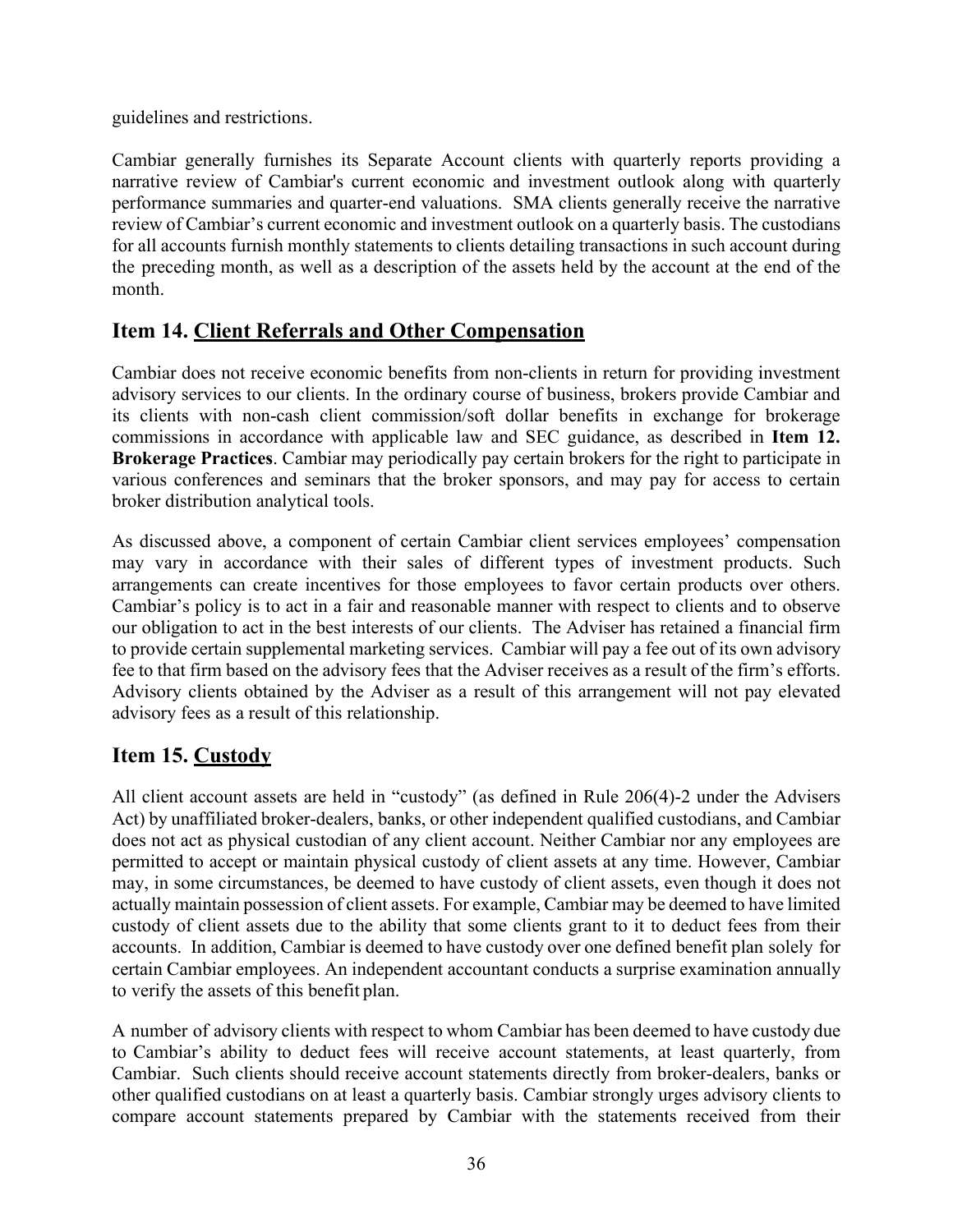guidelines and restrictions.

Cambiar generally furnishes its Separate Account clients with quarterly reports providing a narrative review of Cambiar's current economic and investment outlook along with quarterly performance summaries and quarter-end valuations. SMA clients generally receive the narrative review of Cambiar's current economic and investment outlook on a quarterly basis. The custodians for all accounts furnish monthly statements to clients detailing transactions in such account during the preceding month, as well as a description of the assets held by the account at the end of the month.

## Item 14. Client Referrals and Other Compensation

Cambiar does not receive economic benefits from non-clients in return for providing investment advisory services to our clients. In the ordinary course of business, brokers provide Cambiar and its clients with non-cash client commission/soft dollar benefits in exchange for brokerage commissions in accordance with applicable law and SEC guidance, as described in **Item 12. Brokerage Practices**. Cambiar may periodically pay certain brokers for the right to participate in various conferences and seminars that the broker sponsors, and may pay for access to certain broker distribution analytical tools.

As discussed above, a component of certain Cambiar client services employees' compensation may vary in accordance with their sales of different types of investment products. Such arrangements can create incentives for those employees to favor certain products over others. Cambiar's policy is to act in a fair and reasonable manner with respect to clients and to observe our obligation to act in the best interests of our clients. The Adviser has retained a financial firm to provide certain supplemental marketing services. Cambiar will pay a fee out of its own advisory fee to that firm based on the advisory fees that the Adviser receives as a result of the firm's efforts. Advisory clients obtained by the Adviser as a result of this arrangement will not pay elevated advisory fees as a result of this relationship.

## Item 15. Custody

All client account assets are held in "custody" (as defined in Rule 206(4)-2 under the Advisers Act) by unaffiliated broker-dealers, banks, or other independent qualified custodians, and Cambiar does not act as physical custodian of any client account. Neither Cambiar nor any employees are permitted to accept or maintain physical custody of client assets at any time. However, Cambiar may, in some circumstances, be deemed to have custody of client assets, even though it does not actually maintain possession of client assets. For example, Cambiar may be deemed to have limited custody of client assets due to the ability that some clients grant to it to deduct fees from their accounts. In addition, Cambiar is deemed to have custody over one defined benefit plan solely for certain Cambiar employees. An independent accountant conducts a surprise examination annually to verify the assets of this benefit plan.

A number of advisory clients with respect to whom Cambiar has been deemed to have custody due to Cambiar's ability to deduct fees will receive account statements, at least quarterly, from Cambiar. Such clients should receive account statements directly from broker-dealers, banks or other qualified custodians on at least a quarterly basis. Cambiar strongly urges advisory clients to compare account statements prepared by Cambiar with the statements received from their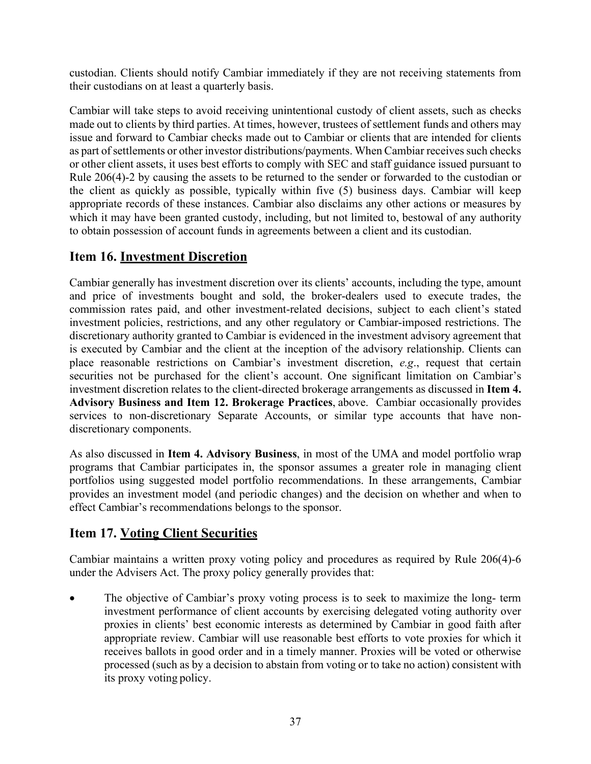custodian. Clients should notify Cambiar immediately if they are not receiving statements from their custodians on at least a quarterly basis.

Cambiar will take steps to avoid receiving unintentional custody of client assets, such as checks made out to clients by third parties. At times, however, trustees of settlement funds and others may issue and forward to Cambiar checks made out to Cambiar or clients that are intended for clients as part of settlements or other investor distributions/payments. When Cambiar receives such checks or other client assets, it uses best efforts to comply with SEC and staff guidance issued pursuant to Rule 206(4)-2 by causing the assets to be returned to the sender or forwarded to the custodian or the client as quickly as possible, typically within five (5) business days. Cambiar will keep appropriate records of these instances. Cambiar also disclaims any other actions or measures by which it may have been granted custody, including, but not limited to, bestowal of any authority to obtain possession of account funds in agreements between a client and its custodian.

## Item 16. Investment Discretion

Cambiar generally has investment discretion over its clients' accounts, including the type, amount and price of investments bought and sold, the broker-dealers used to execute trades, the commission rates paid, and other investment-related decisions, subject to each client's stated investment policies, restrictions, and any other regulatory or Cambiar-imposed restrictions. The discretionary authority granted to Cambiar is evidenced in the investment advisory agreement that is executed by Cambiar and the client at the inception of the advisory relationship. Clients can place reasonable restrictions on Cambiar's investment discretion, *e.g*., request that certain securities not be purchased for the client's account. One significant limitation on Cambiar's investment discretion relates to the client-directed brokerage arrangements as discussed in **Item 4. Advisory Business and Item 12. Brokerage Practices**, above. Cambiar occasionally provides services to non-discretionary Separate Accounts, or similar type accounts that have non-discretionary components.

As also discussed in **Item 4. Advisory Business**, in most of the UMA and model portfolio wrap programs that Cambiar participates in, the sponsor assumes a greater role in managing client portfolios using suggested model portfolio recommendations. In these arrangements, Cambiar provides an investment model (and periodic changes) and the decision on whether and when to effect Cambiar's recommendations belongs to the sponsor.

## Item 17. Voting Client Securities

Cambiar maintains a written proxy voting policy and procedures as required by Rule 206(4)-6 under the Advisers Act. The proxy policy generally provides that:

- The objective of Cambiar's proxy voting process is to seek to maximize the long- term investment performance of client accounts by exercising delegated voting authority over proxies in clients' best economic interests as determined by Cambiar in good faith after appropriate review. Cambiar will use reasonable best efforts to vote proxies for which it receives ballots in good order and in a timely manner. Proxies will be voted or otherwise processed (such as by a decision to abstain from voting or to take no action) consistent with its proxy voting policy.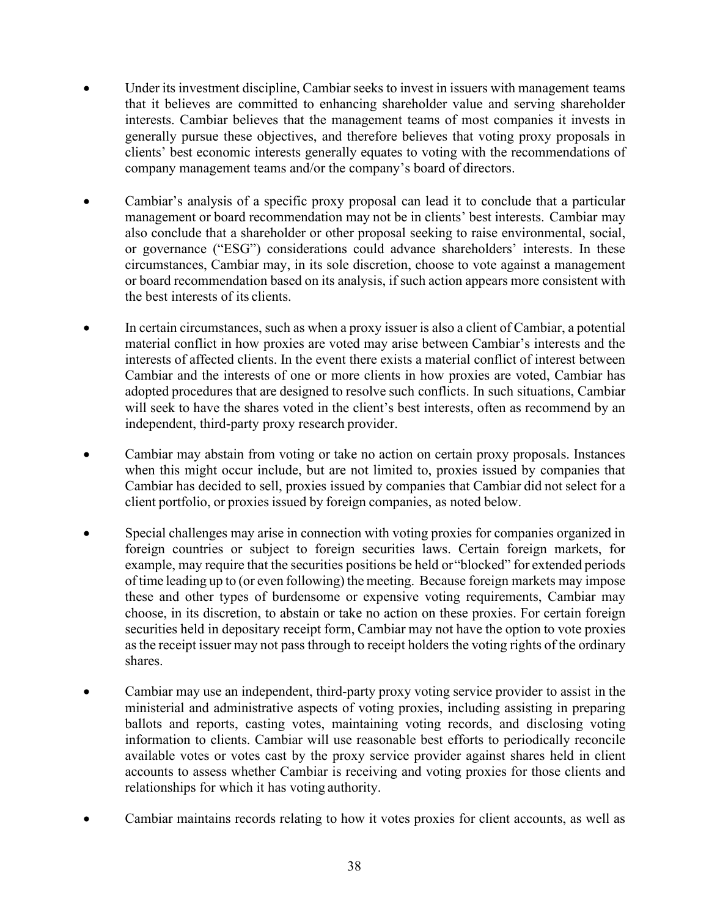- Under its investment discipline, Cambiar seeks to invest in issuers with management teams that it believes are committed to enhancing shareholder value and serving shareholder interests. Cambiar believes that the management teams of most companies it invests in generally pursue these objectives, and therefore believes that voting proxy proposals in clients' best economic interests generally equates to voting with the recommendations of company management teams and/or the company's board of directors.

- Cambiar's analysis of a specific proxy proposal can lead it to conclude that a particular management or board recommendation may not be in clients' best interests. Cambiar may also conclude that a shareholder or other proposal seeking to raise environmental, social, or governance ("ESG") considerations could advance shareholders' interests. In these circumstances, Cambiar may, in its sole discretion, choose to vote against a management or board recommendation based on its analysis, if such action appears more consistent with the best interests of its clients.

- In certain circumstances, such as when a proxy issuer is also a client of Cambiar, a potential material conflict in how proxies are voted may arise between Cambiar's interests and the interests of affected clients. In the event there exists a material conflict of interest between Cambiar and the interests of one or more clients in how proxies are voted, Cambiar has adopted procedures that are designed to resolve such conflicts. In such situations, Cambiar will seek to have the shares voted in the client's best interests, often as recommend by an independent, third-party proxy research provider.

- Cambiar may abstain from voting or take no action on certain proxy proposals. Instances when this might occur include, but are not limited to, proxies issued by companies that Cambiar has decided to sell, proxies issued by companies that Cambiar did not select for a client portfolio, or proxies issued by foreign companies, as noted below.

- Special challenges may arise in connection with voting proxies for companies organized in foreign countries or subject to foreign securities laws. Certain foreign markets, for example, may require that the securities positions be held or "blocked" for extended periods of time leading up to (or even following) the meeting. Because foreign markets may impose these and other types of burdensome or expensive voting requirements, Cambiar may choose, in its discretion, to abstain or take no action on these proxies. For certain foreign securities held in depositary receipt form, Cambiar may not have the option to vote proxies as the receipt issuer may not pass through to receipt holders the voting rights of the ordinary shares.

- Cambiar may use an independent, third-party proxy voting service provider to assist in the ministerial and administrative aspects of voting proxies, including assisting in preparing ballots and reports, casting votes, maintaining voting records, and disclosing voting information to clients. Cambiar will use reasonable best efforts to periodically reconcile available votes or votes cast by the proxy service provider against shares held in client accounts to assess whether Cambiar is receiving and voting proxies for those clients and relationships for which it has voting authority.

- Cambiar maintains records relating to how it votes proxies for client accounts, as well as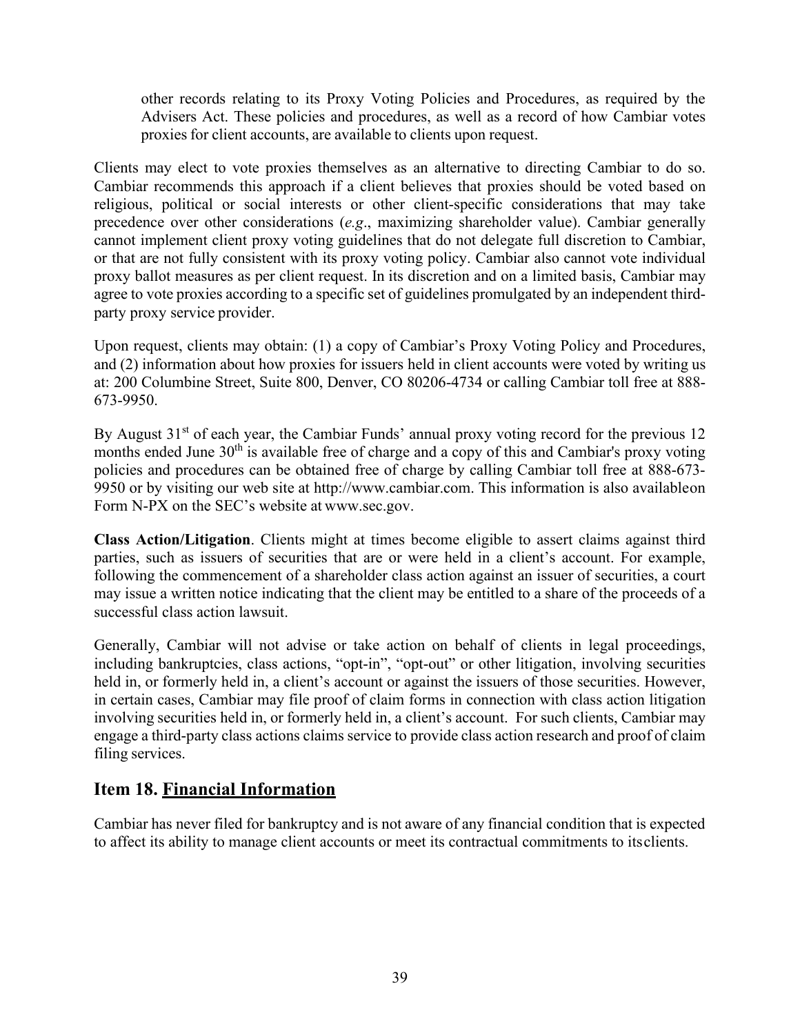other records relating to its Proxy Voting Policies and Procedures, as required by the Advisers Act. These policies and procedures, as well as a record of how Cambiar votes proxies for client accounts, are available to clients upon request.

Clients may elect to vote proxies themselves as an alternative to directing Cambiar to do so. Cambiar recommends this approach if a client believes that proxies should be voted based on religious, political or social interests or other client-specific considerations that may take precedence over other considerations (*e.g*., maximizing shareholder value). Cambiar generally cannot implement client proxy voting guidelines that do not delegate full discretion to Cambiar, or that are not fully consistent with its proxy voting policy. Cambiar also cannot vote individual proxy ballot measures as per client request. In its discretion and on a limited basis, Cambiar may agree to vote proxies according to a specific set of guidelines promulgated by an independent third-party proxy service provider.

Upon request, clients may obtain: (1) a copy of Cambiar's Proxy Voting Policy and Procedures, and (2) information about how proxies for issuers held in client accounts were voted by writing us at: 200 Columbine Street, Suite 800, Denver, CO 80206-4734 or calling Cambiar toll free at 888-673-9950.

By August 31st of each year, the Cambiar Funds' annual proxy voting record for the previous 12 months ended June 30th is available free of charge and a copy of this and Cambiar's proxy voting policies and procedures can be obtained free of charge by calling Cambiar toll free at 888-673-9950 or by visiting our web site at http://www.cambiar.com. This information is also availableon Form N-PX on the SEC's website at www.sec.gov.

**Class Action/Litigation**. Clients might at times become eligible to assert claims against third parties, such as issuers of securities that are or were held in a client's account. For example, following the commencement of a shareholder class action against an issuer of securities, a court may issue a written notice indicating that the client may be entitled to a share of the proceeds of a successful class action lawsuit.

Generally, Cambiar will not advise or take action on behalf of clients in legal proceedings, including bankruptcies, class actions, "opt-in", "opt-out" or other litigation, involving securities held in, or formerly held in, a client's account or against the issuers of those securities. However, in certain cases, Cambiar may file proof of claim forms in connection with class action litigation involving securities held in, or formerly held in, a client's account. For such clients, Cambiar may engage a third-party class actions claims service to provide class action research and proof of claim filing services.

## Item 18. Financial Information

Cambiar has never filed for bankruptcy and is not aware of any financial condition that is expected to affect its ability to manage client accounts or meet its contractual commitments to itsclients.